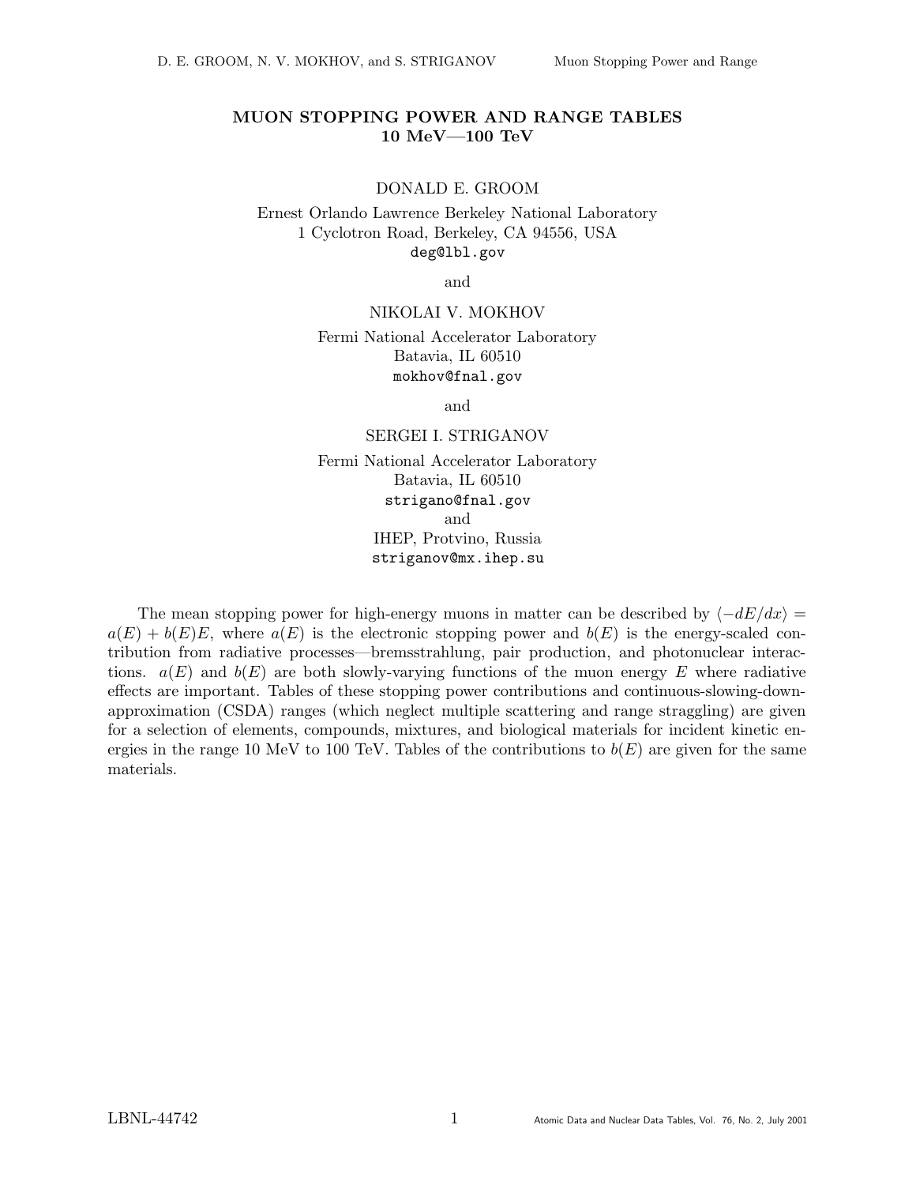# MUON STOPPING POWER AND RANGE TABLES 10 MeV—100 TeV

DONALD E. GROOM

Ernest Orlando Lawrence Berkeley National Laboratory
1 Cyclotron Road, Berkeley, CA 94556, USA
deg@lbl.gov

and

NIKOLAI V. MOKHOV

Fermi National Accelerator Laboratory
Batavia, IL 60510
mokhov@fnal.gov

and

SERGEI I. STRIGANOV

Fermi National Accelerator Laboratory
Batavia, IL 60510
strigano@fnal.gov
and
IHEP, Protvino, Russia
striganov@mx.ihep.su

The mean stopping power for high-energy muons in matter can be described by $\langle -dE/dx\rangle = a(E) + b(E)E$, where $a(E)$ is the electronic stopping power and $b(E)$ is the energy-scaled contribution from radiative processes—bremsstrahlung, pair production, and photonuclear interactions. $a(E)$ and $b(E)$ are both slowly-varying functions of the muon energy $E$ where radiative effects are important. Tables of these stopping power contributions and continuous-slowing-down-approximation (CSDA) ranges (which neglect multiple scattering and range straggling) are given for a selection of elements, compounds, mixtures, and biological materials for incident kinetic energies in the range 10 MeV to 100 TeV. Tables of the contributions to $b(E)$ are given for the same materials.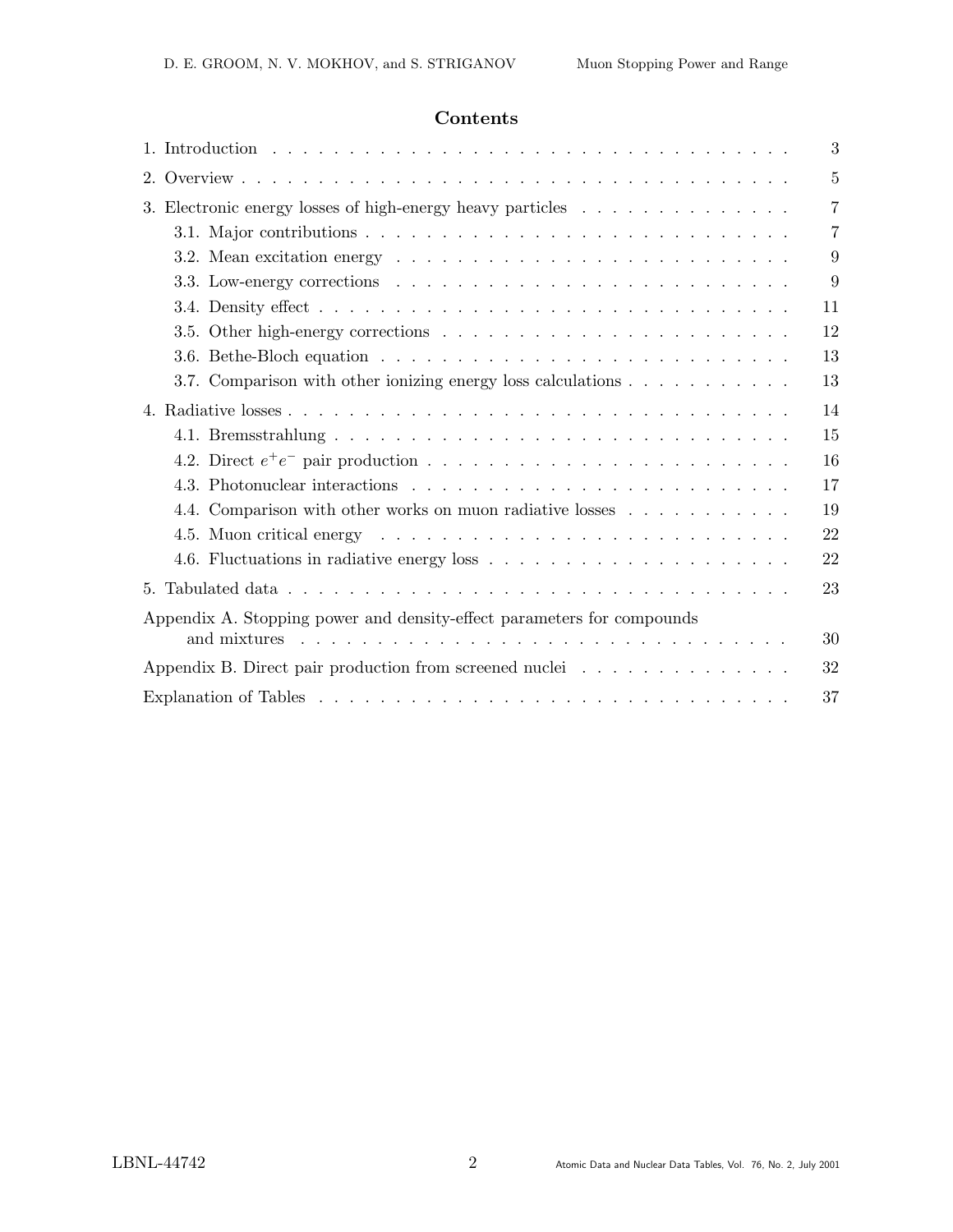# Contents

1. Introduction . . . 3
2. Overview . . . 5
3. Electronic energy losses of high-energy heavy particles . . . 7
   - 3.1. Major contributions . . . 7
   - 3.2. Mean excitation energy . . . 9
   - 3.3. Low-energy corrections . . . 9
   - 3.4. Density effect . . . 11
   - 3.5. Other high-energy corrections . . . 12
   - 3.6. Bethe-Bloch equation . . . 13
   - 3.7. Comparison with other ionizing energy loss calculations . . . 13
4. Radiative losses . . . 14
   - 4.1. Bremsstrahlung . . . 15
   - 4.2. Direct $e^+e^-$ pair production . . . 16
   - 4.3. Photonuclear interactions . . . 17
   - 4.4. Comparison with other works on muon radiative losses . . . 19
   - 4.5. Muon critical energy . . . 22
   - 4.6. Fluctuations in radiative energy loss . . . 22
5. Tabulated data . . . 23

Appendix A. Stopping power and density-effect parameters for compounds and mixtures . . . 30

Appendix B. Direct pair production from screened nuclei . . . 32

Explanation of Tables . . . 37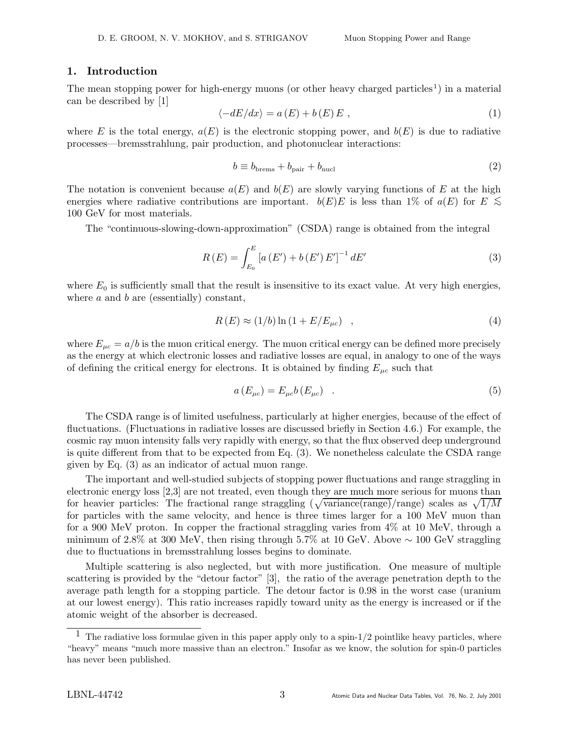## 1. Introduction

The mean stopping power for high-energy muons (or other heavy charged particles[1]) in a material can be described by [1]

$$\langle -dE/dx \rangle = a\left(E\right) + b\left(E\right)E \ , \tag{1}$$

where $E$ is the total energy, $a(E)$ is the electronic stopping power, and $b(E)$ is due to radiative processes—bremsstrahlung, pair production, and photonuclear interactions:

$$b \equiv b_{\rm brems} + b_{\rm pair} + b_{\rm nucl} \tag{2}$$

The notation is convenient because $a(E)$ and $b(E)$ are slowly varying functions of $E$ at the high energies where radiative contributions are important. $b(E)E$ is less than 1% of $a(E)$ for $E \lesssim$ 100 GeV for most materials.

The "continuous-slowing-down-approximation" (CSDA) range is obtained from the integral

$$R\left(E\right) = \int_{E_0}^{E} \left[a\left(E'\right) + b\left(E'\right)E'\right]^{-1} dE' \tag{3}$$

where $E_0$ is sufficiently small that the result is insensitive to its exact value. At very high energies, where $a$ and $b$ are (essentially) constant,

$$R\left(E\right) \approx (1/b) \ln\left(1 + E/E_{\mu c}\right) \quad , \tag{4}$$

where $E_{\mu c} = a/b$ is the muon critical energy. The muon critical energy can be defined more precisely as the energy at which electronic losses and radiative losses are equal, in analogy to one of the ways of defining the critical energy for electrons. It is obtained by finding $E_{\mu c}$ such that

$$a\left(E_{\mu c}\right) = E_{\mu c} b\left(E_{\mu c}\right) \quad . \tag{5}$$

The CSDA range is of limited usefulness, particularly at higher energies, because of the effect of fluctuations. (Fluctuations in radiative losses are discussed briefly in Section 4.6.) For example, the cosmic ray muon intensity falls very rapidly with energy, so that the flux observed deep underground is quite different from that to be expected from Eq. (3). We nonetheless calculate the CSDA range given by Eq. (3) as an indicator of actual muon range.

The important and well-studied subjects of stopping power fluctuations and range straggling in electronic energy loss [2,3] are not treated, even though they are much more serious for muons than for heavier particles: The fractional range straggling ($\sqrt{\text{variance(range)}}/\text{range}$) scales as $\sqrt{1/M}$ for particles with the same velocity, and hence is three times larger for a 100 MeV muon than for a 900 MeV proton. In copper the fractional straggling varies from 4% at 10 MeV, through a minimum of 2.8% at 300 MeV, then rising through 5.7% at 10 GeV. Above $\sim$ 100 GeV straggling due to fluctuations in bremsstrahlung losses begins to dominate.

Multiple scattering is also neglected, but with more justification. One measure of multiple scattering is provided by the "detour factor" [3], the ratio of the average penetration depth to the average path length for a stopping particle. The detour factor is 0.98 in the worst case (uranium at our lowest energy). This ratio increases rapidly toward unity as the energy is increased or if the atomic weight of the absorber is decreased.

[1] The radiative loss formulae given in this paper apply only to a spin-1/2 pointlike heavy particles, where "heavy" means "much more massive than an electron." Insofar as we know, the solution for spin-0 particles has never been published.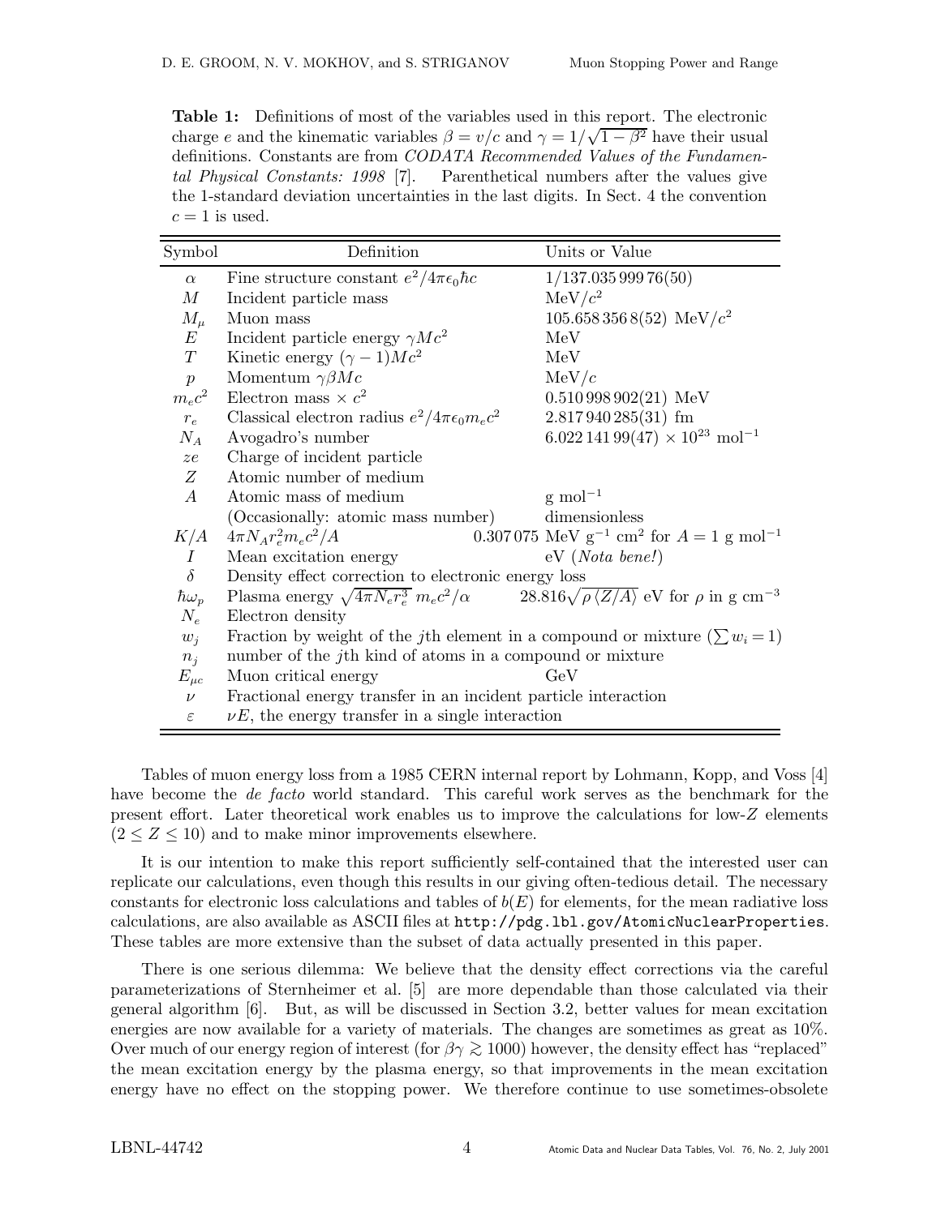**Table 1:** Definitions of most of the variables used in this report. The electronic charge $e$ and the kinematic variables $\beta = v/c$ and $\gamma = 1/\sqrt{1-\beta^2}$ have their usual definitions. Constants are from *CODATA Recommended Values of the Fundamental Physical Constants: 1998* [7]. Parenthetical numbers after the values give the 1-standard deviation uncertainties in the last digits. In Sect. 4 the convention $c = 1$ is used.

| Symbol | Definition | Units or Value |
|---|---|---|
| $\alpha$ | Fine structure constant $e^2/4\pi\epsilon_0\hbar c$ | $1/137.035\,999\,76(50)$ |
| $M$ | Incident particle mass | MeV$/c^2$ |
| $M_\mu$ | Muon mass | $105.658\,356\,8(52)$ MeV$/c^2$ |
| $E$ | Incident particle energy $\gamma M c^2$ | MeV |
| $T$ | Kinetic energy $(\gamma - 1)Mc^2$ | MeV |
| $p$ | Momentum $\gamma\beta M c$ | MeV$/c$ |
| $m_e c^2$ | Electron mass $\times\, c^2$ | $0.510\,998\,902(21)$ MeV |
| $r_e$ | Classical electron radius $e^2/4\pi\epsilon_0 m_e c^2$ | $2.817\,940\,285(31)$ fm |
| $N_A$ | Avogadro's number | $6.022\,141\,99(47) \times 10^{23}$ mol$^{-1}$ |
| $ze$ | Charge of incident particle | |
| $Z$ | Atomic number of medium | |
| $A$ | Atomic mass of medium | g mol$^{-1}$ |
| | (Occasionally: atomic mass number) | dimensionless |
| $K/A$ | $4\pi N_A r_e^2 m_e c^2/A$ | $0.307\,075$ MeV g$^{-1}$ cm$^2$ for $A = 1$ g mol$^{-1}$ |
| $I$ | Mean excitation energy | eV (*Nota bene!*) |
| $\delta$ | Density effect correction to electronic energy loss | |
| $\hbar\omega_p$ | Plasma energy $\sqrt{4\pi N_e r_e^3}\; m_e c^2/\alpha$ | $28.816\sqrt{\rho\,\langle Z/A\rangle}$ eV for $\rho$ in g cm$^{-3}$ |
| $N_e$ | Electron density | |
| $w_j$ | Fraction by weight of the $j$th element in a compound or mixture ($\sum w_i = 1$) | |
| $n_j$ | number of the $j$th kind of atoms in a compound or mixture | |
| $E_{\mu c}$ | Muon critical energy | GeV |
| $\nu$ | Fractional energy transfer in an incident particle interaction | |
| $\varepsilon$ | $\nu E$, the energy transfer in a single interaction | |

Tables of muon energy loss from a 1985 CERN internal report by Lohmann, Kopp, and Voss [4] have become the *de facto* world standard. This careful work serves as the benchmark for the present effort. Later theoretical work enables us to improve the calculations for low-$Z$ elements ($2 \le Z \le 10$) and to make minor improvements elsewhere.

It is our intention to make this report sufficiently self-contained that the interested user can replicate our calculations, even though this results in our giving often-tedious detail. The necessary constants for electronic loss calculations and tables of $b(E)$ for elements, for the mean radiative loss calculations, are also available as ASCII files at http://pdg.lbl.gov/AtomicNuclearProperties. These tables are more extensive than the subset of data actually presented in this paper.

There is one serious dilemma: We believe that the density effect corrections via the careful parameterizations of Sternheimer et al. [5] are more dependable than those calculated via their general algorithm [6]. But, as will be discussed in Section 3.2, better values for mean excitation energies are now available for a variety of materials. The changes are sometimes as great as 10%. Over much of our energy region of interest (for $\beta\gamma \gtrsim 1000$) however, the density effect has "replaced" the mean excitation energy by the plasma energy, so that improvements in the mean excitation energy have no effect on the stopping power. We therefore continue to use sometimes-obsolete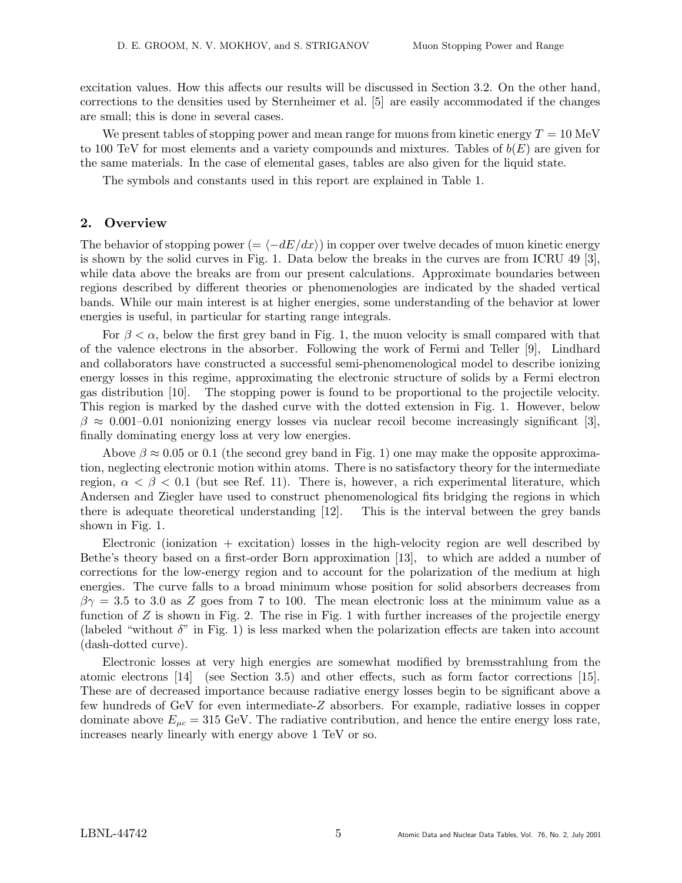excitation values. How this affects our results will be discussed in Section 3.2. On the other hand, corrections to the densities used by Sternheimer et al. [5] are easily accommodated if the changes are small; this is done in several cases.

We present tables of stopping power and mean range for muons from kinetic energy $T = 10$ MeV to 100 TeV for most elements and a variety compounds and mixtures. Tables of $b(E)$ are given for the same materials. In the case of elemental gases, tables are also given for the liquid state.

The symbols and constants used in this report are explained in Table 1.

## 2. Overview

The behavior of stopping power ($= \langle -dE/dx \rangle$) in copper over twelve decades of muon kinetic energy is shown by the solid curves in Fig. 1. Data below the breaks in the curves are from ICRU 49 [3], while data above the breaks are from our present calculations. Approximate boundaries between regions described by different theories or phenomenologies are indicated by the shaded vertical bands. While our main interest is at higher energies, some understanding of the behavior at lower energies is useful, in particular for starting range integrals.

For $\beta < \alpha$, below the first grey band in Fig. 1, the muon velocity is small compared with that of the valence electrons in the absorber. Following the work of Fermi and Teller [9], Lindhard and collaborators have constructed a successful semi-phenomenological model to describe ionizing energy losses in this regime, approximating the electronic structure of solids by a Fermi electron gas distribution [10]. The stopping power is found to be proportional to the projectile velocity. This region is marked by the dashed curve with the dotted extension in Fig. 1. However, below $\beta \approx 0.001$–$0.01$ nonionizing energy losses via nuclear recoil become increasingly significant [3], finally dominating energy loss at very low energies.

Above $\beta \approx 0.05$ or 0.1 (the second grey band in Fig. 1) one may make the opposite approximation, neglecting electronic motion within atoms. There is no satisfactory theory for the intermediate region, $\alpha < \beta < 0.1$ (but see Ref. 11). There is, however, a rich experimental literature, which Andersen and Ziegler have used to construct phenomenological fits bridging the regions in which there is adequate theoretical understanding [12]. This is the interval between the grey bands shown in Fig. 1.

Electronic (ionization + excitation) losses in the high-velocity region are well described by Bethe's theory based on a first-order Born approximation [13], to which are added a number of corrections for the low-energy region and to account for the polarization of the medium at high energies. The curve falls to a broad minimum whose position for solid absorbers decreases from $\beta\gamma = 3.5$ to 3.0 as $Z$ goes from 7 to 100. The mean electronic loss at the minimum value as a function of $Z$ is shown in Fig. 2. The rise in Fig. 1 with further increases of the projectile energy (labeled "without $\delta$" in Fig. 1) is less marked when the polarization effects are taken into account (dash-dotted curve).

Electronic losses at very high energies are somewhat modified by bremsstrahlung from the atomic electrons [14] (see Section 3.5) and other effects, such as form factor corrections [15]. These are of decreased importance because radiative energy losses begin to be significant above a few hundreds of GeV for even intermediate-$Z$ absorbers. For example, radiative losses in copper dominate above $E_{\mu c} = 315$ GeV. The radiative contribution, and hence the entire energy loss rate, increases nearly linearly with energy above 1 TeV or so.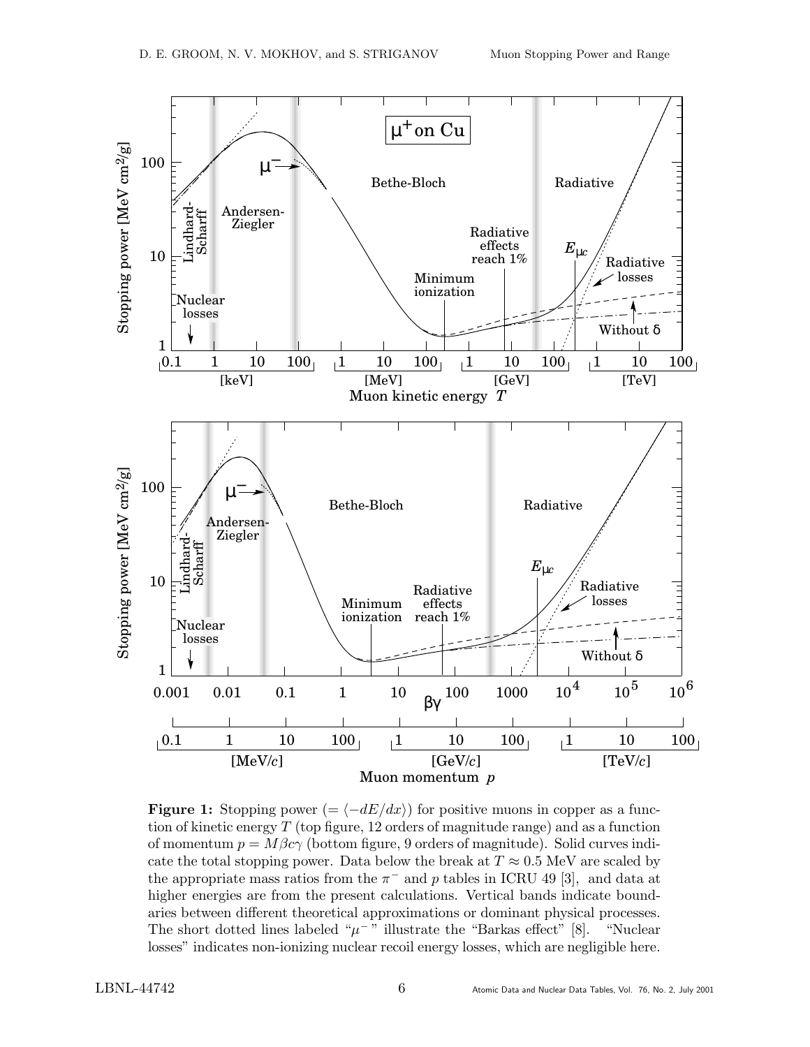**Figure 1:** Stopping power ($= \langle -dE/dx \rangle$) for positive muons in copper as a function of kinetic energy $T$ (top figure, 12 orders of magnitude range) and as a function of momentum $p = M\beta c\gamma$ (bottom figure, 9 orders of magnitude). Solid curves indicate the total stopping power. Data below the break at $T \approx 0.5$ MeV are scaled by the appropriate mass ratios from the $\pi^-$ and $p$ tables in ICRU 49 [3], and data at higher energies are from the present calculations. Vertical bands indicate boundaries between different theoretical approximations or dominant physical processes. The short dotted lines labeled "$\mu^-$" illustrate the "Barkas effect" [8]. "Nuclear losses" indicates non-ionizing nuclear recoil energy losses, which are negligible here.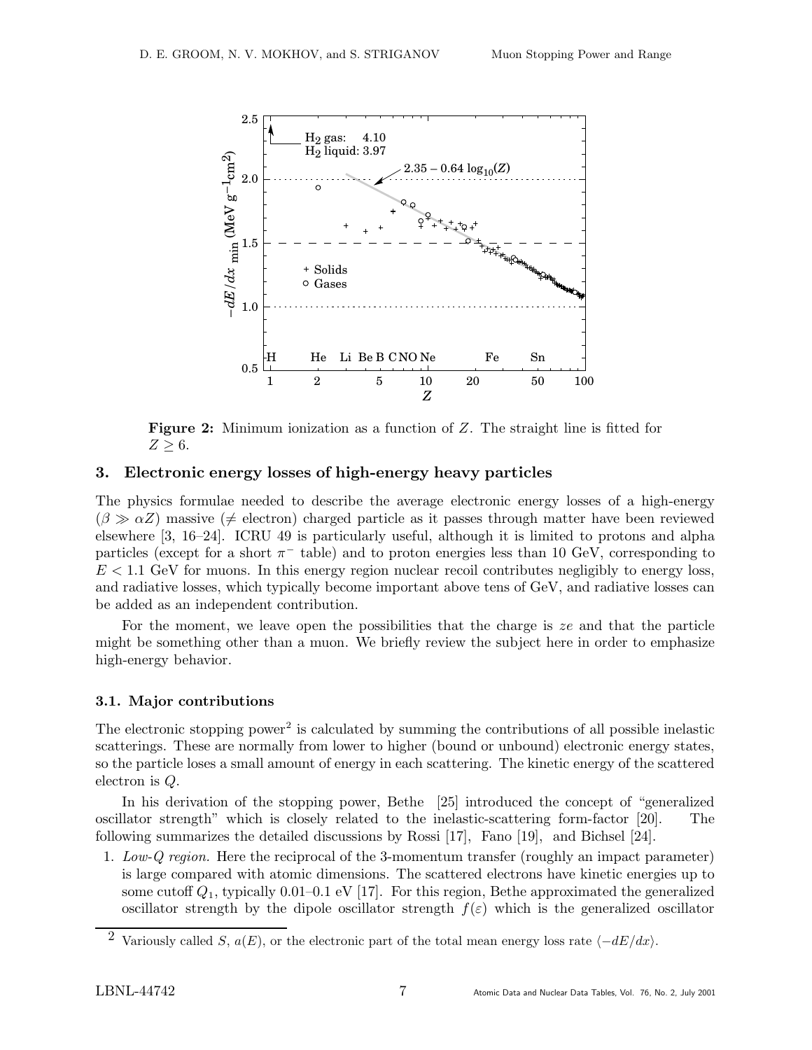**Figure 2:** Minimum ionization as a function of $Z$. The straight line is fitted for $Z \geq 6$.

## 3. Electronic energy losses of high-energy heavy particles

The physics formulae needed to describe the average electronic energy losses of a high-energy ($\beta \gg \alpha Z$) massive ($\neq$ electron) charged particle as it passes through matter have been reviewed elsewhere [3, 16–24]. ICRU 49 is particularly useful, although it is limited to protons and alpha particles (except for a short $\pi^-$ table) and to proton energies less than 10 GeV, corresponding to $E < 1.1$ GeV for muons. In this energy region nuclear recoil contributes negligibly to energy loss, and radiative losses, which typically become important above tens of GeV, and radiative losses can be added as an independent contribution.

For the moment, we leave open the possibilities that the charge is $ze$ and that the particle might be something other than a muon. We briefly review the subject here in order to emphasize high-energy behavior.

### 3.1. Major contributions

The electronic stopping power[2] is calculated by summing the contributions of all possible inelastic scatterings. These are normally from lower to higher (bound or unbound) electronic energy states, so the particle loses a small amount of energy in each scattering. The kinetic energy of the scattered electron is $Q$.

In his derivation of the stopping power, Bethe [25] introduced the concept of "generalized oscillator strength" which is closely related to the inelastic-scattering form-factor [20]. The following summarizes the detailed discussions by Rossi [17], Fano [19], and Bichsel [24].

1. *Low-Q region.* Here the reciprocal of the 3-momentum transfer (roughly an impact parameter) is large compared with atomic dimensions. The scattered electrons have kinetic energies up to some cutoff $Q_1$, typically 0.01–0.1 eV [17]. For this region, Bethe approximated the generalized oscillator strength by the dipole oscillator strength $f(\varepsilon)$ which is the generalized oscillator

[2] Variously called $S$, $a(E)$, or the electronic part of the total mean energy loss rate $\langle -dE/dx \rangle$.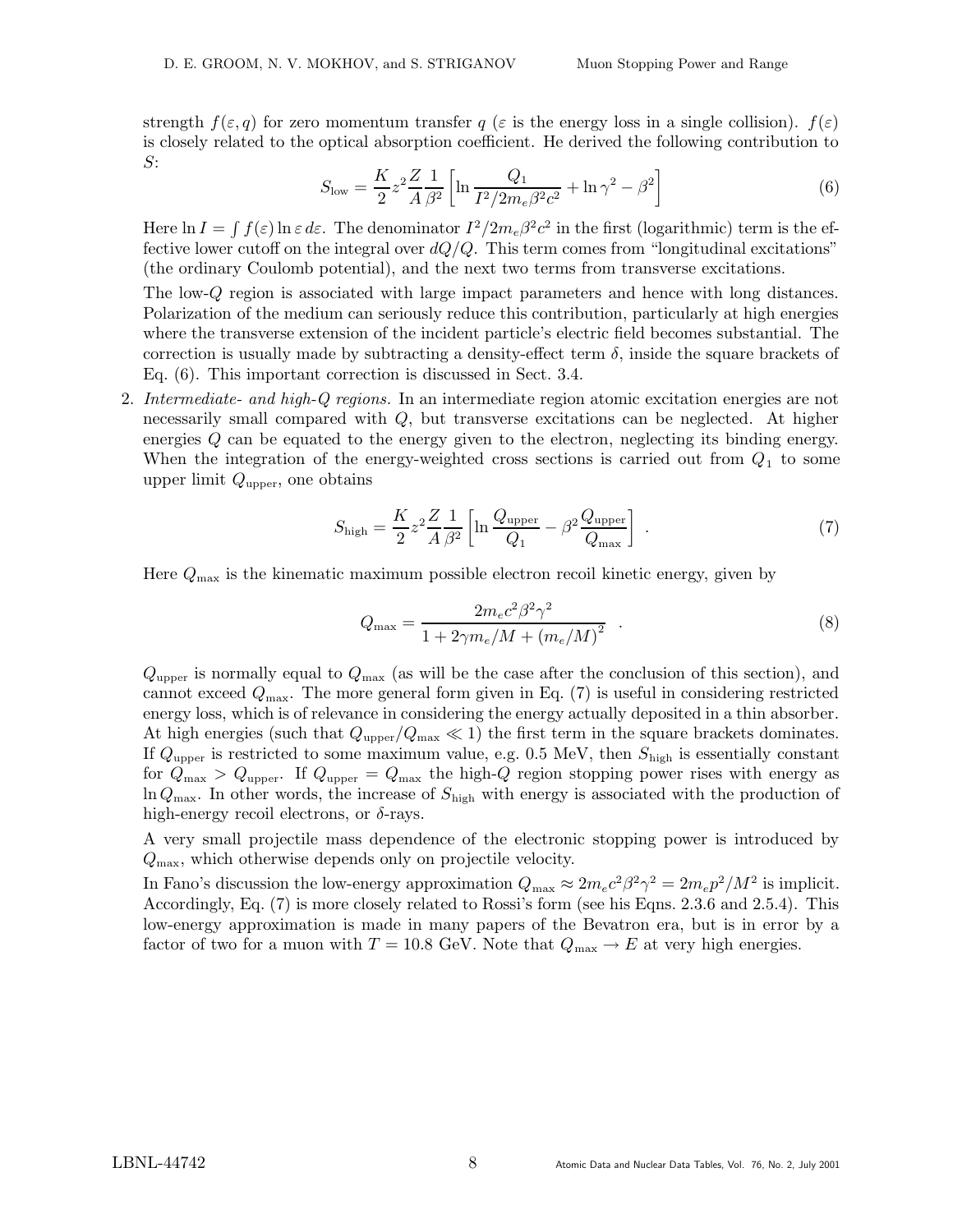strength $f(\varepsilon, q)$ for zero momentum transfer $q$ ($\varepsilon$ is the energy loss in a single collision). $f(\varepsilon)$ is closely related to the optical absorption coefficient. He derived the following contribution to $S$:

$$S_{\rm low} = \frac{K}{2} z^2 \frac{Z}{A} \frac{1}{\beta^2} \left[ \ln \frac{Q_1}{I^2/2m_e\beta^2c^2} + \ln \gamma^2 - \beta^2 \right] \tag{6}$$

Here $\ln I = \int f(\varepsilon) \ln \varepsilon \, d\varepsilon$. The denominator $I^2/2m_e\beta^2c^2$ in the first (logarithmic) term is the effective lower cutoff on the integral over $dQ/Q$. This term comes from "longitudinal excitations" (the ordinary Coulomb potential), and the next two terms from transverse excitations.

The low-$Q$ region is associated with large impact parameters and hence with long distances. Polarization of the medium can seriously reduce this contribution, particularly at high energies where the transverse extension of the incident particle's electric field becomes substantial. The correction is usually made by subtracting a density-effect term $\delta$, inside the square brackets of Eq. (6). This important correction is discussed in Sect. 3.4.

2. *Intermediate- and high-$Q$ regions.* In an intermediate region atomic excitation energies are not necessarily small compared with $Q$, but transverse excitations can be neglected. At higher energies $Q$ can be equated to the energy given to the electron, neglecting its binding energy. When the integration of the energy-weighted cross sections is carried out from $Q_1$ to some upper limit $Q_{\rm upper}$, one obtains

$$S_{\rm high} = \frac{K}{2} z^2 \frac{Z}{A} \frac{1}{\beta^2} \left[ \ln \frac{Q_{\rm upper}}{Q_1} - \beta^2 \frac{Q_{\rm upper}}{Q_{\rm max}} \right] \ . \tag{7}$$

Here $Q_{\rm max}$ is the kinematic maximum possible electron recoil kinetic energy, given by

$$Q_{\rm max} = \frac{2m_ec^2\beta^2\gamma^2}{1 + 2\gamma m_e/M + (m_e/M)^2} \ . \tag{8}$$

$Q_{\rm upper}$ is normally equal to $Q_{\rm max}$ (as will be the case after the conclusion of this section), and cannot exceed $Q_{\rm max}$. The more general form given in Eq. (7) is useful in considering restricted energy loss, which is of relevance in considering the energy actually deposited in a thin absorber. At high energies (such that $Q_{\rm upper}/Q_{\rm max} \ll 1$) the first term in the square brackets dominates. If $Q_{\rm upper}$ is restricted to some maximum value, e.g. 0.5 MeV, then $S_{\rm high}$ is essentially constant for $Q_{\rm max} > Q_{\rm upper}$. If $Q_{\rm upper} = Q_{\rm max}$ the high-$Q$ region stopping power rises with energy as $\ln Q_{\rm max}$. In other words, the increase of $S_{\rm high}$ with energy is associated with the production of high-energy recoil electrons, or $\delta$-rays.

A very small projectile mass dependence of the electronic stopping power is introduced by $Q_{\rm max}$, which otherwise depends only on projectile velocity.

In Fano's discussion the low-energy approximation $Q_{\rm max} \approx 2m_ec^2\beta^2\gamma^2 = 2m_ep^2/M^2$ is implicit. Accordingly, Eq. (7) is more closely related to Rossi's form (see his Eqns. 2.3.6 and 2.5.4). This low-energy approximation is made in many papers of the Bevatron era, but is in error by a factor of two for a muon with $T = 10.8$ GeV. Note that $Q_{\rm max} \to E$ at very high energies.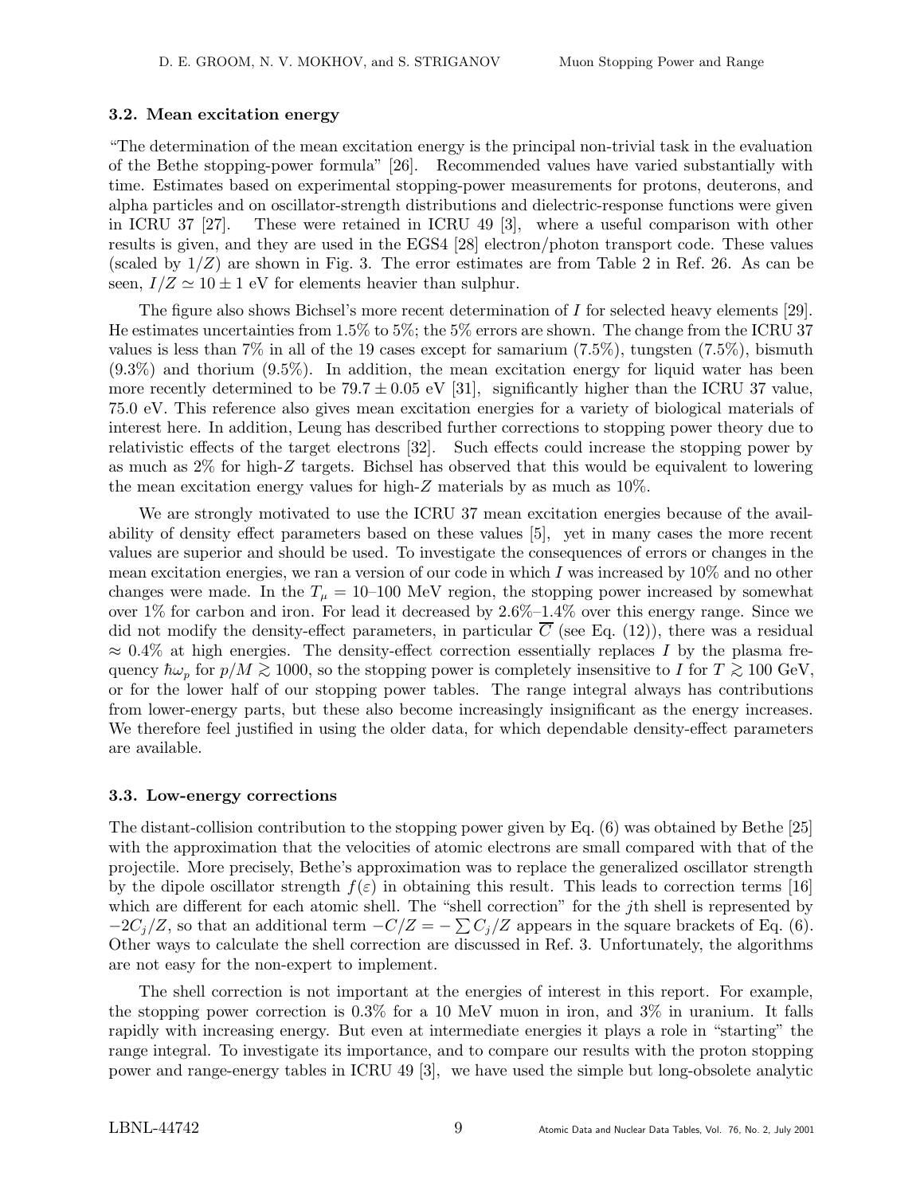### 3.2. Mean excitation energy

"The determination of the mean excitation energy is the principal non-trivial task in the evaluation of the Bethe stopping-power formula" [26]. Recommended values have varied substantially with time. Estimates based on experimental stopping-power measurements for protons, deuterons, and alpha particles and on oscillator-strength distributions and dielectric-response functions were given in ICRU 37 [27]. These were retained in ICRU 49 [3], where a useful comparison with other results is given, and they are used in the EGS4 [28] electron/photon transport code. These values (scaled by $1/Z$) are shown in Fig. 3. The error estimates are from Table 2 in Ref. 26. As can be seen, $I/Z \simeq 10 \pm 1$ eV for elements heavier than sulphur.

The figure also shows Bichsel's more recent determination of $I$ for selected heavy elements [29]. He estimates uncertainties from 1.5% to 5%; the 5% errors are shown. The change from the ICRU 37 values is less than 7% in all of the 19 cases except for samarium (7.5%), tungsten (7.5%), bismuth (9.3%) and thorium (9.5%). In addition, the mean excitation energy for liquid water has been more recently determined to be $79.7 \pm 0.05$ eV [31], significantly higher than the ICRU 37 value, 75.0 eV. This reference also gives mean excitation energies for a variety of biological materials of interest here. In addition, Leung has described further corrections to stopping power theory due to relativistic effects of the target electrons [32]. Such effects could increase the stopping power by as much as 2% for high-$Z$ targets. Bichsel has observed that this would be equivalent to lowering the mean excitation energy values for high-$Z$ materials by as much as 10%.

We are strongly motivated to use the ICRU 37 mean excitation energies because of the availability of density effect parameters based on these values [5], yet in many cases the more recent values are superior and should be used. To investigate the consequences of errors or changes in the mean excitation energies, we ran a version of our code in which $I$ was increased by 10% and no other changes were made. In the $T_\mu = 10$–100 MeV region, the stopping power increased by somewhat over 1% for carbon and iron. For lead it decreased by 2.6%–1.4% over this energy range. Since we did not modify the density-effect parameters, in particular $\overline{C}$ (see Eq. (12)), there was a residual $\approx 0.4\%$ at high energies. The density-effect correction essentially replaces $I$ by the plasma frequency $\hbar\omega_p$ for $p/M \gtrsim 1000$, so the stopping power is completely insensitive to $I$ for $T \gtrsim 100$ GeV, or for the lower half of our stopping power tables. The range integral always has contributions from lower-energy parts, but these also become increasingly insignificant as the energy increases. We therefore feel justified in using the older data, for which dependable density-effect parameters are available.

### 3.3. Low-energy corrections

The distant-collision contribution to the stopping power given by Eq. (6) was obtained by Bethe [25] with the approximation that the velocities of atomic electrons are small compared with that of the projectile. More precisely, Bethe's approximation was to replace the generalized oscillator strength by the dipole oscillator strength $f(\varepsilon)$ in obtaining this result. This leads to correction terms [16] which are different for each atomic shell. The "shell correction" for the $j$th shell is represented by $-2C_j/Z$, so that an additional term $-C/Z = -\sum C_j/Z$ appears in the square brackets of Eq. (6). Other ways to calculate the shell correction are discussed in Ref. 3. Unfortunately, the algorithms are not easy for the non-expert to implement.

The shell correction is not important at the energies of interest in this report. For example, the stopping power correction is 0.3% for a 10 MeV muon in iron, and 3% in uranium. It falls rapidly with increasing energy. But even at intermediate energies it plays a role in "starting" the range integral. To investigate its importance, and to compare our results with the proton stopping power and range-energy tables in ICRU 49 [3], we have used the simple but long-obsolete analytic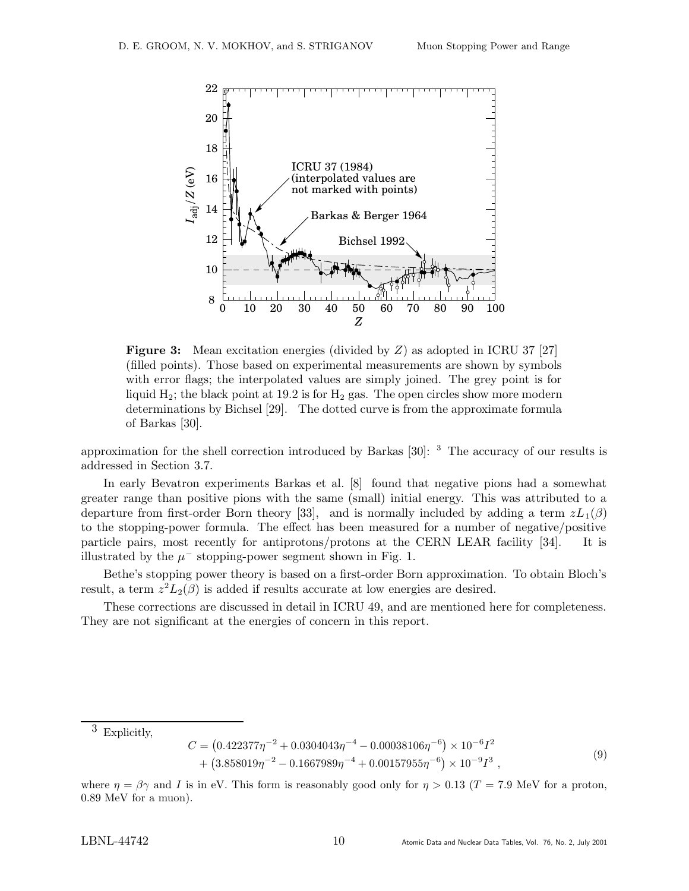**Figure 3:** Mean excitation energies (divided by $Z$) as adopted in ICRU 37 [27] (filled points). Those based on experimental measurements are shown by symbols with error flags; the interpolated values are simply joined. The grey point is for liquid $H_2$; the black point at 19.2 is for $H_2$ gas. The open circles show more modern determinations by Bichsel [29]. The dotted curve is from the approximate formula of Barkas [30].

approximation for the shell correction introduced by Barkas [30]: [3] The accuracy of our results is addressed in Section 3.7.

In early Bevatron experiments Barkas et al. [8] found that negative pions had a somewhat greater range than positive pions with the same (small) initial energy. This was attributed to a departure from first-order Born theory [33], and is normally included by adding a term $zL_1(\beta)$ to the stopping-power formula. The effect has been measured for a number of negative/positive particle pairs, most recently for antiprotons/protons at the CERN LEAR facility [34]. It is illustrated by the $\mu^-$ stopping-power segment shown in Fig. 1.

Bethe's stopping power theory is based on a first-order Born approximation. To obtain Bloch's result, a term $z^2L_2(\beta)$ is added if results accurate at low energies are desired.

These corrections are discussed in detail in ICRU 49, and are mentioned here for completeness. They are not significant at the energies of concern in this report.

---

[3] Explicitly,

$$
\begin{aligned}
C = &\left(0.422377\eta^{-2} + 0.0304043\eta^{-4} - 0.00038106\eta^{-6}\right) \times 10^{-6} I^2 \\
&+ \left(3.858019\eta^{-2} - 0.1667989\eta^{-4} + 0.00157955\eta^{-6}\right) \times 10^{-9} I^3 \ ,
\end{aligned}
\tag{9}
$$

where $\eta = \beta\gamma$ and $I$ is in eV. This form is reasonably good only for $\eta > 0.13$ ($T = 7.9$ MeV for a proton, 0.89 MeV for a muon).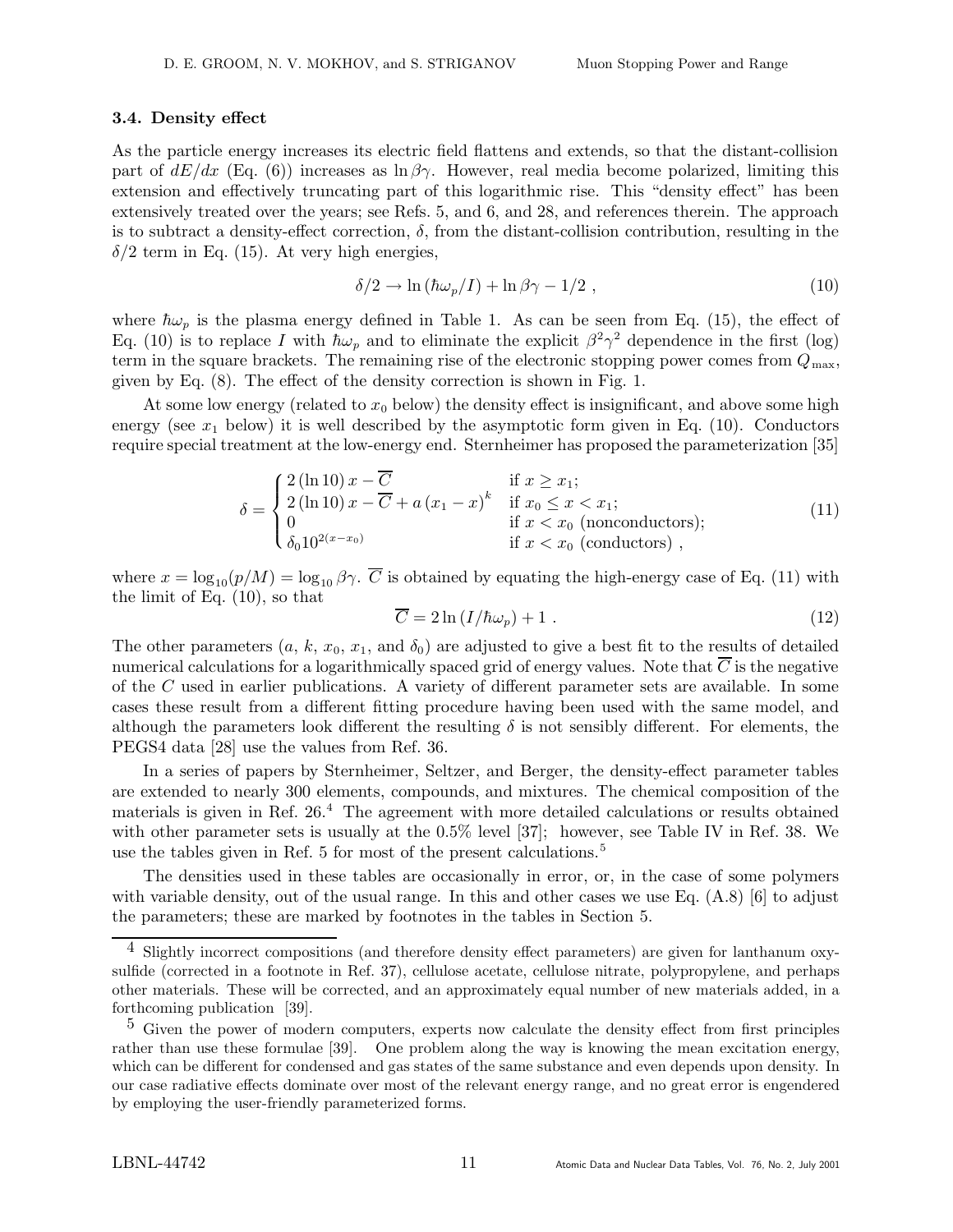### 3.4. Density effect

As the particle energy increases its electric field flattens and extends, so that the distant-collision part of $dE/dx$ (Eq. (6)) increases as $\ln \beta\gamma$. However, real media become polarized, limiting this extension and effectively truncating part of this logarithmic rise. This "density effect" has been extensively treated over the years; see Refs. 5, and 6, and 28, and references therein. The approach is to subtract a density-effect correction, $\delta$, from the distant-collision contribution, resulting in the $\delta/2$ term in Eq. (15). At very high energies,

$$\delta/2 \to \ln(\hbar\omega_p/I) + \ln \beta\gamma - 1/2 \ , \tag{10}$$

where $\hbar\omega_p$ is the plasma energy defined in Table 1. As can be seen from Eq. (15), the effect of Eq. (10) is to replace $I$ with $\hbar\omega_p$ and to eliminate the explicit $\beta^2\gamma^2$ dependence in the first (log) term in the square brackets. The remaining rise of the electronic stopping power comes from $Q_{\max}$, given by Eq. (8). The effect of the density correction is shown in Fig. 1.

At some low energy (related to $x_0$ below) the density effect is insignificant, and above some high energy (see $x_1$ below) it is well described by the asymptotic form given in Eq. (10). Conductors require special treatment at the low-energy end. Sternheimer has proposed the parameterization [35]

$$\delta = \begin{cases} 2\,(\ln 10)\,x - \overline{C} & \text{if } x \geq x_1; \\ 2\,(\ln 10)\,x - \overline{C} + a\,(x_1 - x)^k & \text{if } x_0 \leq x < x_1; \\ 0 & \text{if } x < x_0 \text{ (nonconductors)}; \\ \delta_0 10^{2(x-x_0)} & \text{if } x < x_0 \text{ (conductors)} \ , \end{cases} \tag{11}$$

where $x = \log_{10}(p/M) = \log_{10} \beta\gamma$. $\overline{C}$ is obtained by equating the high-energy case of Eq. (11) with the limit of Eq. (10), so that

$$\overline{C} = 2\ln(I/\hbar\omega_p) + 1 \ . \tag{12}$$

The other parameters ($a$, $k$, $x_0$, $x_1$, and $\delta_0$) are adjusted to give a best fit to the results of detailed numerical calculations for a logarithmically spaced grid of energy values. Note that $\overline{C}$ is the negative of the $C$ used in earlier publications. A variety of different parameter sets are available. In some cases these result from a different fitting procedure having been used with the same model, and although the parameters look different the resulting $\delta$ is not sensibly different. For elements, the PEGS4 data [28] use the values from Ref. 36.

In a series of papers by Sternheimer, Seltzer, and Berger, the density-effect parameter tables are extended to nearly 300 elements, compounds, and mixtures. The chemical composition of the materials is given in Ref. 26.[4] The agreement with more detailed calculations or results obtained with other parameter sets is usually at the 0.5% level [37]; however, see Table IV in Ref. 38. We use the tables given in Ref. 5 for most of the present calculations.[5]

The densities used in these tables are occasionally in error, or, in the case of some polymers with variable density, out of the usual range. In this and other cases we use Eq. (A.8) [6] to adjust the parameters; these are marked by footnotes in the tables in Section 5.

[4] Slightly incorrect compositions (and therefore density effect parameters) are given for lanthanum oxysulfide (corrected in a footnote in Ref. 37), cellulose acetate, cellulose nitrate, polypropylene, and perhaps other materials. These will be corrected, and an approximately equal number of new materials added, in a forthcoming publication [39].

[5] Given the power of modern computers, experts now calculate the density effect from first principles rather than use these formulae [39]. One problem along the way is knowing the mean excitation energy, which can be different for condensed and gas states of the same substance and even depends upon density. In our case radiative effects dominate over most of the relevant energy range, and no great error is engendered by employing the user-friendly parameterized forms.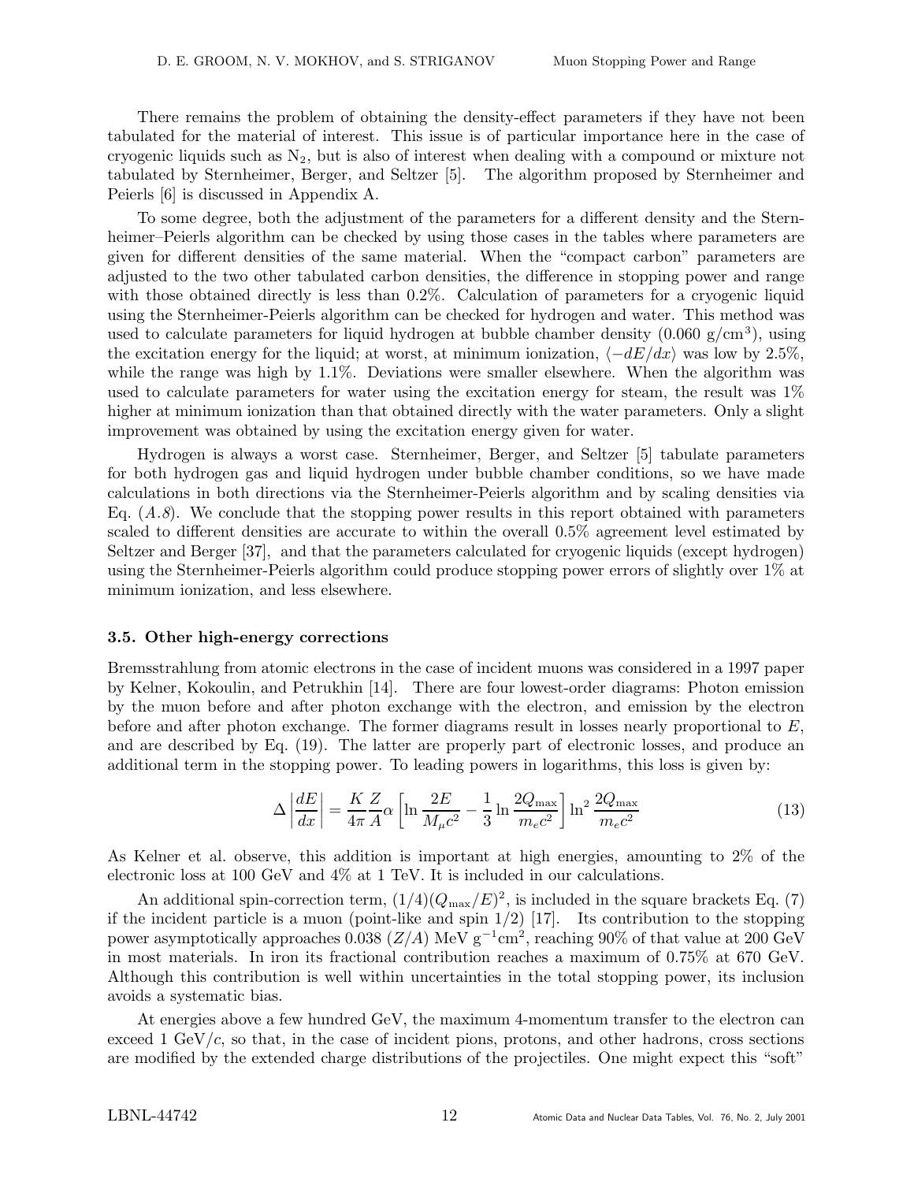There remains the problem of obtaining the density-effect parameters if they have not been tabulated for the material of interest. This issue is of particular importance here in the case of cryogenic liquids such as $N_2$, but is also of interest when dealing with a compound or mixture not tabulated by Sternheimer, Berger, and Seltzer [5]. The algorithm proposed by Sternheimer and Peierls [6] is discussed in Appendix A.

To some degree, both the adjustment of the parameters for a different density and the Sternheimer–Peierls algorithm can be checked by using those cases in the tables where parameters are given for different densities of the same material. When the "compact carbon" parameters are adjusted to the two other tabulated carbon densities, the difference in stopping power and range with those obtained directly is less than 0.2%. Calculation of parameters for a cryogenic liquid using the Sternheimer-Peierls algorithm can be checked for hydrogen and water. This method was used to calculate parameters for liquid hydrogen at bubble chamber density (0.060 g/cm$^3$), using the excitation energy for the liquid; at worst, at minimum ionization, $\langle -dE/dx \rangle$ was low by 2.5%, while the range was high by 1.1%. Deviations were smaller elsewhere. When the algorithm was used to calculate parameters for water using the excitation energy for steam, the result was 1% higher at minimum ionization than that obtained directly with the water parameters. Only a slight improvement was obtained by using the excitation energy given for water.

Hydrogen is always a worst case. Sternheimer, Berger, and Seltzer [5] tabulate parameters for both hydrogen gas and liquid hydrogen under bubble chamber conditions, so we have made calculations in both directions via the Sternheimer-Peierls algorithm and by scaling densities via Eq. (*A.8*). We conclude that the stopping power results in this report obtained with parameters scaled to different densities are accurate to within the overall 0.5% agreement level estimated by Seltzer and Berger [37], and that the parameters calculated for cryogenic liquids (except hydrogen) using the Sternheimer-Peierls algorithm could produce stopping power errors of slightly over 1% at minimum ionization, and less elsewhere.

### 3.5. Other high-energy corrections

Bremsstrahlung from atomic electrons in the case of incident muons was considered in a 1997 paper by Kelner, Kokoulin, and Petrukhin [14]. There are four lowest-order diagrams: Photon emission by the muon before and after photon exchange with the electron, and emission by the electron before and after photon exchange. The former diagrams result in losses nearly proportional to $E$, and are described by Eq. (19). The latter are properly part of electronic losses, and produce an additional term in the stopping power. To leading powers in logarithms, this loss is given by:

$$\Delta \left| \frac{dE}{dx} \right| = \frac{K}{4\pi} \frac{Z}{A} \alpha \left[ \ln \frac{2E}{M_\mu c^2} - \frac{1}{3} \ln \frac{2Q_{\max}}{m_e c^2} \right] \ln^2 \frac{2Q_{\max}}{m_e c^2} \tag{13}$$

As Kelner et al. observe, this addition is important at high energies, amounting to 2% of the electronic loss at 100 GeV and 4% at 1 TeV. It is included in our calculations.

An additional spin-correction term, $(1/4)(Q_{\max}/E)^2$, is included in the square brackets Eq. (7) if the incident particle is a muon (point-like and spin 1/2) [17]. Its contribution to the stopping power asymptotically approaches 0.038 $(Z/A)$ MeV g$^{-1}$cm$^2$, reaching 90% of that value at 200 GeV in most materials. In iron its fractional contribution reaches a maximum of 0.75% at 670 GeV. Although this contribution is well within uncertainties in the total stopping power, its inclusion avoids a systematic bias.

At energies above a few hundred GeV, the maximum 4-momentum transfer to the electron can exceed 1 GeV/$c$, so that, in the case of incident pions, protons, and other hadrons, cross sections are modified by the extended charge distributions of the projectiles. One might expect this "soft"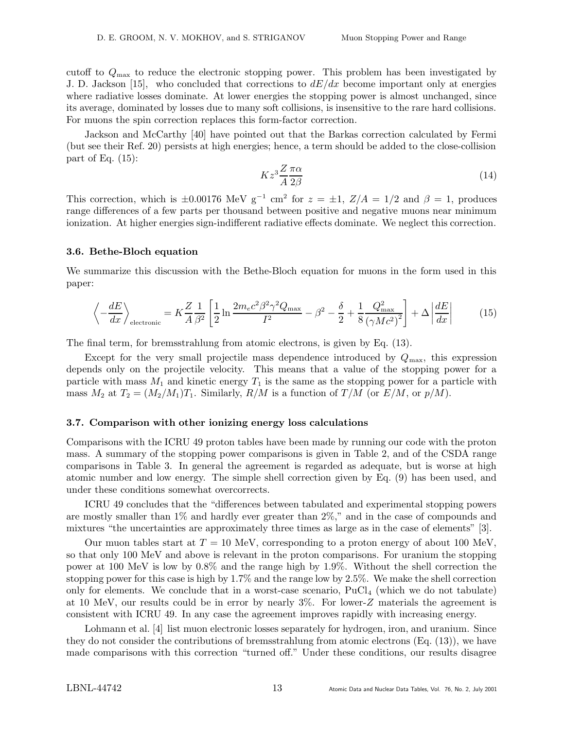cutoff to $Q_{\rm max}$ to reduce the electronic stopping power. This problem has been investigated by J. D. Jackson [15], who concluded that corrections to $dE/dx$ become important only at energies where radiative losses dominate. At lower energies the stopping power is almost unchanged, since its average, dominated by losses due to many soft collisions, is insensitive to the rare hard collisions. For muons the spin correction replaces this form-factor correction.

Jackson and McCarthy [40] have pointed out that the Barkas correction calculated by Fermi (but see their Ref. 20) persists at high energies; hence, a term should be added to the close-collision part of Eq. (15):

$$Kz^3 \frac{Z}{A} \frac{\pi\alpha}{2\beta} \tag{14}$$

This correction, which is $\pm 0.00176$ MeV g$^{-1}$ cm$^2$ for $z = \pm 1$, $Z/A = 1/2$ and $\beta = 1$, produces range differences of a few parts per thousand between positive and negative muons near minimum ionization. At higher energies sign-indifferent radiative effects dominate. We neglect this correction.

### 3.6. Bethe-Bloch equation

We summarize this discussion with the Bethe-Bloch equation for muons in the form used in this paper:

$$\left\langle -\frac{dE}{dx} \right\rangle_{\rm electronic} = K \frac{Z}{A} \frac{1}{\beta^2} \left[ \frac{1}{2} \ln \frac{2m_e c^2 \beta^2 \gamma^2 Q_{\rm max}}{I^2} - \beta^2 - \frac{\delta}{2} + \frac{1}{8} \frac{Q_{\rm max}^2}{\left(\gamma M c^2\right)^2} \right] + \Delta \left| \frac{dE}{dx} \right| \tag{15}$$

The final term, for bremsstrahlung from atomic electrons, is given by Eq. (13).

Except for the very small projectile mass dependence introduced by $Q_{\rm max}$, this expression depends only on the projectile velocity. This means that a value of the stopping power for a particle with mass $M_1$ and kinetic energy $T_1$ is the same as the stopping power for a particle with mass $M_2$ at $T_2 = (M_2/M_1)T_1$. Similarly, $R/M$ is a function of $T/M$ (or $E/M$, or $p/M$).

### 3.7. Comparison with other ionizing energy loss calculations

Comparisons with the ICRU 49 proton tables have been made by running our code with the proton mass. A summary of the stopping power comparisons is given in Table 2, and of the CSDA range comparisons in Table 3. In general the agreement is regarded as adequate, but is worse at high atomic number and low energy. The simple shell correction given by Eq. (9) has been used, and under these conditions somewhat overcorrects.

ICRU 49 concludes that the "differences between tabulated and experimental stopping powers are mostly smaller than 1% and hardly ever greater than 2%," and in the case of compounds and mixtures "the uncertainties are approximately three times as large as in the case of elements" [3].

Our muon tables start at $T = 10$ MeV, corresponding to a proton energy of about 100 MeV, so that only 100 MeV and above is relevant in the proton comparisons. For uranium the stopping power at 100 MeV is low by 0.8% and the range high by 1.9%. Without the shell correction the stopping power for this case is high by 1.7% and the range low by 2.5%. We make the shell correction only for elements. We conclude that in a worst-case scenario, $PuCl_4$ (which we do not tabulate) at 10 MeV, our results could be in error by nearly 3%. For lower-$Z$ materials the agreement is consistent with ICRU 49. In any case the agreement improves rapidly with increasing energy.

Lohmann et al. [4] list muon electronic losses separately for hydrogen, iron, and uranium. Since they do not consider the contributions of bremsstrahlung from atomic electrons (Eq. (13)), we have made comparisons with this correction "turned off." Under these conditions, our results disagree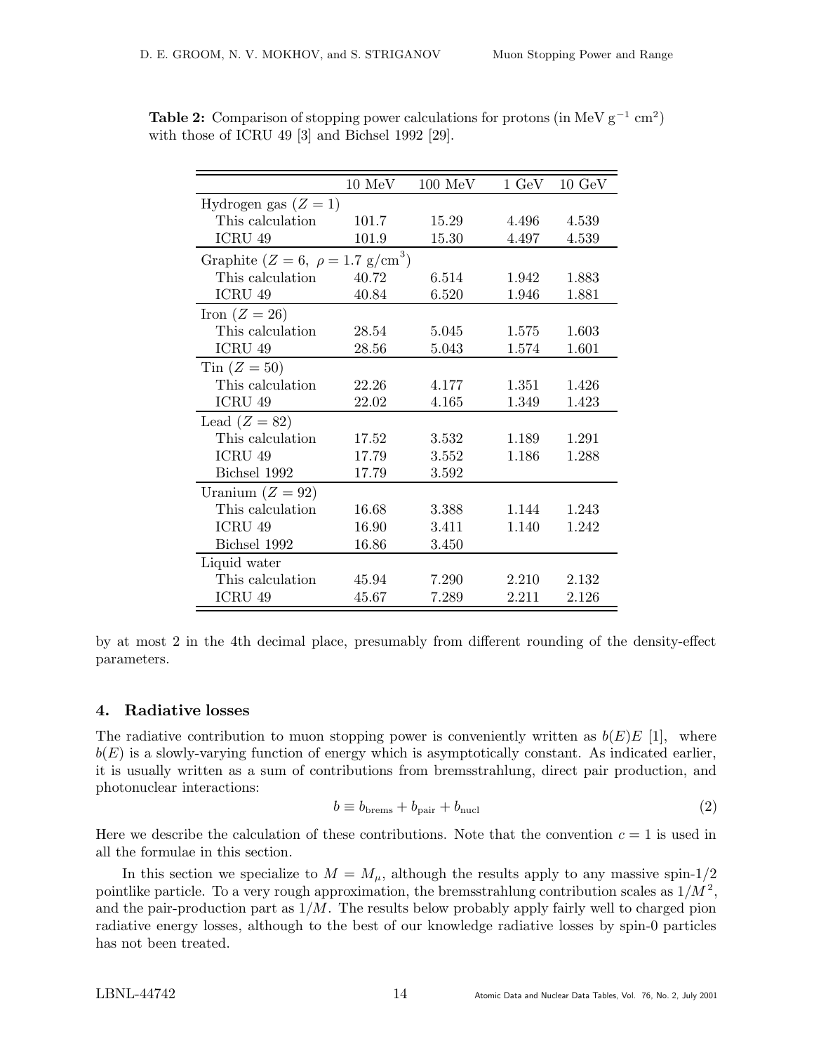**Table 2:** Comparison of stopping power calculations for protons (in MeV g$^{-1}$ cm$^2$) with those of ICRU 49 [3] and Bichsel 1992 [29].

| | 10 MeV | 100 MeV | 1 GeV | 10 GeV |
|---|---|---|---|---|
| Hydrogen gas ($Z = 1$) | | | | |
| This calculation | 101.7 | 15.29 | 4.496 | 4.539 |
| ICRU 49 | 101.9 | 15.30 | 4.497 | 4.539 |
| Graphite ($Z = 6$, $\rho = 1.7$ g/cm$^3$) | | | | |
| This calculation | 40.72 | 6.514 | 1.942 | 1.883 |
| ICRU 49 | 40.84 | 6.520 | 1.946 | 1.881 |
| Iron ($Z = 26$) | | | | |
| This calculation | 28.54 | 5.045 | 1.575 | 1.603 |
| ICRU 49 | 28.56 | 5.043 | 1.574 | 1.601 |
| Tin ($Z = 50$) | | | | |
| This calculation | 22.26 | 4.177 | 1.351 | 1.426 |
| ICRU 49 | 22.02 | 4.165 | 1.349 | 1.423 |
| Lead ($Z = 82$) | | | | |
| This calculation | 17.52 | 3.532 | 1.189 | 1.291 |
| ICRU 49 | 17.79 | 3.552 | 1.186 | 1.288 |
| Bichsel 1992 | 17.79 | 3.592 | | |
| Uranium ($Z = 92$) | | | | |
| This calculation | 16.68 | 3.388 | 1.144 | 1.243 |
| ICRU 49 | 16.90 | 3.411 | 1.140 | 1.242 |
| Bichsel 1992 | 16.86 | 3.450 | | |
| Liquid water | | | | |
| This calculation | 45.94 | 7.290 | 2.210 | 2.132 |
| ICRU 49 | 45.67 | 7.289 | 2.211 | 2.126 |

by at most 2 in the 4th decimal place, presumably from different rounding of the density-effect parameters.

## 4. Radiative losses

The radiative contribution to muon stopping power is conveniently written as $b(E)E$ [1], where $b(E)$ is a slowly-varying function of energy which is asymptotically constant. As indicated earlier, it is usually written as a sum of contributions from bremsstrahlung, direct pair production, and photonuclear interactions:

$$b \equiv b_{\rm brems} + b_{\rm pair} + b_{\rm nucl} \tag{2}$$

Here we describe the calculation of these contributions. Note that the convention $c = 1$ is used in all the formulae in this section.

In this section we specialize to $M = M_\mu$, although the results apply to any massive spin-1/2 pointlike particle. To a very rough approximation, the bremsstrahlung contribution scales as $1/M^2$, and the pair-production part as $1/M$. The results below probably apply fairly well to charged pion radiative energy losses, although to the best of our knowledge radiative losses by spin-0 particles has not been treated.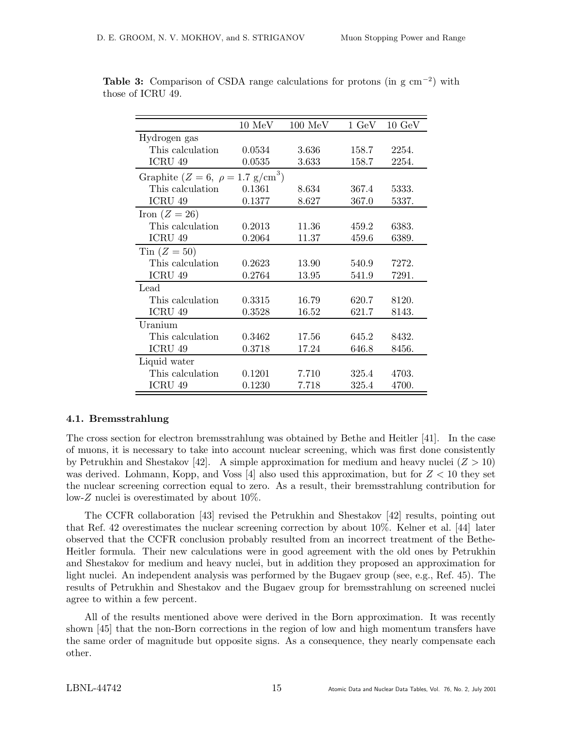**Table 3:** Comparison of CSDA range calculations for protons (in g cm$^{-2}$) with those of ICRU 49.

| | 10 MeV | 100 MeV | 1 GeV | 10 GeV |
|---|---|---|---|---|
| Hydrogen gas | | | | |
| This calculation | 0.0534 | 3.636 | 158.7 | 2254. |
| ICRU 49 | 0.0535 | 3.633 | 158.7 | 2254. |
| Graphite ($Z = 6$, $\rho = 1.7$ g/cm$^3$) | | | | |
| This calculation | 0.1361 | 8.634 | 367.4 | 5333. |
| ICRU 49 | 0.1377 | 8.627 | 367.0 | 5337. |
| Iron ($Z = 26$) | | | | |
| This calculation | 0.2013 | 11.36 | 459.2 | 6383. |
| ICRU 49 | 0.2064 | 11.37 | 459.6 | 6389. |
| Tin ($Z = 50$) | | | | |
| This calculation | 0.2623 | 13.90 | 540.9 | 7272. |
| ICRU 49 | 0.2764 | 13.95 | 541.9 | 7291. |
| Lead | | | | |
| This calculation | 0.3315 | 16.79 | 620.7 | 8120. |
| ICRU 49 | 0.3528 | 16.52 | 621.7 | 8143. |
| Uranium | | | | |
| This calculation | 0.3462 | 17.56 | 645.2 | 8432. |
| ICRU 49 | 0.3718 | 17.24 | 646.8 | 8456. |
| Liquid water | | | | |
| This calculation | 0.1201 | 7.710 | 325.4 | 4703. |
| ICRU 49 | 0.1230 | 7.718 | 325.4 | 4700. |

### 4.1. Bremsstrahlung

The cross section for electron bremsstrahlung was obtained by Bethe and Heitler [41]. In the case of muons, it is necessary to take into account nuclear screening, which was first done consistently by Petrukhin and Shestakov [42]. A simple approximation for medium and heavy nuclei ($Z > 10$) was derived. Lohmann, Kopp, and Voss [4] also used this approximation, but for $Z < 10$ they set the nuclear screening correction equal to zero. As a result, their bremsstrahlung contribution for low-$Z$ nuclei is overestimated by about 10%.

The CCFR collaboration [43] revised the Petrukhin and Shestakov [42] results, pointing out that Ref. 42 overestimates the nuclear screening correction by about 10%. Kelner et al. [44] later observed that the CCFR conclusion probably resulted from an incorrect treatment of the Bethe-Heitler formula. Their new calculations were in good agreement with the old ones by Petrukhin and Shestakov for medium and heavy nuclei, but in addition they proposed an approximation for light nuclei. An independent analysis was performed by the Bugaev group (see, e.g., Ref. 45). The results of Petrukhin and Shestakov and the Bugaev group for bremsstrahlung on screened nuclei agree to within a few percent.

All of the results mentioned above were derived in the Born approximation. It was recently shown [45] that the non-Born corrections in the region of low and high momentum transfers have the same order of magnitude but opposite signs. As a consequence, they nearly compensate each other.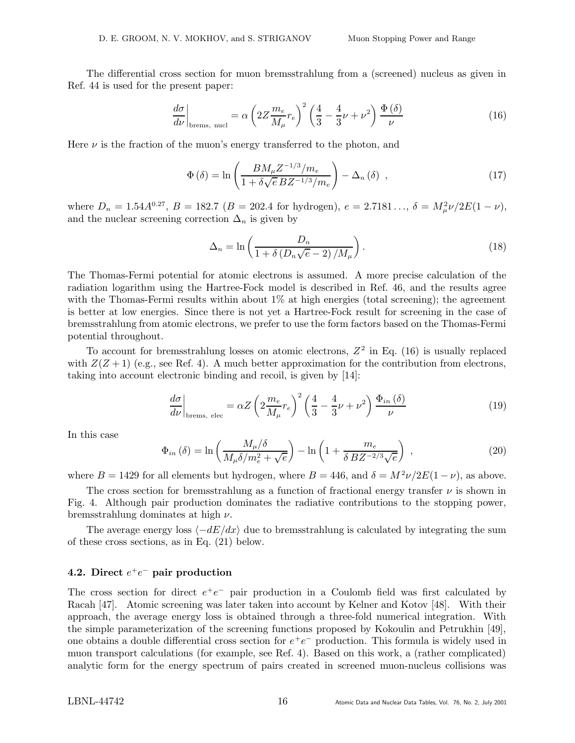The differential cross section for muon bremsstrahlung from a (screened) nucleus as given in Ref. 44 is used for the present paper:

$$\left.\frac{d\sigma}{d\nu}\right|_{\text{brems, nucl}} = \alpha\left(2Z\frac{m_e}{M_\mu}r_e\right)^2\left(\frac{4}{3}-\frac{4}{3}\nu+\nu^2\right)\frac{\Phi\left(\delta\right)}{\nu} \tag{16}$$

Here $\nu$ is the fraction of the muon's energy transferred to the photon, and

$$\Phi\left(\delta\right) = \ln\left(\frac{BM_\mu Z^{-1/3}/m_e}{1+\delta\sqrt{e}\,BZ^{-1/3}/m_e}\right) - \Delta_n\left(\delta\right)\ , \tag{17}$$

where $D_n = 1.54A^{0.27}$, $B = 182.7$ ($B = 202.4$ for hydrogen), $e = 2.7181\ldots$, $\delta = M_\mu^2\nu/2E(1-\nu)$, and the nuclear screening correction $\Delta_n$ is given by

$$\Delta_n = \ln\left(\frac{D_n}{1+\delta\left(D_n\sqrt{e}-2\right)/M_\mu}\right). \tag{18}$$

The Thomas-Fermi potential for atomic electrons is assumed. A more precise calculation of the radiation logarithm using the Hartree-Fock model is described in Ref. 46, and the results agree with the Thomas-Fermi results within about 1% at high energies (total screening); the agreement is better at low energies. Since there is not yet a Hartree-Fock result for screening in the case of bremsstrahlung from atomic electrons, we prefer to use the form factors based on the Thomas-Fermi potential throughout.

To account for bremsstrahlung losses on atomic electrons, $Z^2$ in Eq. (16) is usually replaced with $Z(Z+1)$ (e.g., see Ref. 4). A much better approximation for the contribution from electrons, taking into account electronic binding and recoil, is given by [14]:

$$\left.\frac{d\sigma}{d\nu}\right|_{\text{brems, elec}} = \alpha Z\left(2\frac{m_e}{M_\mu}r_e\right)^2\left(\frac{4}{3}-\frac{4}{3}\nu+\nu^2\right)\frac{\Phi_{in}\left(\delta\right)}{\nu} \tag{19}$$

In this case

$$\Phi_{in}\left(\delta\right) = \ln\left(\frac{M_\mu/\delta}{M_\mu\delta/m_e^2+\sqrt{e}}\right) - \ln\left(1+\frac{m_e}{\delta\,BZ^{-2/3}\sqrt{e}}\right)\ , \tag{20}$$

where $B = 1429$ for all elements but hydrogen, where $B = 446$, and $\delta = M^2\nu/2E(1-\nu)$, as above.

The cross section for bremsstrahlung as a function of fractional energy transfer $\nu$ is shown in Fig. 4. Although pair production dominates the radiative contributions to the stopping power, bremsstrahlung dominates at high $\nu$.

The average energy loss $\langle -dE/dx\rangle$ due to bremsstrahlung is calculated by integrating the sum of these cross sections, as in Eq. (21) below.

### 4.2. Direct $e^+e^-$ pair production

The cross section for direct $e^+e^-$ pair production in a Coulomb field was first calculated by Racah [47]. Atomic screening was later taken into account by Kelner and Kotov [48]. With their approach, the average energy loss is obtained through a three-fold numerical integration. With the simple parameterization of the screening functions proposed by Kokoulin and Petrukhin [49], one obtains a double differential cross section for $e^+e^-$ production. This formula is widely used in muon transport calculations (for example, see Ref. 4). Based on this work, a (rather complicated) analytic form for the energy spectrum of pairs created in screened muon-nucleus collisions was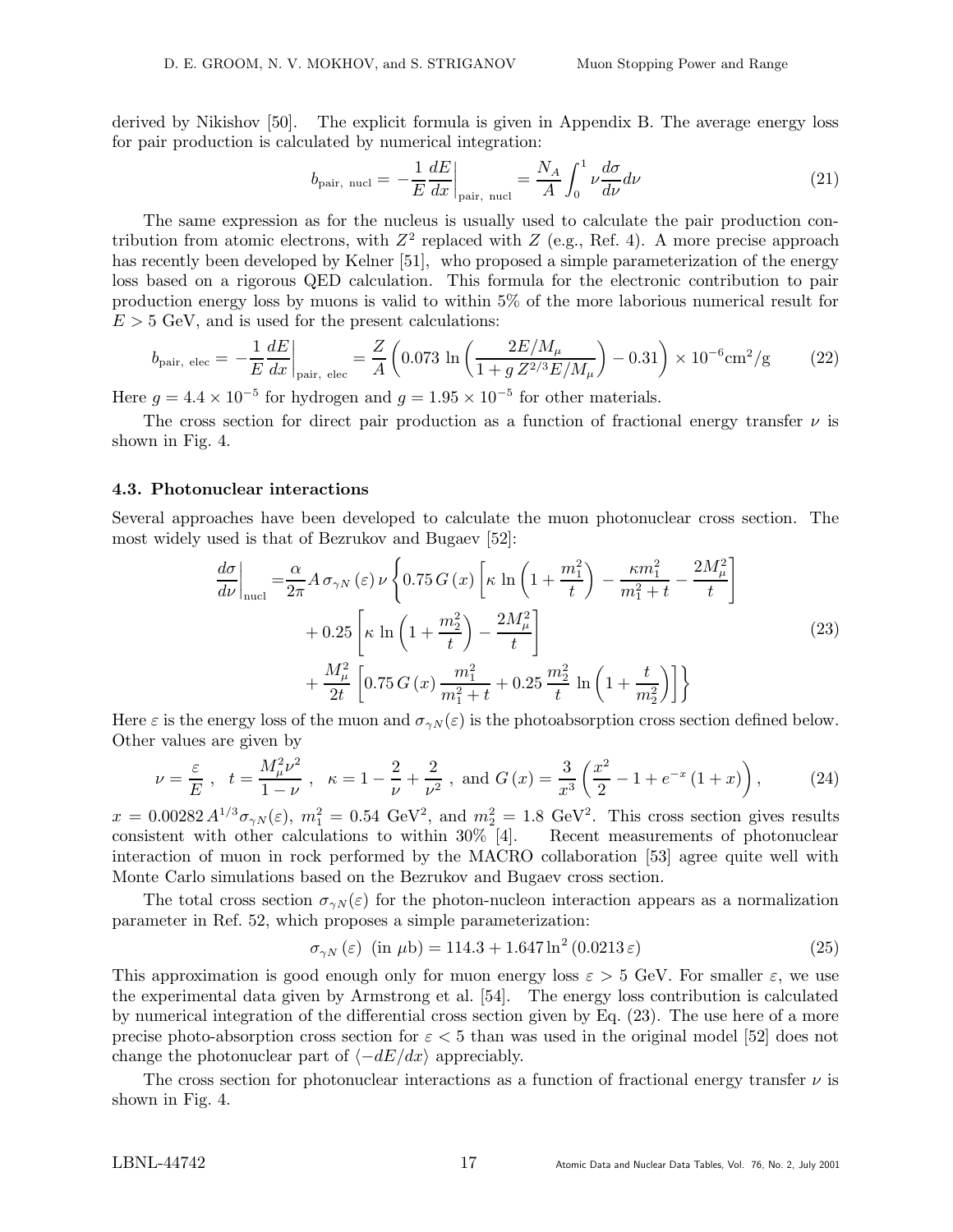derived by Nikishov [50]. The explicit formula is given in Appendix B. The average energy loss for pair production is calculated by numerical integration:

$$b_{\text{pair, nucl}} = -\frac{1}{E}\frac{dE}{dx}\Big|_{\text{pair, nucl}} = \frac{N_A}{A}\int_0^1 \nu \frac{d\sigma}{d\nu} d\nu \tag{21}$$

The same expression as for the nucleus is usually used to calculate the pair production contribution from atomic electrons, with $Z^2$ replaced with $Z$ (e.g., Ref. 4). A more precise approach has recently been developed by Kelner [51], who proposed a simple parameterization of the energy loss based on a rigorous QED calculation. This formula for the electronic contribution to pair production energy loss by muons is valid to within 5% of the more laborious numerical result for $E > 5$ GeV, and is used for the present calculations:

$$b_{\text{pair, elec}} = -\frac{1}{E}\frac{dE}{dx}\Big|_{\text{pair, elec}} = \frac{Z}{A}\left(0.073\,\ln\left(\frac{2E/M_\mu}{1 + g\,Z^{2/3}E/M_\mu}\right) - 0.31\right) \times 10^{-6}\text{cm}^2/\text{g} \tag{22}$$

Here $g = 4.4 \times 10^{-5}$ for hydrogen and $g = 1.95 \times 10^{-5}$ for other materials.

The cross section for direct pair production as a function of fractional energy transfer $\nu$ is shown in Fig. 4.

### 4.3. Photonuclear interactions

Several approaches have been developed to calculate the muon photonuclear cross section. The most widely used is that of Bezrukov and Bugaev [52]:

$$\begin{aligned}
\frac{d\sigma}{d\nu}\Big|_{\text{nucl}} =& \frac{\alpha}{2\pi} A\,\sigma_{\gamma N}(\varepsilon)\,\nu \left\{ 0.75\,G(x)\left[\kappa\,\ln\left(1 + \frac{m_1^2}{t}\right) - \frac{\kappa m_1^2}{m_1^2 + t} - \frac{2M_\mu^2}{t}\right] \right. \\
&+ 0.25\left[\kappa\,\ln\left(1 + \frac{m_2^2}{t}\right) - \frac{2M_\mu^2}{t}\right] \\
&\left. + \frac{M_\mu^2}{2t}\left[0.75\,G(x)\,\frac{m_1^2}{m_1^2 + t} + 0.25\,\frac{m_2^2}{t}\,\ln\left(1 + \frac{t}{m_2^2}\right)\right]\right\}
\end{aligned} \tag{23}$$

Here $\varepsilon$ is the energy loss of the muon and $\sigma_{\gamma N}(\varepsilon)$ is the photoabsorption cross section defined below. Other values are given by

$$\nu = \frac{\varepsilon}{E}\ , \quad t = \frac{M_\mu^2 \nu^2}{1-\nu}\ , \quad \kappa = 1 - \frac{2}{\nu} + \frac{2}{\nu^2}\ , \text{ and } G(x) = \frac{3}{x^3}\left(\frac{x^2}{2} - 1 + e^{-x}(1+x)\right), \tag{24}$$

$x = 0.00282\,A^{1/3}\sigma_{\gamma N}(\varepsilon)$, $m_1^2 = 0.54$ GeV$^2$, and $m_2^2 = 1.8$ GeV$^2$. This cross section gives results consistent with other calculations to within 30% [4]. Recent measurements of photonuclear interaction of muon in rock performed by the MACRO collaboration [53] agree quite well with Monte Carlo simulations based on the Bezrukov and Bugaev cross section.

The total cross section $\sigma_{\gamma N}(\varepsilon)$ for the photon-nucleon interaction appears as a normalization parameter in Ref. 52, which proposes a simple parameterization:

$$\sigma_{\gamma N}(\varepsilon)\ \ (\text{in } \mu\text{b}) = 114.3 + 1.647 \ln^2(0.0213\,\varepsilon) \tag{25}$$

This approximation is good enough only for muon energy loss $\varepsilon > 5$ GeV. For smaller $\varepsilon$, we use the experimental data given by Armstrong et al. [54]. The energy loss contribution is calculated by numerical integration of the differential cross section given by Eq. (23). The use here of a more precise photo-absorption cross section for $\varepsilon < 5$ than was used in the original model [52] does not change the photonuclear part of $\langle -dE/dx \rangle$ appreciably.

The cross section for photonuclear interactions as a function of fractional energy transfer $\nu$ is shown in Fig. 4.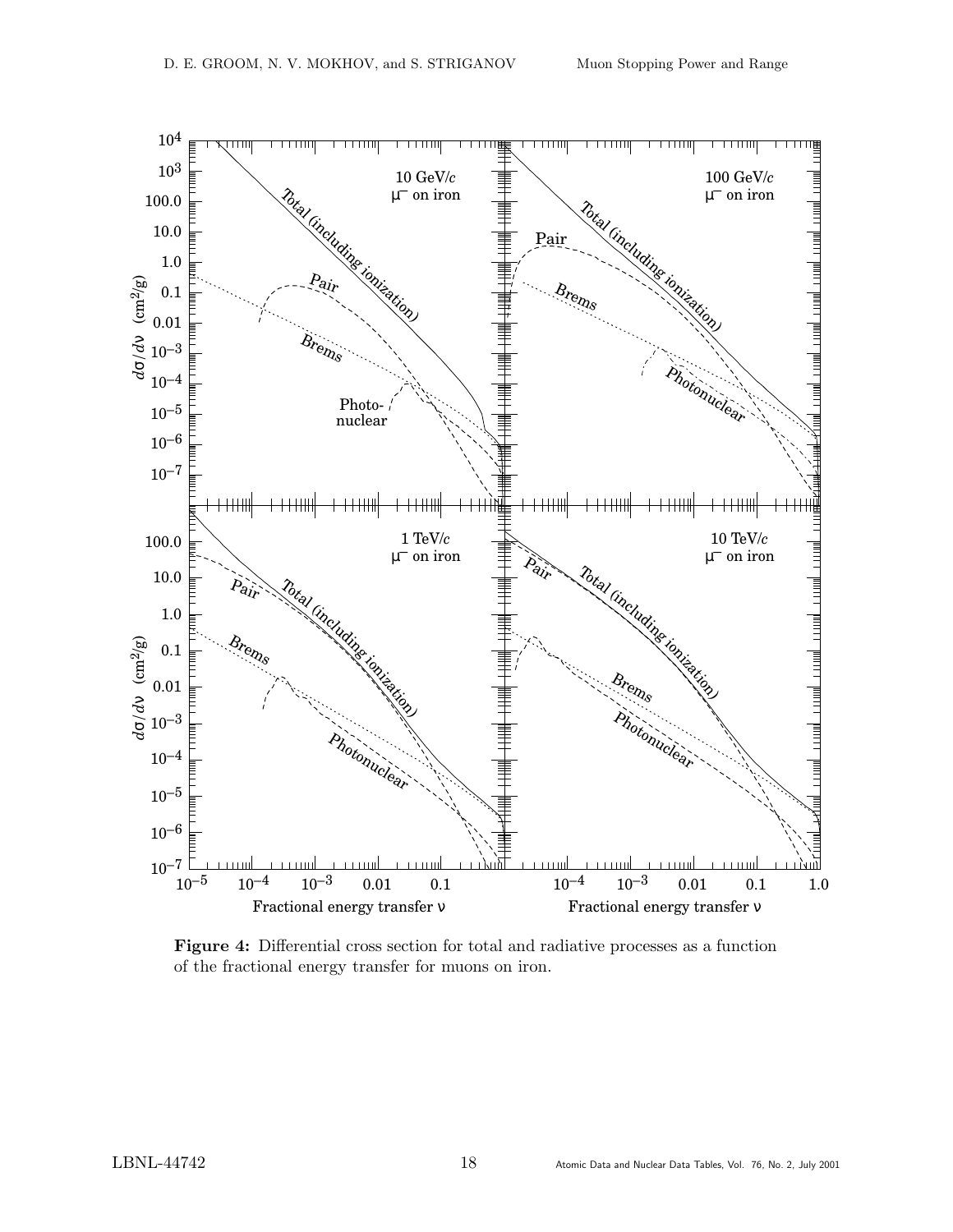**Figure 4:** Differential cross section for total and radiative processes as a function of the fractional energy transfer for muons on iron.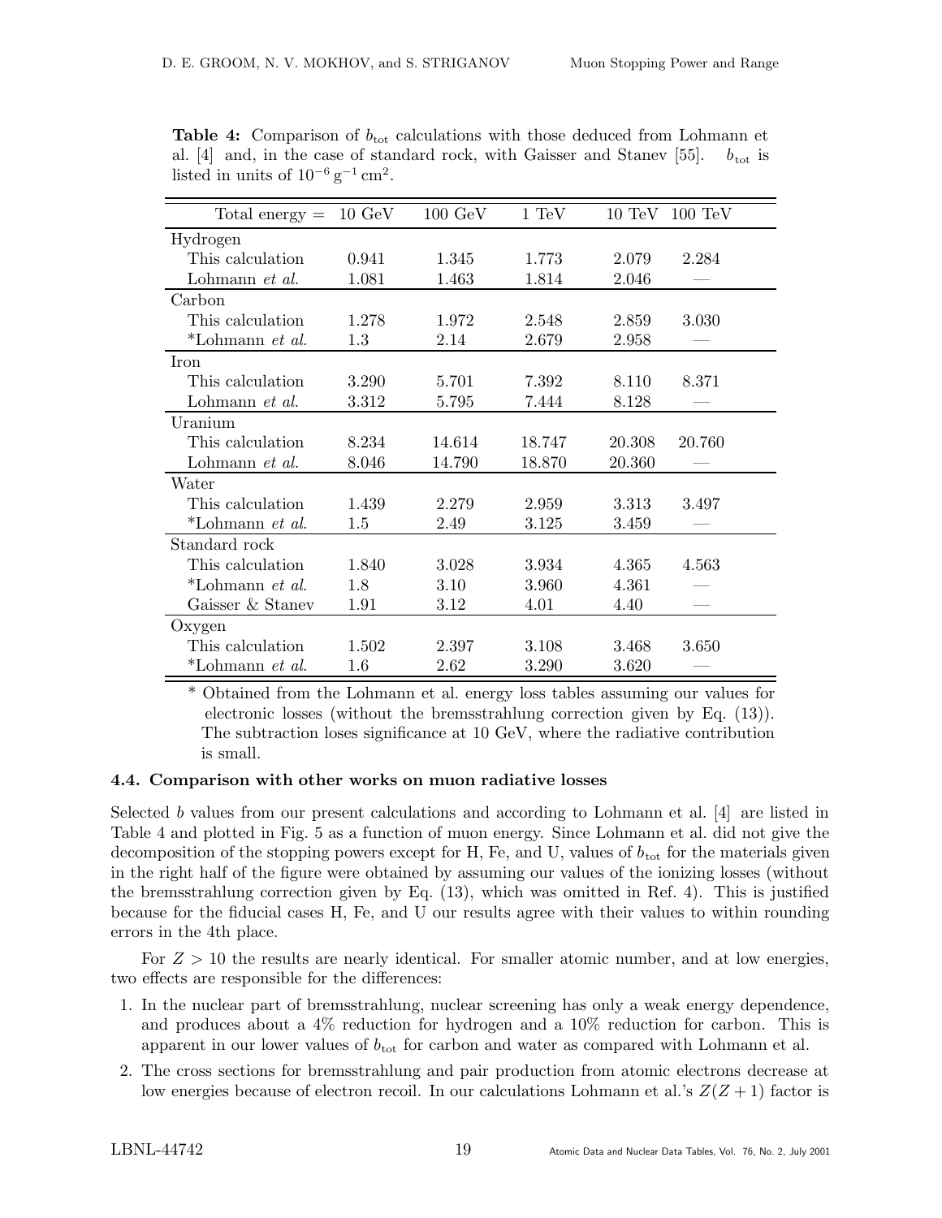**Table 4:** Comparison of $b_{\rm tot}$ calculations with those deduced from Lohmann et al. [4] and, in the case of standard rock, with Gaisser and Stanev [55]. $b_{\rm tot}$ is listed in units of $10^{-6}\,{\rm g}^{-1}\,{\rm cm}^2$.

| Total energy = | 10 GeV | 100 GeV | 1 TeV | 10 TeV | 100 TeV |
|---|---|---|---|---|---|
| Hydrogen | | | | | |
| This calculation | 0.941 | 1.345 | 1.773 | 2.079 | 2.284 |
| Lohmann *et al.* | 1.081 | 1.463 | 1.814 | 2.046 | — |
| Carbon | | | | | |
| This calculation | 1.278 | 1.972 | 2.548 | 2.859 | 3.030 |
| *Lohmann *et al.* | 1.3 | 2.14 | 2.679 | 2.958 | — |
| Iron | | | | | |
| This calculation | 3.290 | 5.701 | 7.392 | 8.110 | 8.371 |
| Lohmann *et al.* | 3.312 | 5.795 | 7.444 | 8.128 | — |
| Uranium | | | | | |
| This calculation | 8.234 | 14.614 | 18.747 | 20.308 | 20.760 |
| Lohmann *et al.* | 8.046 | 14.790 | 18.870 | 20.360 | — |
| Water | | | | | |
| This calculation | 1.439 | 2.279 | 2.959 | 3.313 | 3.497 |
| *Lohmann *et al.* | 1.5 | 2.49 | 3.125 | 3.459 | — |
| Standard rock | | | | | |
| This calculation | 1.840 | 3.028 | 3.934 | 4.365 | 4.563 |
| *Lohmann *et al.* | 1.8 | 3.10 | 3.960 | 4.361 | — |
| Gaisser & Stanev | 1.91 | 3.12 | 4.01 | 4.40 | — |
| Oxygen | | | | | |
| This calculation | 1.502 | 2.397 | 3.108 | 3.468 | 3.650 |
| *Lohmann *et al.* | 1.6 | 2.62 | 3.290 | 3.620 | — |

\* Obtained from the Lohmann et al. energy loss tables assuming our values for electronic losses (without the bremsstrahlung correction given by Eq. (13)). The subtraction loses significance at 10 GeV, where the radiative contribution is small.

### 4.4. Comparison with other works on muon radiative losses

Selected $b$ values from our present calculations and according to Lohmann et al. [4] are listed in Table 4 and plotted in Fig. 5 as a function of muon energy. Since Lohmann et al. did not give the decomposition of the stopping powers except for H, Fe, and U, values of $b_{\rm tot}$ for the materials given in the right half of the figure were obtained by assuming our values of the ionizing losses (without the bremsstrahlung correction given by Eq. (13), which was omitted in Ref. 4). This is justified because for the fiducial cases H, Fe, and U our results agree with their values to within rounding errors in the 4th place.

For $Z > 10$ the results are nearly identical. For smaller atomic number, and at low energies, two effects are responsible for the differences:

1. In the nuclear part of bremsstrahlung, nuclear screening has only a weak energy dependence, and produces about a 4% reduction for hydrogen and a 10% reduction for carbon. This is apparent in our lower values of $b_{\rm tot}$ for carbon and water as compared with Lohmann et al.
2. The cross sections for bremsstrahlung and pair production from atomic electrons decrease at low energies because of electron recoil. In our calculations Lohmann et al.'s $Z(Z+1)$ factor is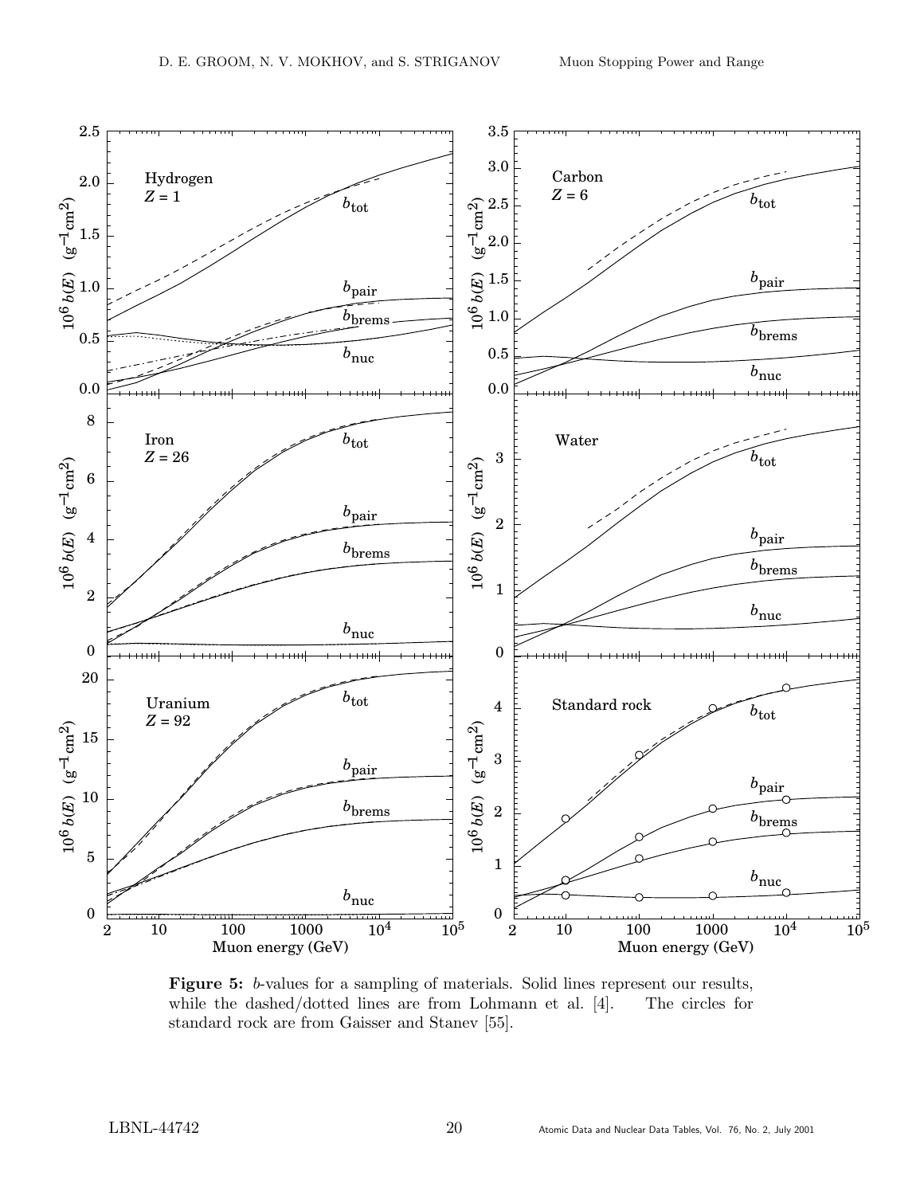**Figure 5:** $b$-values for a sampling of materials. Solid lines represent our results, while the dashed/dotted lines are from Lohmann et al. [4]. The circles for standard rock are from Gaisser and Stanev [55].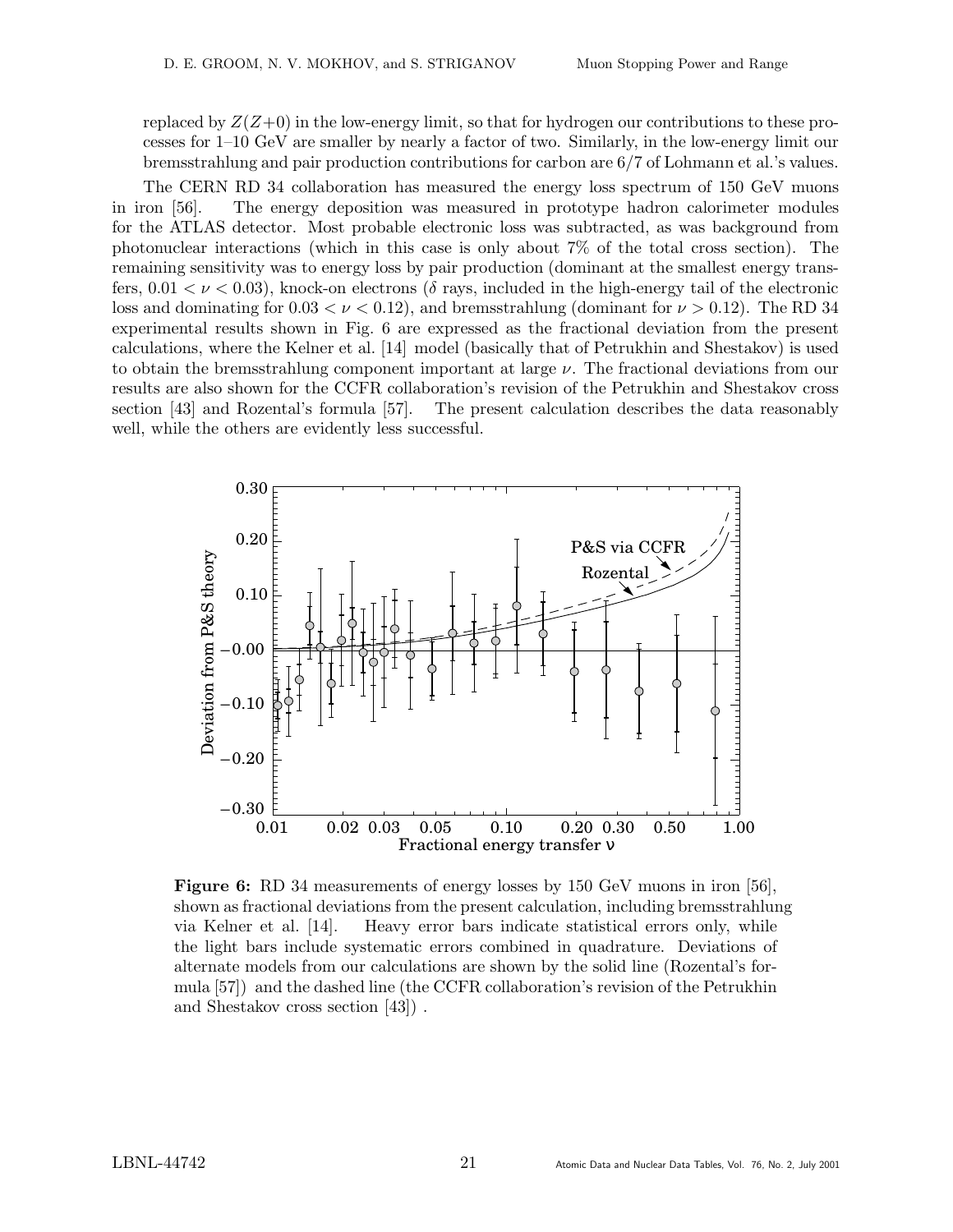replaced by $Z(Z+0)$ in the low-energy limit, so that for hydrogen our contributions to these processes for 1–10 GeV are smaller by nearly a factor of two. Similarly, in the low-energy limit our bremsstrahlung and pair production contributions for carbon are 6/7 of Lohmann et al.'s values.

The CERN RD 34 collaboration has measured the energy loss spectrum of 150 GeV muons in iron [56]. The energy deposition was measured in prototype hadron calorimeter modules for the ATLAS detector. Most probable electronic loss was subtracted, as was background from photonuclear interactions (which in this case is only about 7% of the total cross section). The remaining sensitivity was to energy loss by pair production (dominant at the smallest energy transfers, $0.01 < \nu < 0.03$), knock-on electrons ($\delta$ rays, included in the high-energy tail of the electronic loss and dominating for $0.03 < \nu < 0.12$), and bremsstrahlung (dominant for $\nu > 0.12$). The RD 34 experimental results shown in Fig. 6 are expressed as the fractional deviation from the present calculations, where the Kelner et al. [14] model (basically that of Petrukhin and Shestakov) is used to obtain the bremsstrahlung component important at large $\nu$. The fractional deviations from our results are also shown for the CCFR collaboration's revision of the Petrukhin and Shestakov cross section [43] and Rozental's formula [57]. The present calculation describes the data reasonably well, while the others are evidently less successful.

**Figure 6:** RD 34 measurements of energy losses by 150 GeV muons in iron [56], shown as fractional deviations from the present calculation, including bremsstrahlung via Kelner et al. [14]. Heavy error bars indicate statistical errors only, while the light bars include systematic errors combined in quadrature. Deviations of alternate models from our calculations are shown by the solid line (Rozental's formula [57]) and the dashed line (the CCFR collaboration's revision of the Petrukhin and Shestakov cross section [43]) .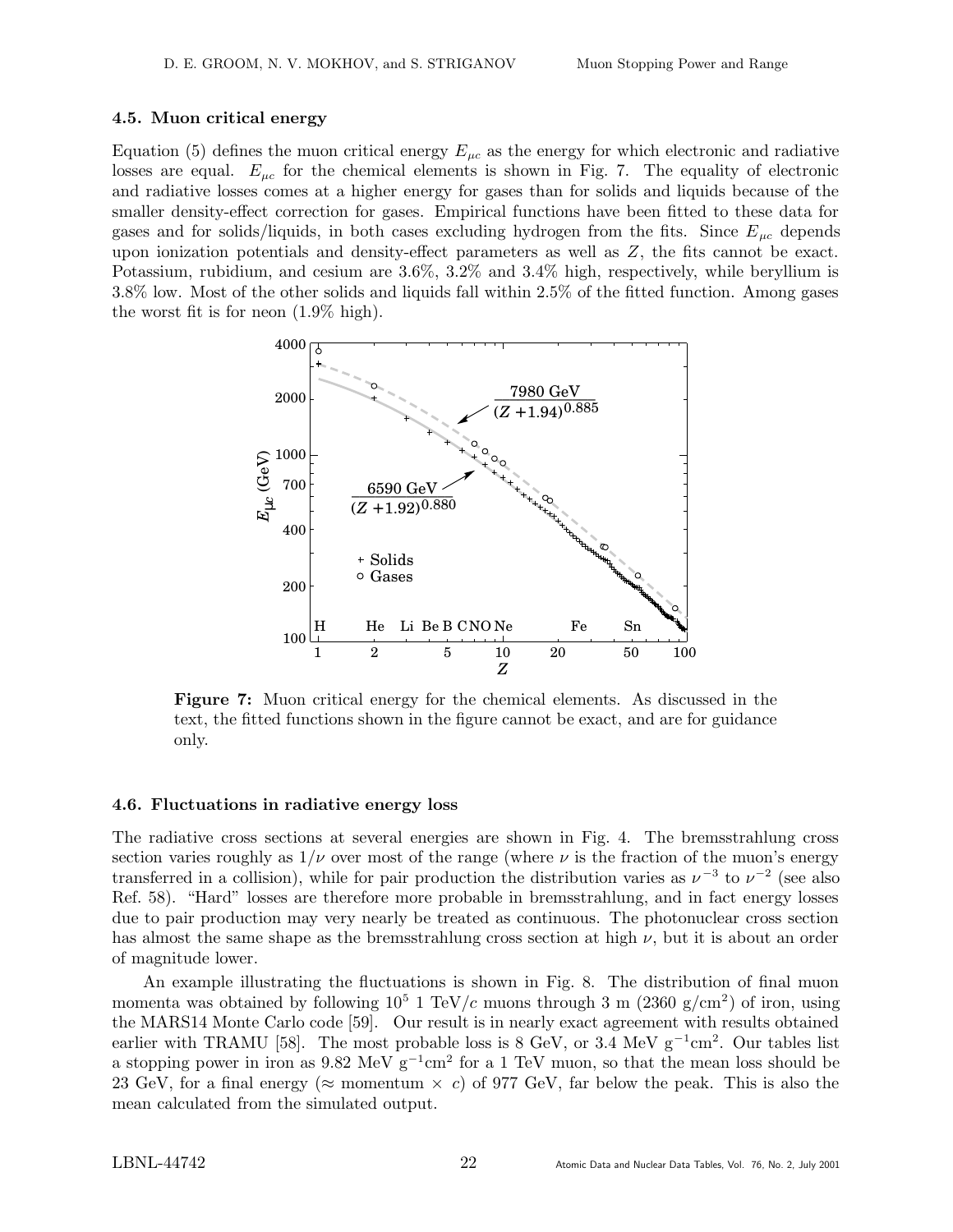### 4.5. Muon critical energy

Equation (5) defines the muon critical energy $E_{\mu c}$ as the energy for which electronic and radiative losses are equal. $E_{\mu c}$ for the chemical elements is shown in Fig. 7. The equality of electronic and radiative losses comes at a higher energy for gases than for solids and liquids because of the smaller density-effect correction for gases. Empirical functions have been fitted to these data for gases and for solids/liquids, in both cases excluding hydrogen from the fits. Since $E_{\mu c}$ depends upon ionization potentials and density-effect parameters as well as $Z$, the fits cannot be exact. Potassium, rubidium, and cesium are 3.6%, 3.2% and 3.4% high, respectively, while beryllium is 3.8% low. Most of the other solids and liquids fall within 2.5% of the fitted function. Among gases the worst fit is for neon (1.9% high).

**Figure 7:** Muon critical energy for the chemical elements. As discussed in the text, the fitted functions shown in the figure cannot be exact, and are for guidance only.

### 4.6. Fluctuations in radiative energy loss

The radiative cross sections at several energies are shown in Fig. 4. The bremsstrahlung cross section varies roughly as $1/\nu$ over most of the range (where $\nu$ is the fraction of the muon's energy transferred in a collision), while for pair production the distribution varies as $\nu^{-3}$ to $\nu^{-2}$ (see also Ref. 58). "Hard" losses are therefore more probable in bremsstrahlung, and in fact energy losses due to pair production may very nearly be treated as continuous. The photonuclear cross section has almost the same shape as the bremsstrahlung cross section at high $\nu$, but it is about an order of magnitude lower.

An example illustrating the fluctuations is shown in Fig. 8. The distribution of final muon momenta was obtained by following $10^5$ 1 TeV/$c$ muons through 3 m (2360 g/cm$^2$) of iron, using the MARS14 Monte Carlo code [59]. Our result is in nearly exact agreement with results obtained earlier with TRAMU [58]. The most probable loss is 8 GeV, or 3.4 MeV g$^{-1}$cm$^2$. Our tables list a stopping power in iron as 9.82 MeV g$^{-1}$cm$^2$ for a 1 TeV muon, so that the mean loss should be 23 GeV, for a final energy ($\approx$ momentum $\times$ $c$) of 977 GeV, far below the peak. This is also the mean calculated from the simulated output.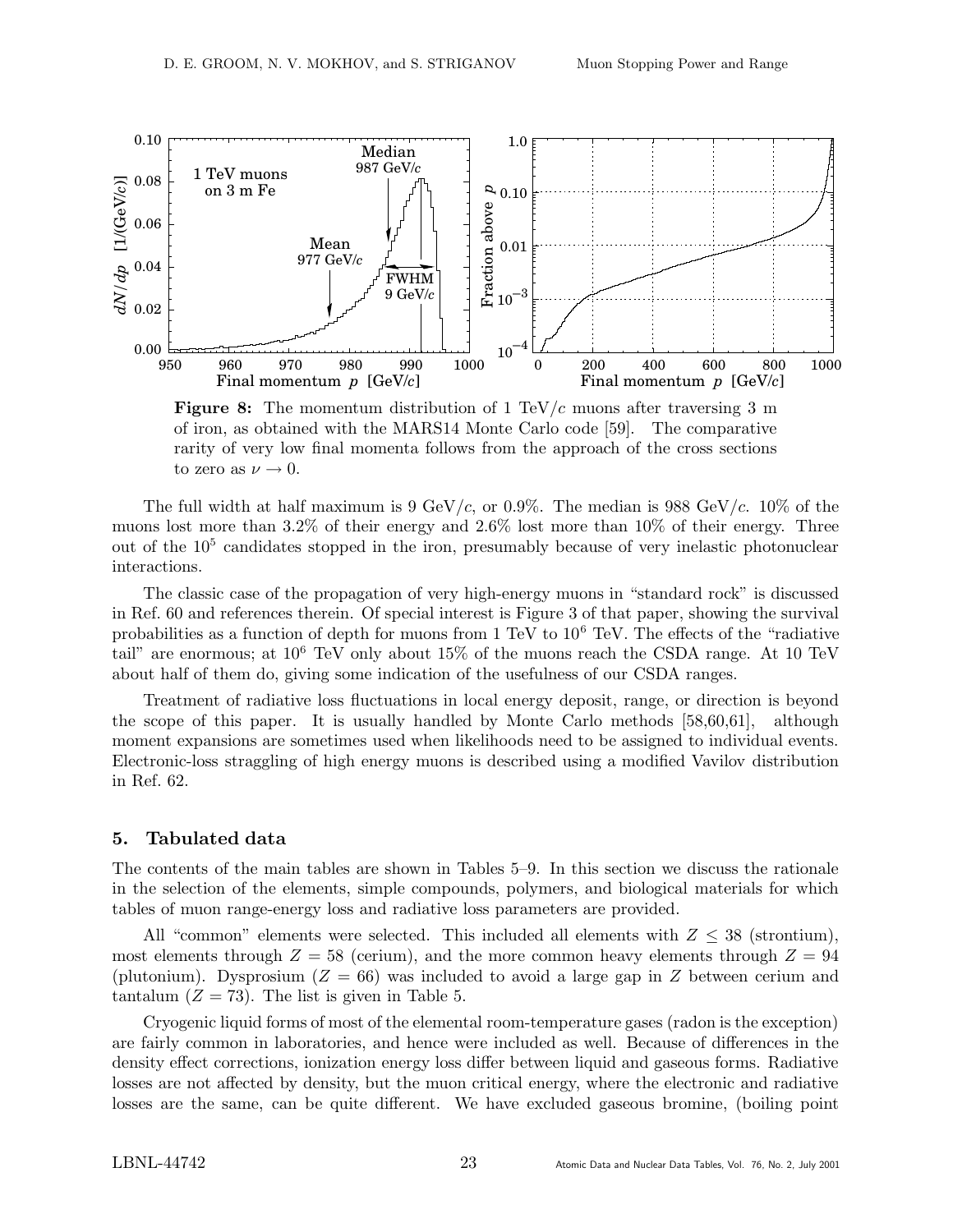**Figure 8:** The momentum distribution of 1 TeV/$c$ muons after traversing 3 m of iron, as obtained with the MARS14 Monte Carlo code [59]. The comparative rarity of very low final momenta follows from the approach of the cross sections to zero as $\nu \to 0$.

The full width at half maximum is 9 GeV/$c$, or 0.9%. The median is 988 GeV/$c$. 10% of the muons lost more than 3.2% of their energy and 2.6% lost more than 10% of their energy. Three out of the $10^5$ candidates stopped in the iron, presumably because of very inelastic photonuclear interactions.

The classic case of the propagation of very high-energy muons in "standard rock" is discussed in Ref. 60 and references therein. Of special interest is Figure 3 of that paper, showing the survival probabilities as a function of depth for muons from 1 TeV to $10^6$ TeV. The effects of the "radiative tail" are enormous; at $10^6$ TeV only about 15% of the muons reach the CSDA range. At 10 TeV about half of them do, giving some indication of the usefulness of our CSDA ranges.

Treatment of radiative loss fluctuations in local energy deposit, range, or direction is beyond the scope of this paper. It is usually handled by Monte Carlo methods [58,60,61], although moment expansions are sometimes used when likelihoods need to be assigned to individual events. Electronic-loss straggling of high energy muons is described using a modified Vavilov distribution in Ref. 62.

## 5. Tabulated data

The contents of the main tables are shown in Tables 5–9. In this section we discuss the rationale in the selection of the elements, simple compounds, polymers, and biological materials for which tables of muon range-energy loss and radiative loss parameters are provided.

All "common" elements were selected. This included all elements with $Z \leq 38$ (strontium), most elements through $Z = 58$ (cerium), and the more common heavy elements through $Z = 94$ (plutonium). Dysprosium ($Z = 66$) was included to avoid a large gap in $Z$ between cerium and tantalum ($Z = 73$). The list is given in Table 5.

Cryogenic liquid forms of most of the elemental room-temperature gases (radon is the exception) are fairly common in laboratories, and hence were included as well. Because of differences in the density effect corrections, ionization energy loss differ between liquid and gaseous forms. Radiative losses are not affected by density, but the muon critical energy, where the electronic and radiative losses are the same, can be quite different. We have excluded gaseous bromine, (boiling point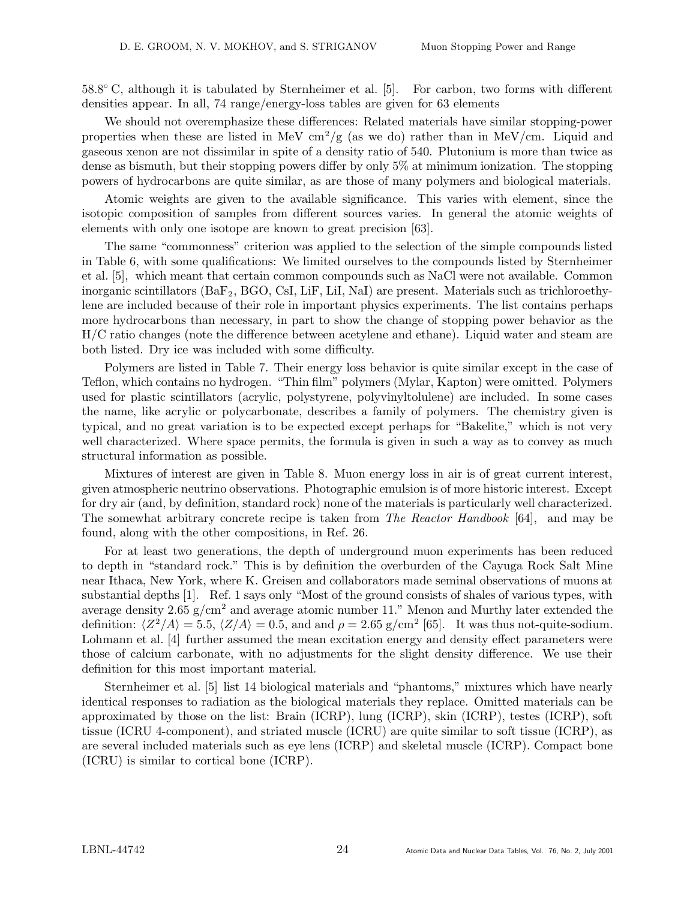58.8° C, although it is tabulated by Sternheimer et al. [5]. For carbon, two forms with different densities appear. In all, 74 range/energy-loss tables are given for 63 elements

We should not overemphasize these differences: Related materials have similar stopping-power properties when these are listed in MeV cm$^2$/g (as we do) rather than in MeV/cm. Liquid and gaseous xenon are not dissimilar in spite of a density ratio of 540. Plutonium is more than twice as dense as bismuth, but their stopping powers differ by only 5% at minimum ionization. The stopping powers of hydrocarbons are quite similar, as are those of many polymers and biological materials.

Atomic weights are given to the available significance. This varies with element, since the isotopic composition of samples from different sources varies. In general the atomic weights of elements with only one isotope are known to great precision [63].

The same "commonness" criterion was applied to the selection of the simple compounds listed in Table 6, with some qualifications: We limited ourselves to the compounds listed by Sternheimer et al. [5], which meant that certain common compounds such as NaCl were not available. Common inorganic scintillators ($BaF_2$, BGO, CsI, LiF, LiI, NaI) are present. Materials such as trichloroethylene are included because of their role in important physics experiments. The list contains perhaps more hydrocarbons than necessary, in part to show the change of stopping power behavior as the H/C ratio changes (note the difference between acetylene and ethane). Liquid water and steam are both listed. Dry ice was included with some difficulty.

Polymers are listed in Table 7. Their energy loss behavior is quite similar except in the case of Teflon, which contains no hydrogen. "Thin film" polymers (Mylar, Kapton) were omitted. Polymers used for plastic scintillators (acrylic, polystyrene, polyvinyltolulene) are included. In some cases the name, like acrylic or polycarbonate, describes a family of polymers. The chemistry given is typical, and no great variation is to be expected except perhaps for "Bakelite," which is not very well characterized. Where space permits, the formula is given in such a way as to convey as much structural information as possible.

Mixtures of interest are given in Table 8. Muon energy loss in air is of great current interest, given atmospheric neutrino observations. Photographic emulsion is of more historic interest. Except for dry air (and, by definition, standard rock) none of the materials is particularly well characterized. The somewhat arbitrary concrete recipe is taken from *The Reactor Handbook* [64], and may be found, along with the other compositions, in Ref. 26.

For at least two generations, the depth of underground muon experiments has been reduced to depth in "standard rock." This is by definition the overburden of the Cayuga Rock Salt Mine near Ithaca, New York, where K. Greisen and collaborators made seminal observations of muons at substantial depths [1]. Ref. 1 says only "Most of the ground consists of shales of various types, with average density 2.65 g/cm$^2$ and average atomic number 11." Menon and Murthy later extended the definition: $\langle Z^2/A\rangle = 5.5$, $\langle Z/A\rangle = 0.5$, and and $\rho = 2.65$ g/cm$^2$ [65]. It was thus not-quite-sodium. Lohmann et al. [4] further assumed the mean excitation energy and density effect parameters were those of calcium carbonate, with no adjustments for the slight density difference. We use their definition for this most important material.

Sternheimer et al. [5] list 14 biological materials and "phantoms," mixtures which have nearly identical responses to radiation as the biological materials they replace. Omitted materials can be approximated by those on the list: Brain (ICRP), lung (ICRP), skin (ICRP), testes (ICRP), soft tissue (ICRU 4-component), and striated muscle (ICRU) are quite similar to soft tissue (ICRP), as are several included materials such as eye lens (ICRP) and skeletal muscle (ICRP). Compact bone (ICRU) is similar to cortical bone (ICRP).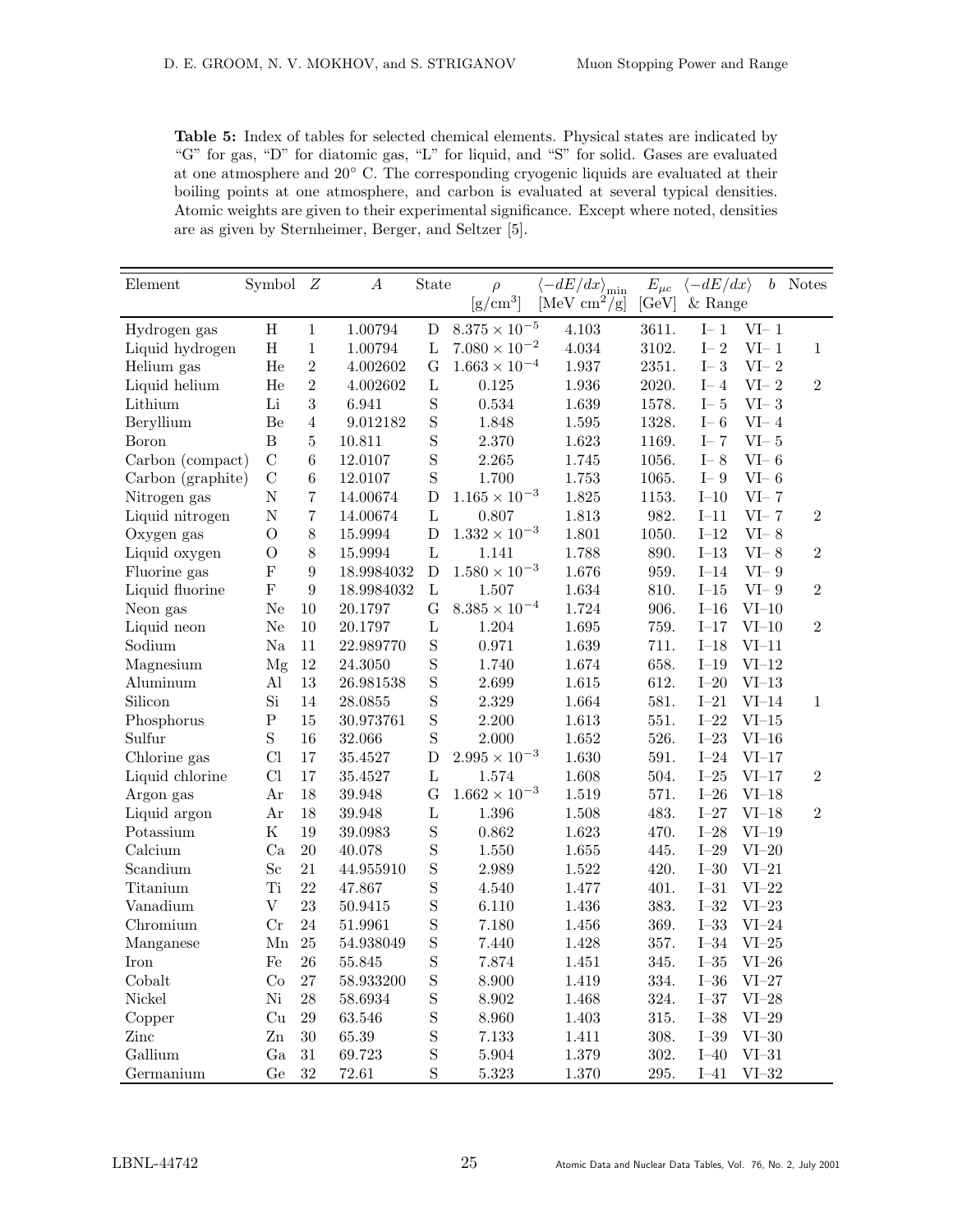**Table 5:** Index of tables for selected chemical elements. Physical states are indicated by "G" for gas, "D" for diatomic gas, "L" for liquid, and "S" for solid. Gases are evaluated at one atmosphere and 20° C. The corresponding cryogenic liquids are evaluated at their boiling points at one atmosphere, and carbon is evaluated at several typical densities. Atomic weights are given to their experimental significance. Except where noted, densities are as given by Sternheimer, Berger, and Seltzer [5].

| Element | Symbol | $Z$ | $A$ | State | $\rho$ [g/cm$^3$] | $\langle -dE/dx \rangle_{\rm min}$ [MeV cm$^2$/g] | $E_{\mu c}$ [GeV] | $\langle -dE/dx \rangle$ & Range | $b$ | Notes |
|---|---|---|---|---|---|---|---|---|---|---|
| Hydrogen gas | H | 1 | 1.00794 | D | $8.375 \times 10^{-5}$ | 4.103 | 3611. | I– 1 | VI– 1 | |
| Liquid hydrogen | H | 1 | 1.00794 | L | $7.080 \times 10^{-2}$ | 4.034 | 3102. | I– 2 | VI– 1 | 1 |
| Helium gas | He | 2 | 4.002602 | G | $1.663 \times 10^{-4}$ | 1.937 | 2351. | I– 3 | VI– 2 | |
| Liquid helium | He | 2 | 4.002602 | L | 0.125 | 1.936 | 2020. | I– 4 | VI– 2 | 2 |
| Lithium | Li | 3 | 6.941 | S | 0.534 | 1.639 | 1578. | I– 5 | VI– 3 | |
| Beryllium | Be | 4 | 9.012182 | S | 1.848 | 1.595 | 1328. | I– 6 | VI– 4 | |
| Boron | B | 5 | 10.811 | S | 2.370 | 1.623 | 1169. | I– 7 | VI– 5 | |
| Carbon (compact) | C | 6 | 12.0107 | S | 2.265 | 1.745 | 1056. | I– 8 | VI– 6 | |
| Carbon (graphite) | C | 6 | 12.0107 | S | 1.700 | 1.753 | 1065. | I– 9 | VI– 6 | |
| Nitrogen gas | N | 7 | 14.00674 | D | $1.165 \times 10^{-3}$ | 1.825 | 1153. | I–10 | VI– 7 | |
| Liquid nitrogen | N | 7 | 14.00674 | L | 0.807 | 1.813 | 982. | I–11 | VI– 7 | 2 |
| Oxygen gas | O | 8 | 15.9994 | D | $1.332 \times 10^{-3}$ | 1.801 | 1050. | I–12 | VI– 8 | |
| Liquid oxygen | O | 8 | 15.9994 | L | 1.141 | 1.788 | 890. | I–13 | VI– 8 | 2 |
| Fluorine gas | F | 9 | 18.9984032 | D | $1.580 \times 10^{-3}$ | 1.676 | 959. | I–14 | VI– 9 | |
| Liquid fluorine | F | 9 | 18.9984032 | L | 1.507 | 1.634 | 810. | I–15 | VI– 9 | 2 |
| Neon gas | Ne | 10 | 20.1797 | G | $8.385 \times 10^{-4}$ | 1.724 | 906. | I–16 | VI–10 | |
| Liquid neon | Ne | 10 | 20.1797 | L | 1.204 | 1.695 | 759. | I–17 | VI–10 | 2 |
| Sodium | Na | 11 | 22.989770 | S | 0.971 | 1.639 | 711. | I–18 | VI–11 | |
| Magnesium | Mg | 12 | 24.3050 | S | 1.740 | 1.674 | 658. | I–19 | VI–12 | |
| Aluminum | Al | 13 | 26.981538 | S | 2.699 | 1.615 | 612. | I–20 | VI–13 | |
| Silicon | Si | 14 | 28.0855 | S | 2.329 | 1.664 | 581. | I–21 | VI–14 | 1 |
| Phosphorus | P | 15 | 30.973761 | S | 2.200 | 1.613 | 551. | I–22 | VI–15 | |
| Sulfur | S | 16 | 32.066 | S | 2.000 | 1.652 | 526. | I–23 | VI–16 | |
| Chlorine gas | Cl | 17 | 35.4527 | D | $2.995 \times 10^{-3}$ | 1.630 | 591. | I–24 | VI–17 | |
| Liquid chlorine | Cl | 17 | 35.4527 | L | 1.574 | 1.608 | 504. | I–25 | VI–17 | 2 |
| Argon gas | Ar | 18 | 39.948 | G | $1.662 \times 10^{-3}$ | 1.519 | 571. | I–26 | VI–18 | |
| Liquid argon | Ar | 18 | 39.948 | L | 1.396 | 1.508 | 483. | I–27 | VI–18 | 2 |
| Potassium | K | 19 | 39.0983 | S | 0.862 | 1.623 | 470. | I–28 | VI–19 | |
| Calcium | Ca | 20 | 40.078 | S | 1.550 | 1.655 | 445. | I–29 | VI–20 | |
| Scandium | Sc | 21 | 44.955910 | S | 2.989 | 1.522 | 420. | I–30 | VI–21 | |
| Titanium | Ti | 22 | 47.867 | S | 4.540 | 1.477 | 401. | I–31 | VI–22 | |
| Vanadium | V | 23 | 50.9415 | S | 6.110 | 1.436 | 383. | I–32 | VI–23 | |
| Chromium | Cr | 24 | 51.9961 | S | 7.180 | 1.456 | 369. | I–33 | VI–24 | |
| Manganese | Mn | 25 | 54.938049 | S | 7.440 | 1.428 | 357. | I–34 | VI–25 | |
| Iron | Fe | 26 | 55.845 | S | 7.874 | 1.451 | 345. | I–35 | VI–26 | |
| Cobalt | Co | 27 | 58.933200 | S | 8.900 | 1.419 | 334. | I–36 | VI–27 | |
| Nickel | Ni | 28 | 58.6934 | S | 8.902 | 1.468 | 324. | I–37 | VI–28 | |
| Copper | Cu | 29 | 63.546 | S | 8.960 | 1.403 | 315. | I–38 | VI–29 | |
| Zinc | Zn | 30 | 65.39 | S | 7.133 | 1.411 | 308. | I–39 | VI–30 | |
| Gallium | Ga | 31 | 69.723 | S | 5.904 | 1.379 | 302. | I–40 | VI–31 | |
| Germanium | Ge | 32 | 72.61 | S | 5.323 | 1.370 | 295. | I–41 | VI–32 | |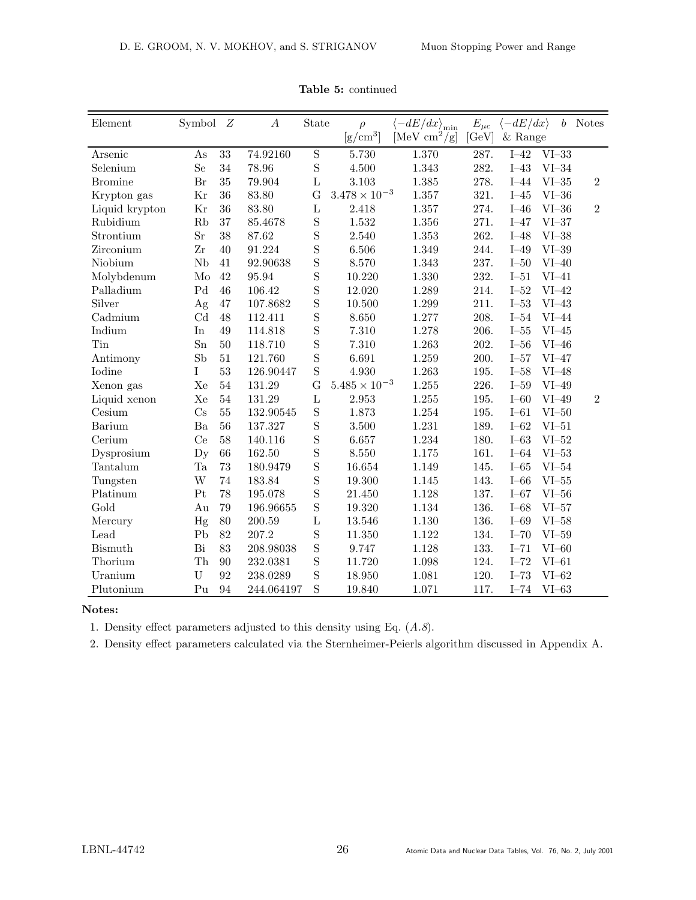**Table 5:** continued

| Element | Symbol | $Z$ | $A$ | State | $\rho$ [g/cm$^3$] | $\langle -dE/dx \rangle_{\rm min}$ [MeV cm$^2$/g] | $E_{\mu c}$ [GeV] | $\langle -dE/dx \rangle$ & Range | $b$ | Notes |
|---|---|---|---|---|---|---|---|---|---|---|
| Arsenic | As | 33 | 74.92160 | S | 5.730 | 1.370 | 287. | I–42 | VI–33 | |
| Selenium | Se | 34 | 78.96 | S | 4.500 | 1.343 | 282. | I–43 | VI–34 | |
| Bromine | Br | 35 | 79.904 | L | 3.103 | 1.385 | 278. | I–44 | VI–35 | 2 |
| Krypton gas | Kr | 36 | 83.80 | G | $3.478 \times 10^{-3}$ | 1.357 | 321. | I–45 | VI–36 | |
| Liquid krypton | Kr | 36 | 83.80 | L | 2.418 | 1.357 | 274. | I–46 | VI–36 | 2 |
| Rubidium | Rb | 37 | 85.4678 | S | 1.532 | 1.356 | 271. | I–47 | VI–37 | |
| Strontium | Sr | 38 | 87.62 | S | 2.540 | 1.353 | 262. | I–48 | VI–38 | |
| Zirconium | Zr | 40 | 91.224 | S | 6.506 | 1.349 | 244. | I–49 | VI–39 | |
| Niobium | Nb | 41 | 92.90638 | S | 8.570 | 1.343 | 237. | I–50 | VI–40 | |
| Molybdenum | Mo | 42 | 95.94 | S | 10.220 | 1.330 | 232. | I–51 | VI–41 | |
| Palladium | Pd | 46 | 106.42 | S | 12.020 | 1.289 | 214. | I–52 | VI–42 | |
| Silver | Ag | 47 | 107.8682 | S | 10.500 | 1.299 | 211. | I–53 | VI–43 | |
| Cadmium | Cd | 48 | 112.411 | S | 8.650 | 1.277 | 208. | I–54 | VI–44 | |
| Indium | In | 49 | 114.818 | S | 7.310 | 1.278 | 206. | I–55 | VI–45 | |
| Tin | Sn | 50 | 118.710 | S | 7.310 | 1.263 | 202. | I–56 | VI–46 | |
| Antimony | Sb | 51 | 121.760 | S | 6.691 | 1.259 | 200. | I–57 | VI–47 | |
| Iodine | I | 53 | 126.90447 | S | 4.930 | 1.263 | 195. | I–58 | VI–48 | |
| Xenon gas | Xe | 54 | 131.29 | G | $5.485 \times 10^{-3}$ | 1.255 | 226. | I–59 | VI–49 | |
| Liquid xenon | Xe | 54 | 131.29 | L | 2.953 | 1.255 | 195. | I–60 | VI–49 | 2 |
| Cesium | Cs | 55 | 132.90545 | S | 1.873 | 1.254 | 195. | I–61 | VI–50 | |
| Barium | Ba | 56 | 137.327 | S | 3.500 | 1.231 | 189. | I–62 | VI–51 | |
| Cerium | Ce | 58 | 140.116 | S | 6.657 | 1.234 | 180. | I–63 | VI–52 | |
| Dysprosium | Dy | 66 | 162.50 | S | 8.550 | 1.175 | 161. | I–64 | VI–53 | |
| Tantalum | Ta | 73 | 180.9479 | S | 16.654 | 1.149 | 145. | I–65 | VI–54 | |
| Tungsten | W | 74 | 183.84 | S | 19.300 | 1.145 | 143. | I–66 | VI–55 | |
| Platinum | Pt | 78 | 195.078 | S | 21.450 | 1.128 | 137. | I–67 | VI–56 | |
| Gold | Au | 79 | 196.96655 | S | 19.320 | 1.134 | 136. | I–68 | VI–57 | |
| Mercury | Hg | 80 | 200.59 | L | 13.546 | 1.130 | 136. | I–69 | VI–58 | |
| Lead | Pb | 82 | 207.2 | S | 11.350 | 1.122 | 134. | I–70 | VI–59 | |
| Bismuth | Bi | 83 | 208.98038 | S | 9.747 | 1.128 | 133. | I–71 | VI–60 | |
| Thorium | Th | 90 | 232.0381 | S | 11.720 | 1.098 | 124. | I–72 | VI–61 | |
| Uranium | U | 92 | 238.0289 | S | 18.950 | 1.081 | 120. | I–73 | VI–62 | |
| Plutonium | Pu | 94 | 244.064197 | S | 19.840 | 1.071 | 117. | I–74 | VI–63 | |

**Notes:**

1. Density effect parameters adjusted to this density using Eq. (*A.8*).
2. Density effect parameters calculated via the Sternheimer-Peierls algorithm discussed in Appendix A.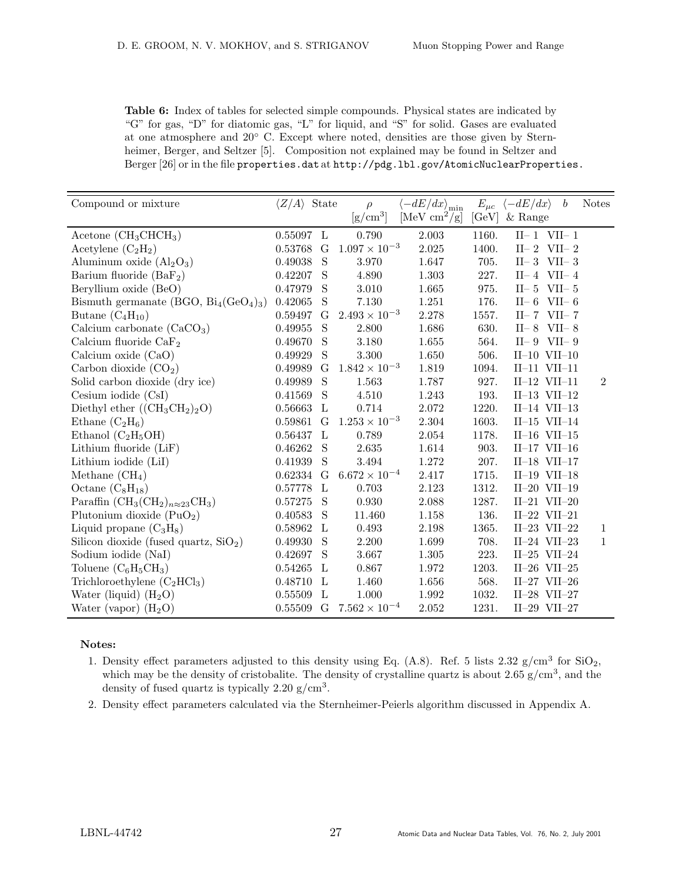**Table 6:** Index of tables for selected simple compounds. Physical states are indicated by "G" for gas, "D" for diatomic gas, "L" for liquid, and "S" for solid. Gases are evaluated at one atmosphere and 20° C. Except where noted, densities are those given by Sternheimer, Berger, and Seltzer [5]. Composition not explained may be found in Seltzer and Berger [26] or in the file `properties.dat` at `http://pdg.lbl.gov/AtomicNuclearProperties`.

| Compound or mixture | $\langle Z/A \rangle$ | State | $\rho$ [g/cm$^3$] | $\langle -dE/dx \rangle_{\rm min}$ [MeV cm$^2$/g] | $E_{\mu c}$ [GeV] | $\langle -dE/dx \rangle$ & Range | $b$ | Notes |
|---|---|---|---|---|---|---|---|---|
| Acetone ($CH_3CHCH_3$) | 0.55097 | L | 0.790 | 2.003 | 1160. | II– 1 | VII– 1 | |
| Acetylene ($C_2H_2$) | 0.53768 | G | $1.097 \times 10^{-3}$ | 2.025 | 1400. | II– 2 | VII– 2 | |
| Aluminum oxide ($Al_2O_3$) | 0.49038 | S | 3.970 | 1.647 | 705. | II– 3 | VII– 3 | |
| Barium fluoride ($BaF_2$) | 0.42207 | S | 4.890 | 1.303 | 227. | II– 4 | VII– 4 | |
| Beryllium oxide (BeO) | 0.47979 | S | 3.010 | 1.665 | 975. | II– 5 | VII– 5 | |
| Bismuth germanate (BGO, $Bi_4(GeO_4)_3$) | 0.42065 | S | 7.130 | 1.251 | 176. | II– 6 | VII– 6 | |
| Butane ($C_4H_{10}$) | 0.59497 | G | $2.493 \times 10^{-3}$ | 2.278 | 1557. | II– 7 | VII– 7 | |
| Calcium carbonate ($CaCO_3$) | 0.49955 | S | 2.800 | 1.686 | 630. | II– 8 | VII– 8 | |
| Calcium fluoride $CaF_2$ | 0.49670 | S | 3.180 | 1.655 | 564. | II– 9 | VII– 9 | |
| Calcium oxide (CaO) | 0.49929 | S | 3.300 | 1.650 | 506. | II–10 | VII–10 | |
| Carbon dioxide ($CO_2$) | 0.49989 | G | $1.842 \times 10^{-3}$ | 1.819 | 1094. | II–11 | VII–11 | |
| Solid carbon dioxide (dry ice) | 0.49989 | S | 1.563 | 1.787 | 927. | II–12 | VII–11 | 2 |
| Cesium iodide (CsI) | 0.41569 | S | 4.510 | 1.243 | 193. | II–13 | VII–12 | |
| Diethyl ether ($(CH_3CH_2)_2O$) | 0.56663 | L | 0.714 | 2.072 | 1220. | II–14 | VII–13 | |
| Ethane ($C_2H_6$) | 0.59861 | G | $1.253 \times 10^{-3}$ | 2.304 | 1603. | II–15 | VII–14 | |
| Ethanol ($C_2H_5OH$) | 0.56437 | L | 0.789 | 2.054 | 1178. | II–16 | VII–15 | |
| Lithium fluoride (LiF) | 0.46262 | S | 2.635 | 1.614 | 903. | II–17 | VII–16 | |
| Lithium iodide (LiI) | 0.41939 | S | 3.494 | 1.272 | 207. | II–18 | VII–17 | |
| Methane ($CH_4$) | 0.62334 | G | $6.672 \times 10^{-4}$ | 2.417 | 1715. | II–19 | VII–18 | |
| Octane ($C_8H_{18}$) | 0.57778 | L | 0.703 | 2.123 | 1312. | II–20 | VII–19 | |
| Paraffin ($CH_3(CH_2)_{n\approx23}CH_3$) | 0.57275 | S | 0.930 | 2.088 | 1287. | II–21 | VII–20 | |
| Plutonium dioxide ($PuO_2$) | 0.40583 | S | 11.460 | 1.158 | 136. | II–22 | VII–21 | |
| Liquid propane ($C_3H_8$) | 0.58962 | L | 0.493 | 2.198 | 1365. | II–23 | VII–22 | 1 |
| Silicon dioxide (fused quartz, $SiO_2$) | 0.49930 | S | 2.200 | 1.699 | 708. | II–24 | VII–23 | 1 |
| Sodium iodide (NaI) | 0.42697 | S | 3.667 | 1.305 | 223. | II–25 | VII–24 | |
| Toluene ($C_6H_5CH_3$) | 0.54265 | L | 0.867 | 1.972 | 1203. | II–26 | VII–25 | |
| Trichloroethylene ($C_2HCl_3$) | 0.48710 | L | 1.460 | 1.656 | 568. | II–27 | VII–26 | |
| Water (liquid) ($H_2O$) | 0.55509 | L | 1.000 | 1.992 | 1032. | II–28 | VII–27 | |
| Water (vapor) ($H_2O$) | 0.55509 | G | $7.562 \times 10^{-4}$ | 2.052 | 1231. | II–29 | VII–27 | |

**Notes:**

1. Density effect parameters adjusted to this density using Eq. (A.8). Ref. 5 lists 2.32 g/cm$^3$ for $SiO_2$, which may be the density of cristobalite. The density of crystalline quartz is about 2.65 g/cm$^3$, and the density of fused quartz is typically 2.20 g/cm$^3$.
2. Density effect parameters calculated via the Sternheimer-Peierls algorithm discussed in Appendix A.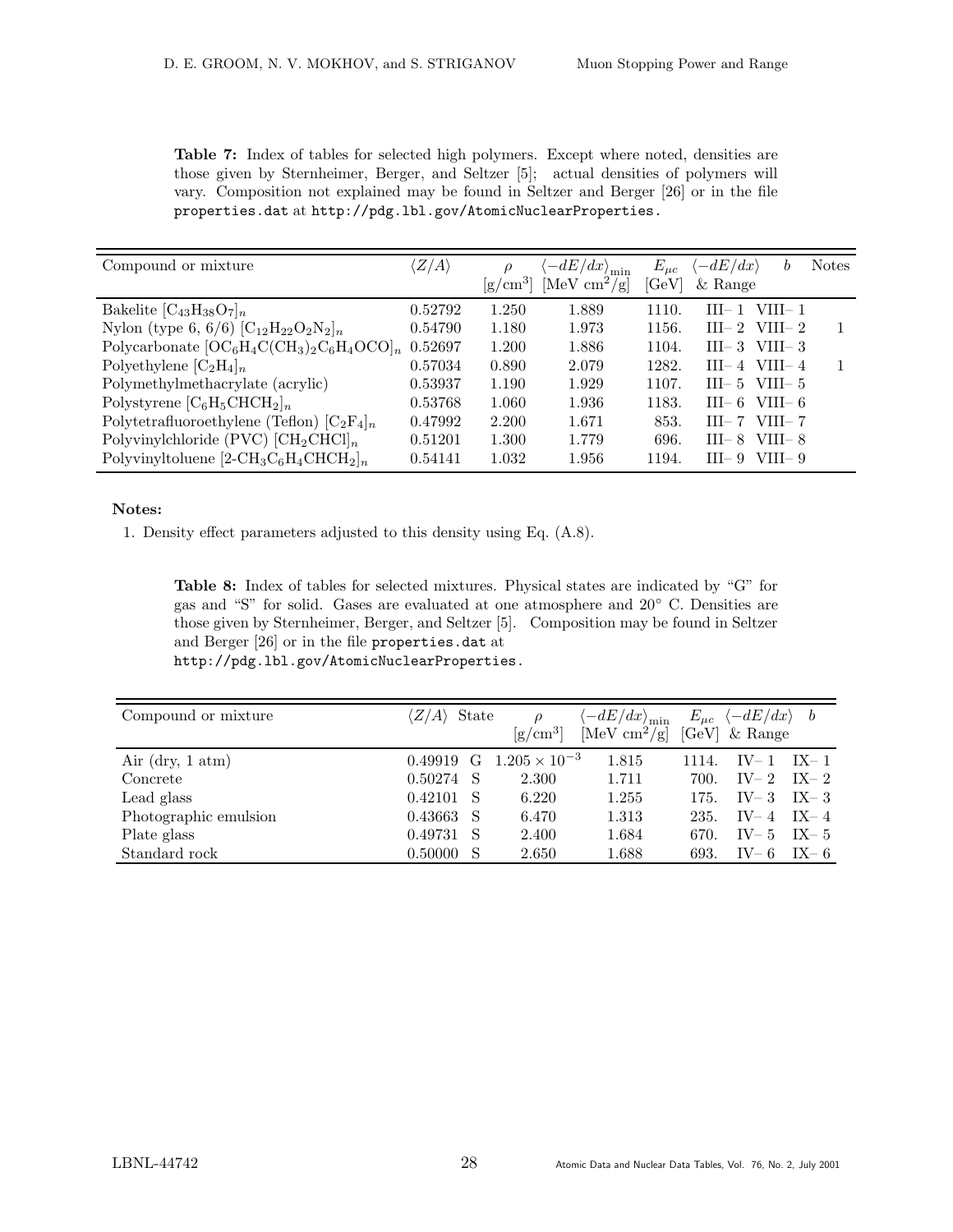**Table 7:** Index of tables for selected high polymers. Except where noted, densities are those given by Sternheimer, Berger, and Seltzer [5]; actual densities of polymers will vary. Composition not explained may be found in Seltzer and Berger [26] or in the file `properties.dat` at `http://pdg.lbl.gov/AtomicNuclearProperties`.

| Compound or mixture | $\langle Z/A \rangle$ | $\rho$ [g/cm$^3$] | $\langle -dE/dx \rangle_{\rm min}$ [MeV cm$^2$/g] | $E_{\mu c}$ [GeV] | $\langle -dE/dx \rangle$ & Range | $b$ | Notes |
|---|---|---|---|---|---|---|---|
| Bakelite $[C_{43}H_{38}O_7]_n$ | 0.52792 | 1.250 | 1.889 | 1110. | III– 1 | VIII– 1 | |
| Nylon (type 6, 6/6) $[C_{12}H_{22}O_2N_2]_n$ | 0.54790 | 1.180 | 1.973 | 1156. | III– 2 | VIII– 2 | 1 |
| Polycarbonate $[OC_6H_4C(CH_3)_2C_6H_4OCO]_n$ | 0.52697 | 1.200 | 1.886 | 1104. | III– 3 | VIII– 3 | |
| Polyethylene $[C_2H_4]_n$ | 0.57034 | 0.890 | 2.079 | 1282. | III– 4 | VIII– 4 | 1 |
| Polymethylmethacrylate (acrylic) | 0.53937 | 1.190 | 1.929 | 1107. | III– 5 | VIII– 5 | |
| Polystyrene $[C_6H_5CHCH_2]_n$ | 0.53768 | 1.060 | 1.936 | 1183. | III– 6 | VIII– 6 | |
| Polytetrafluoroethylene (Teflon) $[C_2F_4]_n$ | 0.47992 | 2.200 | 1.671 | 853. | III– 7 | VIII– 7 | |
| Polyvinylchloride (PVC) $[CH_2CHCl]_n$ | 0.51201 | 1.300 | 1.779 | 696. | III– 8 | VIII– 8 | |
| Polyvinyltoluene $[2\text{-}CH_3C_6H_4CHCH_2]_n$ | 0.54141 | 1.032 | 1.956 | 1194. | III– 9 | VIII– 9 | |

**Notes:**

1. Density effect parameters adjusted to this density using Eq. (A.8).

**Table 8:** Index of tables for selected mixtures. Physical states are indicated by "G" for gas and "S" for solid. Gases are evaluated at one atmosphere and 20° C. Densities are those given by Sternheimer, Berger, and Seltzer [5]. Composition may be found in Seltzer and Berger [26] or in the file `properties.dat` at `http://pdg.lbl.gov/AtomicNuclearProperties`.

| Compound or mixture | $\langle Z/A \rangle$ | State | $\rho$ [g/cm$^3$] | $\langle -dE/dx \rangle_{\rm min}$ [MeV cm$^2$/g] | $E_{\mu c}$ [GeV] | $\langle -dE/dx \rangle$ & Range | $b$ |
|---|---|---|---|---|---|---|---|
| Air (dry, 1 atm) | 0.49919 | G | $1.205 \times 10^{-3}$ | 1.815 | 1114. | IV– 1 | IX– 1 |
| Concrete | 0.50274 | S | 2.300 | 1.711 | 700. | IV– 2 | IX– 2 |
| Lead glass | 0.42101 | S | 6.220 | 1.255 | 175. | IV– 3 | IX– 3 |
| Photographic emulsion | 0.43663 | S | 6.470 | 1.313 | 235. | IV– 4 | IX– 4 |
| Plate glass | 0.49731 | S | 2.400 | 1.684 | 670. | IV– 5 | IX– 5 |
| Standard rock | 0.50000 | S | 2.650 | 1.688 | 693. | IV– 6 | IX– 6 |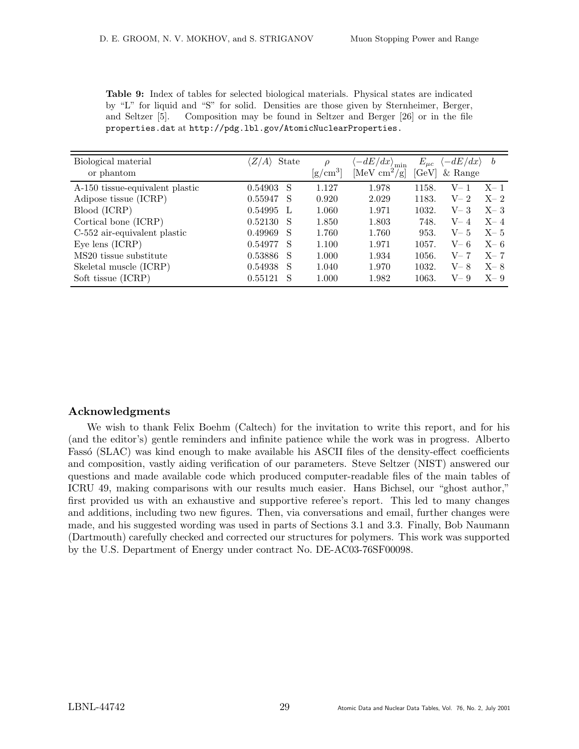**Table 9:** Index of tables for selected biological materials. Physical states are indicated by "L" for liquid and "S" for solid. Densities are those given by Sternheimer, Berger, and Seltzer [5]. Composition may be found in Seltzer and Berger [26] or in the file `properties.dat` at `http://pdg.lbl.gov/AtomicNuclearProperties.`

| Biological material or phantom | $\langle Z/A \rangle$ | State | $\rho$ [g/cm$^3$] | $\langle -dE/dx \rangle_{\rm min}$ [MeV cm$^2$/g] | $E_{\mu c}$ [GeV] | $\langle -dE/dx \rangle$ & Range | $b$ |
|---|---|---|---|---|---|---|---|
| A-150 tissue-equivalent plastic | 0.54903 | S | 1.127 | 1.978 | 1158. | V– 1 | X– 1 |
| Adipose tissue (ICRP) | 0.55947 | S | 0.920 | 2.029 | 1183. | V– 2 | X– 2 |
| Blood (ICRP) | 0.54995 | L | 1.060 | 1.971 | 1032. | V– 3 | X– 3 |
| Cortical bone (ICRP) | 0.52130 | S | 1.850 | 1.803 | 748. | V– 4 | X– 4 |
| C-552 air-equivalent plastic | 0.49969 | S | 1.760 | 1.760 | 953. | V– 5 | X– 5 |
| Eye lens (ICRP) | 0.54977 | S | 1.100 | 1.971 | 1057. | V– 6 | X– 6 |
| MS20 tissue substitute | 0.53886 | S | 1.000 | 1.934 | 1056. | V– 7 | X– 7 |
| Skeletal muscle (ICRP) | 0.54938 | S | 1.040 | 1.970 | 1032. | V– 8 | X– 8 |
| Soft tissue (ICRP) | 0.55121 | S | 1.000 | 1.982 | 1063. | V– 9 | X– 9 |

## Acknowledgments

We wish to thank Felix Boehm (Caltech) for the invitation to write this report, and for his (and the editor's) gentle reminders and infinite patience while the work was in progress. Alberto Fassó (SLAC) was kind enough to make available his ASCII files of the density-effect coefficients and composition, vastly aiding verification of our parameters. Steve Seltzer (NIST) answered our questions and made available code which produced computer-readable files of the main tables of ICRU 49, making comparisons with our results much easier. Hans Bichsel, our "ghost author," first provided us with an exhaustive and supportive referee's report. This led to many changes and additions, including two new figures. Then, via conversations and email, further changes were made, and his suggested wording was used in parts of Sections 3.1 and 3.3. Finally, Bob Naumann (Dartmouth) carefully checked and corrected our structures for polymers. This work was supported by the U.S. Department of Energy under contract No. DE-AC03-76SF00098.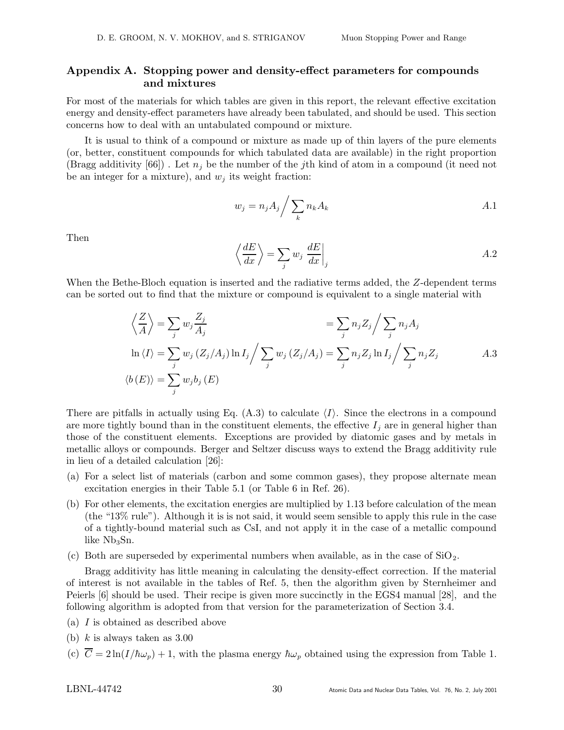## Appendix A. Stopping power and density-effect parameters for compounds and mixtures

For most of the materials for which tables are given in this report, the relevant effective excitation energy and density-effect parameters have already been tabulated, and should be used. This section concerns how to deal with an untabulated compound or mixture.

It is usual to think of a compound or mixture as made up of thin layers of the pure elements (or, better, constituent compounds for which tabulated data are available) in the right proportion (Bragg additivity [66]) . Let $n_j$ be the number of the $j$th kind of atom in a compound (it need not be an integer for a mixture), and $w_j$ its weight fraction:

$$w_j = n_j A_j \Big/ \sum_k n_k A_k \qquad A.1$$

Then

$$\left\langle \frac{dE}{dx} \right\rangle = \sum_j w_j \left. \frac{dE}{dx} \right|_j \qquad A.2$$

When the Bethe-Bloch equation is inserted and the radiative terms added, the $Z$-dependent terms can be sorted out to find that the mixture or compound is equivalent to a single material with

$$\begin{aligned}
\left\langle \frac{Z}{A} \right\rangle &= \sum_j w_j \frac{Z_j}{A_j} &&= \sum_j n_j Z_j \Big/ \sum_j n_j A_j \\
\ln \langle I \rangle &= \sum_j w_j \left( Z_j / A_j \right) \ln I_j \Big/ \sum_j w_j \left( Z_j / A_j \right) &&= \sum_j n_j Z_j \ln I_j \Big/ \sum_j n_j Z_j \\
\langle b(E) \rangle &= \sum_j w_j b_j(E)
\end{aligned} \qquad A.3$$

There are pitfalls in actually using Eq. (A.3) to calculate $\langle I \rangle$. Since the electrons in a compound are more tightly bound than in the constituent elements, the effective $I_j$ are in general higher than those of the constituent elements. Exceptions are provided by diatomic gases and by metals in metallic alloys or compounds. Berger and Seltzer discuss ways to extend the Bragg additivity rule in lieu of a detailed calculation [26]:

(a) For a select list of materials (carbon and some common gases), they propose alternate mean excitation energies in their Table 5.1 (or Table 6 in Ref. 26).

(b) For other elements, the excitation energies are multiplied by 1.13 before calculation of the mean (the "13% rule"). Although it is is not said, it would seem sensible to apply this rule in the case of a tightly-bound material such as CsI, and not apply it in the case of a metallic compound like $Nb_3Sn$.

(c) Both are superseded by experimental numbers when available, as in the case of $SiO_2$.

Bragg additivity has little meaning in calculating the density-effect correction. If the material of interest is not available in the tables of Ref. 5, then the algorithm given by Sternheimer and Peierls [6] should be used. Their recipe is given more succinctly in the EGS4 manual [28], and the following algorithm is adopted from that version for the parameterization of Section 3.4.

(a) $I$ is obtained as described above

(b) $k$ is always taken as 3.00

(c) $\overline{C} = 2\ln(I/\hbar\omega_p) + 1$, with the plasma energy $\hbar\omega_p$ obtained using the expression from Table 1.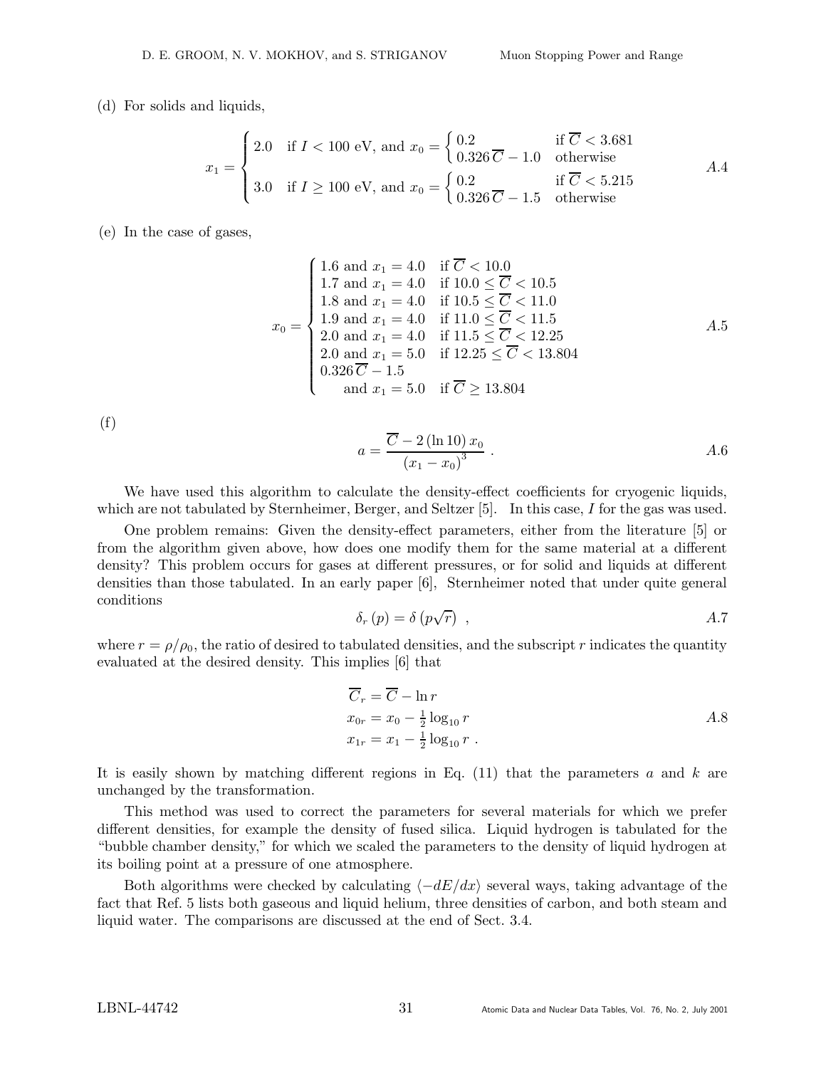(d) For solids and liquids,

$$x_1 = \begin{cases} 2.0 & \text{if } I < 100 \text{ eV, and } x_0 = \begin{cases} 0.2 & \text{if } \overline{C} < 3.681 \\ 0.326\,\overline{C} - 1.0 & \text{otherwise} \end{cases} \\ 3.0 & \text{if } I \geq 100 \text{ eV, and } x_0 = \begin{cases} 0.2 & \text{if } \overline{C} < 5.215 \\ 0.326\,\overline{C} - 1.5 & \text{otherwise} \end{cases} \end{cases} \tag{A.4}$$

(e) In the case of gases,

$$x_0 = \begin{cases} 1.6 \text{ and } x_1 = 4.0 & \text{if } \overline{C} < 10.0 \\ 1.7 \text{ and } x_1 = 4.0 & \text{if } 10.0 \leq \overline{C} < 10.5 \\ 1.8 \text{ and } x_1 = 4.0 & \text{if } 10.5 \leq \overline{C} < 11.0 \\ 1.9 \text{ and } x_1 = 4.0 & \text{if } 11.0 \leq \overline{C} < 11.5 \\ 2.0 \text{ and } x_1 = 4.0 & \text{if } 11.5 \leq \overline{C} < 12.25 \\ 2.0 \text{ and } x_1 = 5.0 & \text{if } 12.25 \leq \overline{C} < 13.804 \\ 0.326\,\overline{C} - 1.5 & \\ \quad \text{and } x_1 = 5.0 & \text{if } \overline{C} \geq 13.804 \end{cases} \tag{A.5}$$

(f)

$$a = \frac{\overline{C} - 2\,(\ln 10)\,x_0}{(x_1 - x_0)^3} \ . \tag{A.6}$$

We have used this algorithm to calculate the density-effect coefficients for cryogenic liquids, which are not tabulated by Sternheimer, Berger, and Seltzer [5]. In this case, $I$ for the gas was used.

One problem remains: Given the density-effect parameters, either from the literature [5] or from the algorithm given above, how does one modify them for the same material at a different density? This problem occurs for gases at different pressures, or for solid and liquids at different densities than those tabulated. In an early paper [6], Sternheimer noted that under quite general conditions

$$\delta_r\,(p) = \delta\left(p\sqrt{r}\right) \ , \tag{A.7}$$

where $r = \rho/\rho_0$, the ratio of desired to tabulated densities, and the subscript $r$ indicates the quantity evaluated at the desired density. This implies [6] that

$$\begin{aligned} \overline{C}_r &= \overline{C} - \ln r \\ x_{0r} &= x_0 - \tfrac{1}{2}\log_{10} r \\ x_{1r} &= x_1 - \tfrac{1}{2}\log_{10} r \ . \end{aligned} \tag{A.8}$$

It is easily shown by matching different regions in Eq. (11) that the parameters $a$ and $k$ are unchanged by the transformation.

This method was used to correct the parameters for several materials for which we prefer different densities, for example the density of fused silica. Liquid hydrogen is tabulated for the "bubble chamber density," for which we scaled the parameters to the density of liquid hydrogen at its boiling point at a pressure of one atmosphere.

Both algorithms were checked by calculating $\langle -dE/dx \rangle$ several ways, taking advantage of the fact that Ref. 5 lists both gaseous and liquid helium, three densities of carbon, and both steam and liquid water. The comparisons are discussed at the end of Sect. 3.4.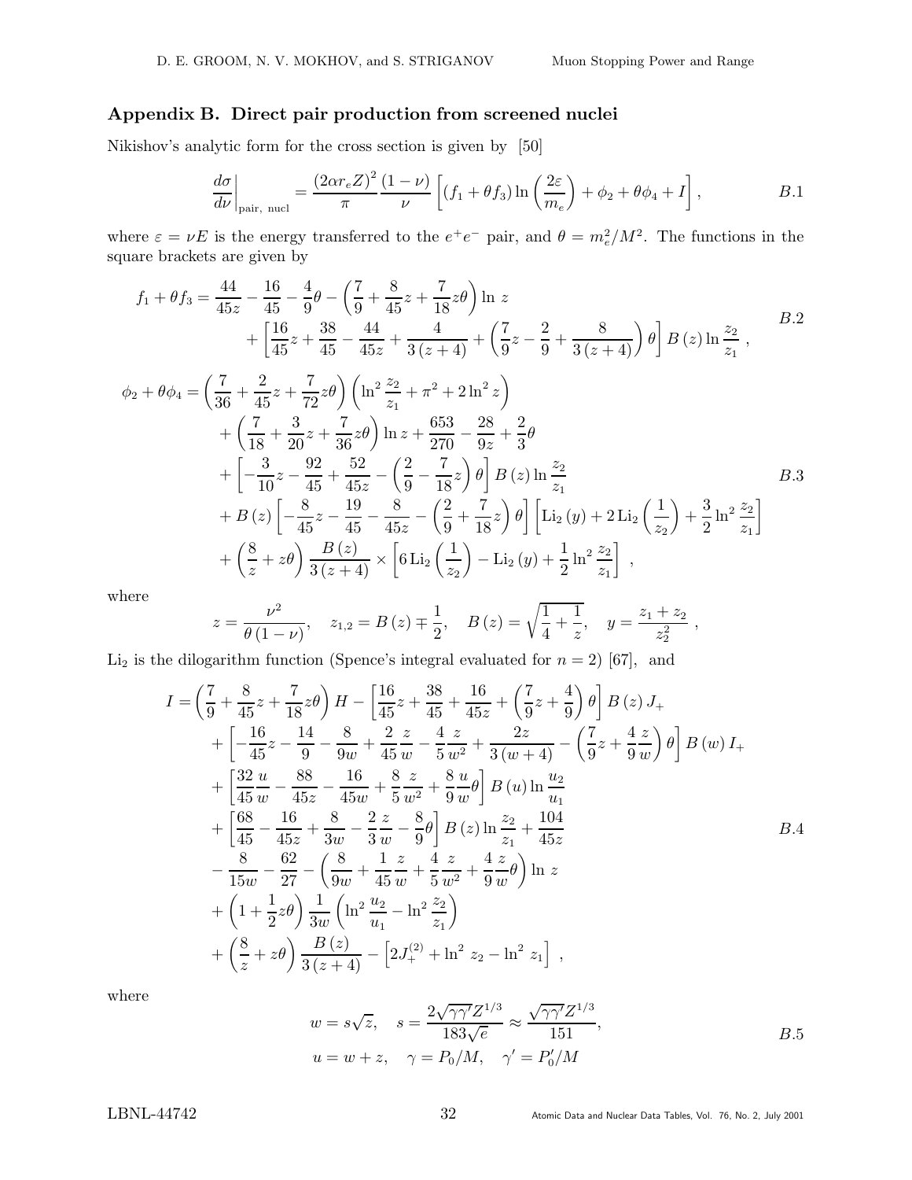## Appendix B. Direct pair production from screened nuclei

Nikishov's analytic form for the cross section is given by [50]

$$\left.\frac{d\sigma}{d\nu}\right|_{\text{pair, nucl}} = \frac{(2\alpha r_e Z)^2}{\pi}\frac{(1-\nu)}{\nu}\left[(f_1+\theta f_3)\ln\left(\frac{2\varepsilon}{m_e}\right)+\phi_2+\theta\phi_4+I\right], \qquad B.1$$

where $\varepsilon = \nu E$ is the energy transferred to the $e^+e^-$ pair, and $\theta = m_e^2/M^2$. The functions in the square brackets are given by

$$\begin{aligned}
f_1+\theta f_3 &= \frac{44}{45z}-\frac{16}{45}-\frac{4}{9}\theta-\left(\frac{7}{9}+\frac{8}{45}z+\frac{7}{18}z\theta\right)\ln z \\
&\quad+\left[\frac{16}{45}z+\frac{38}{45}-\frac{44}{45z}+\frac{4}{3(z+4)}+\left(\frac{7}{9}z-\frac{2}{9}+\frac{8}{3(z+4)}\right)\theta\right]B(z)\ln\frac{z_2}{z_1}\ , \qquad B.2
\end{aligned}$$

$$\begin{aligned}
\phi_2+\theta\phi_4 &= \left(\frac{7}{36}+\frac{2}{45}z+\frac{7}{72}z\theta\right)\left(\ln^2\frac{z_2}{z_1}+\pi^2+2\ln^2 z\right) \\
&\quad+\left(\frac{7}{18}+\frac{3}{20}z+\frac{7}{36}z\theta\right)\ln z+\frac{653}{270}-\frac{28}{9z}+\frac{2}{3}\theta \\
&\quad+\left[-\frac{3}{10}z-\frac{92}{45}+\frac{52}{45z}-\left(\frac{2}{9}-\frac{7}{18}z\right)\theta\right]B(z)\ln\frac{z_2}{z_1} \qquad B.3\\
&\quad+B(z)\left[-\frac{8}{45}z-\frac{19}{45}-\frac{8}{45z}-\left(\frac{2}{9}+\frac{7}{18}z\right)\theta\right]\left[\mathrm{Li}_2(y)+2\,\mathrm{Li}_2\left(\frac{1}{z_2}\right)+\frac{3}{2}\ln^2\frac{z_2}{z_1}\right] \\
&\quad+\left(\frac{8}{z}+z\theta\right)\frac{B(z)}{3(z+4)}\times\left[6\,\mathrm{Li}_2\left(\frac{1}{z_2}\right)-\mathrm{Li}_2(y)+\frac{1}{2}\ln^2\frac{z_2}{z_1}\right]\ ,
\end{aligned}$$

where

$$z=\frac{\nu^2}{\theta(1-\nu)},\quad z_{1,2}=B(z)\mp\frac{1}{2},\quad B(z)=\sqrt{\frac{1}{4}+\frac{1}{z}},\quad y=\frac{z_1+z_2}{z_2^2}\ ,$$

$\mathrm{Li}_2$ is the dilogarithm function (Spence's integral evaluated for $n=2$) [67], and

$$\begin{aligned}
I &= \left(\frac{7}{9}+\frac{8}{45}z+\frac{7}{18}z\theta\right)H-\left[\frac{16}{45}z+\frac{38}{45}+\frac{16}{45z}+\left(\frac{7}{9}z+\frac{4}{9}\right)\theta\right]B(z)\,J_+ \\
&\quad+\left[-\frac{16}{45}z-\frac{14}{9}-\frac{8}{9w}+\frac{2}{45}\frac{z}{w}-\frac{4}{5}\frac{z}{w^2}+\frac{2z}{3(w+4)}-\left(\frac{7}{9}z+\frac{4}{9}\frac{z}{w}\right)\theta\right]B(w)\,I_+ \\
&\quad+\left[\frac{32}{45}\frac{u}{w}-\frac{88}{45z}-\frac{16}{45w}+\frac{8}{5}\frac{z}{w^2}+\frac{8}{9}\frac{u}{w}\theta\right]B(u)\ln\frac{u_2}{u_1} \\
&\quad+\left[\frac{68}{45}-\frac{16}{45z}+\frac{8}{3w}-\frac{2}{3}\frac{z}{w}-\frac{8}{9}\theta\right]B(z)\ln\frac{z_2}{z_1}+\frac{104}{45z} \qquad B.4\\
&\quad-\frac{8}{15w}-\frac{62}{27}-\left(\frac{8}{9w}+\frac{1}{45}\frac{z}{w}+\frac{4}{5}\frac{z}{w^2}+\frac{4}{9}\frac{z}{w}\theta\right)\ln z \\
&\quad+\left(1+\frac{1}{2}z\theta\right)\frac{1}{3w}\left(\ln^2\frac{u_2}{u_1}-\ln^2\frac{z_2}{z_1}\right) \\
&\quad+\left(\frac{8}{z}+z\theta\right)\frac{B(z)}{3(z+4)}-\left[2J_+^{(2)}+\ln^2 z_2-\ln^2 z_1\right]\ ,
\end{aligned}$$

where

$$\begin{aligned}
w &= s\sqrt{z},\quad s=\frac{2\sqrt{\gamma\gamma'}Z^{1/3}}{183\sqrt{e}}\approx\frac{\sqrt{\gamma\gamma'}Z^{1/3}}{151}, \qquad B.5\\
u &= w+z,\quad \gamma=P_0/M,\quad \gamma'=P_0'/M
\end{aligned}$$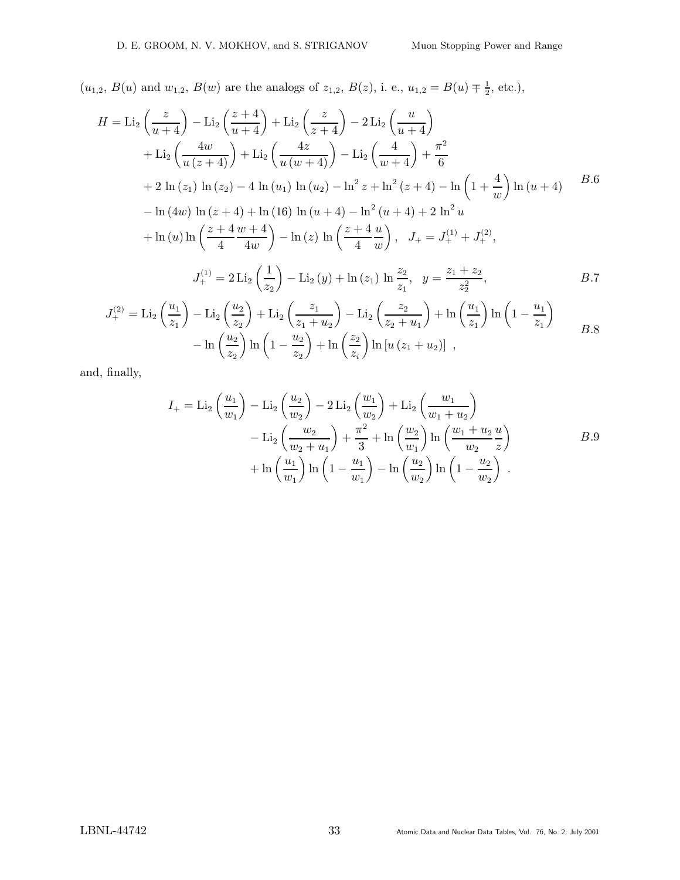($u_{1,2}$, $B(u)$ and $w_{1,2}$, $B(w)$ are the analogs of $z_{1,2}$, $B(z)$, i. e., $u_{1,2} = B(u) \mp \frac{1}{2}$, etc.),

$$
\begin{aligned}
H = & \operatorname{Li}_2\left(\frac{z}{u+4}\right) - \operatorname{Li}_2\left(\frac{z+4}{u+4}\right) + \operatorname{Li}_2\left(\frac{z}{z+4}\right) - 2\operatorname{Li}_2\left(\frac{u}{u+4}\right) \\
& + \operatorname{Li}_2\left(\frac{4w}{u\,(z+4)}\right) + \operatorname{Li}_2\left(\frac{4z}{u\,(w+4)}\right) - \operatorname{Li}_2\left(\frac{4}{w+4}\right) + \frac{\pi^2}{6} \\
& + 2\,\ln(z_1)\,\ln(z_2) - 4\,\ln(u_1)\,\ln(u_2) - \ln^2 z + \ln^2(z+4) - \ln\left(1+\frac{4}{w}\right)\ln(u+4) \\
& - \ln(4w)\,\ln(z+4) + \ln(16)\,\ln(u+4) - \ln^2(u+4) + 2\,\ln^2 u \\
& + \ln(u)\ln\left(\frac{z+4}{4}\frac{w+4}{4w}\right) - \ln(z)\,\ln\left(\frac{z+4}{4}\frac{u}{w}\right), \quad J_+ = J_+^{(1)} + J_+^{(2)},
\end{aligned}
\qquad B.6
$$

$$
J_+^{(1)} = 2\operatorname{Li}_2\left(\frac{1}{z_2}\right) - \operatorname{Li}_2(y) + \ln(z_1)\,\ln\frac{z_2}{z_1}, \quad y = \frac{z_1+z_2}{z_2^2}, \qquad B.7
$$

$$
\begin{aligned}
J_+^{(2)} = & \operatorname{Li}_2\left(\frac{u_1}{z_1}\right) - \operatorname{Li}_2\left(\frac{u_2}{z_2}\right) + \operatorname{Li}_2\left(\frac{z_1}{z_1+u_2}\right) - \operatorname{Li}_2\left(\frac{z_2}{z_2+u_1}\right) + \ln\left(\frac{u_1}{z_1}\right)\ln\left(1-\frac{u_1}{z_1}\right) \\
& - \ln\left(\frac{u_2}{z_2}\right)\ln\left(1-\frac{u_2}{z_2}\right) + \ln\left(\frac{z_2}{z_i}\right)\ln\left[u\,(z_1+u_2)\right] \ ,
\end{aligned}
\qquad B.8
$$

and, finally,

$$
\begin{aligned}
I_+ = & \operatorname{Li}_2\left(\frac{u_1}{w_1}\right) - \operatorname{Li}_2\left(\frac{u_2}{w_2}\right) - 2\operatorname{Li}_2\left(\frac{w_1}{w_2}\right) + \operatorname{Li}_2\left(\frac{w_1}{w_1+u_2}\right) \\
& - \operatorname{Li}_2\left(\frac{w_2}{w_2+u_1}\right) + \frac{\pi^2}{3} + \ln\left(\frac{w_2}{w_1}\right)\ln\left(\frac{w_1+u_2}{w_2}\frac{u}{z}\right) \\
& + \ln\left(\frac{u_1}{w_1}\right)\ln\left(1-\frac{u_1}{w_1}\right) - \ln\left(\frac{u_2}{w_2}\right)\ln\left(1-\frac{u_2}{w_2}\right) \ .
\end{aligned}
\qquad B.9
$$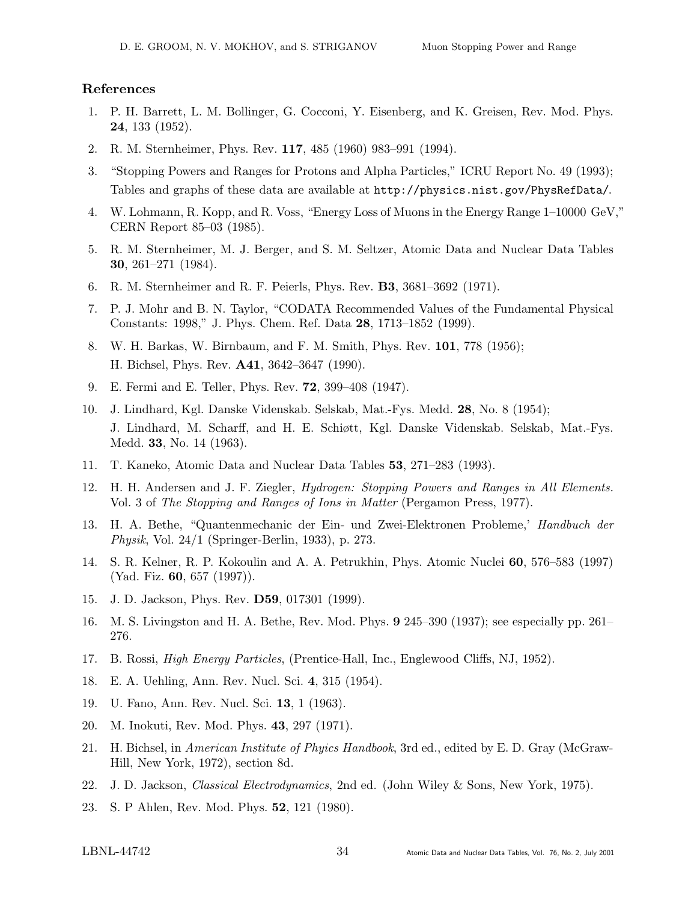## References

1. P. H. Barrett, L. M. Bollinger, G. Cocconi, Y. Eisenberg, and K. Greisen, Rev. Mod. Phys. **24**, 133 (1952).
2. R. M. Sternheimer, Phys. Rev. **117**, 485 (1960) 983–991 (1994).
3. "Stopping Powers and Ranges for Protons and Alpha Particles," ICRU Report No. 49 (1993); Tables and graphs of these data are available at `http://physics.nist.gov/PhysRefData/`.
4. W. Lohmann, R. Kopp, and R. Voss, "Energy Loss of Muons in the Energy Range 1–10000 GeV," CERN Report 85–03 (1985).
5. R. M. Sternheimer, M. J. Berger, and S. M. Seltzer, Atomic Data and Nuclear Data Tables **30**, 261–271 (1984).
6. R. M. Sternheimer and R. F. Peierls, Phys. Rev. **B3**, 3681–3692 (1971).
7. P. J. Mohr and B. N. Taylor, "CODATA Recommended Values of the Fundamental Physical Constants: 1998," J. Phys. Chem. Ref. Data **28**, 1713–1852 (1999).
8. W. H. Barkas, W. Birnbaum, and F. M. Smith, Phys. Rev. **101**, 778 (1956); H. Bichsel, Phys. Rev. **A41**, 3642–3647 (1990).
9. E. Fermi and E. Teller, Phys. Rev. **72**, 399–408 (1947).
10. J. Lindhard, Kgl. Danske Videnskab. Selskab, Mat.-Fys. Medd. **28**, No. 8 (1954); J. Lindhard, M. Scharff, and H. E. Schiøtt, Kgl. Danske Videnskab. Selskab, Mat.-Fys. Medd. **33**, No. 14 (1963).
11. T. Kaneko, Atomic Data and Nuclear Data Tables **53**, 271–283 (1993).
12. H. H. Andersen and J. F. Ziegler, *Hydrogen: Stopping Powers and Ranges in All Elements.* Vol. 3 of *The Stopping and Ranges of Ions in Matter* (Pergamon Press, 1977).
13. H. A. Bethe, "Quantenmechanic der Ein- und Zwei-Elektronen Probleme,' *Handbuch der Physik*, Vol. 24/1 (Springer-Berlin, 1933), p. 273.
14. S. R. Kelner, R. P. Kokoulin and A. A. Petrukhin, Phys. Atomic Nuclei **60**, 576–583 (1997) (Yad. Fiz. **60**, 657 (1997)).
15. J. D. Jackson, Phys. Rev. **D59**, 017301 (1999).
16. M. S. Livingston and H. A. Bethe, Rev. Mod. Phys. **9** 245–390 (1937); see especially pp. 261–276.
17. B. Rossi, *High Energy Particles*, (Prentice-Hall, Inc., Englewood Cliffs, NJ, 1952).
18. E. A. Uehling, Ann. Rev. Nucl. Sci. **4**, 315 (1954).
19. U. Fano, Ann. Rev. Nucl. Sci. **13**, 1 (1963).
20. M. Inokuti, Rev. Mod. Phys. **43**, 297 (1971).
21. H. Bichsel, in *American Institute of Phyics Handbook*, 3rd ed., edited by E. D. Gray (McGraw-Hill, New York, 1972), section 8d.
22. J. D. Jackson, *Classical Electrodynamics*, 2nd ed. (John Wiley & Sons, New York, 1975).
23. S. P Ahlen, Rev. Mod. Phys. **52**, 121 (1980).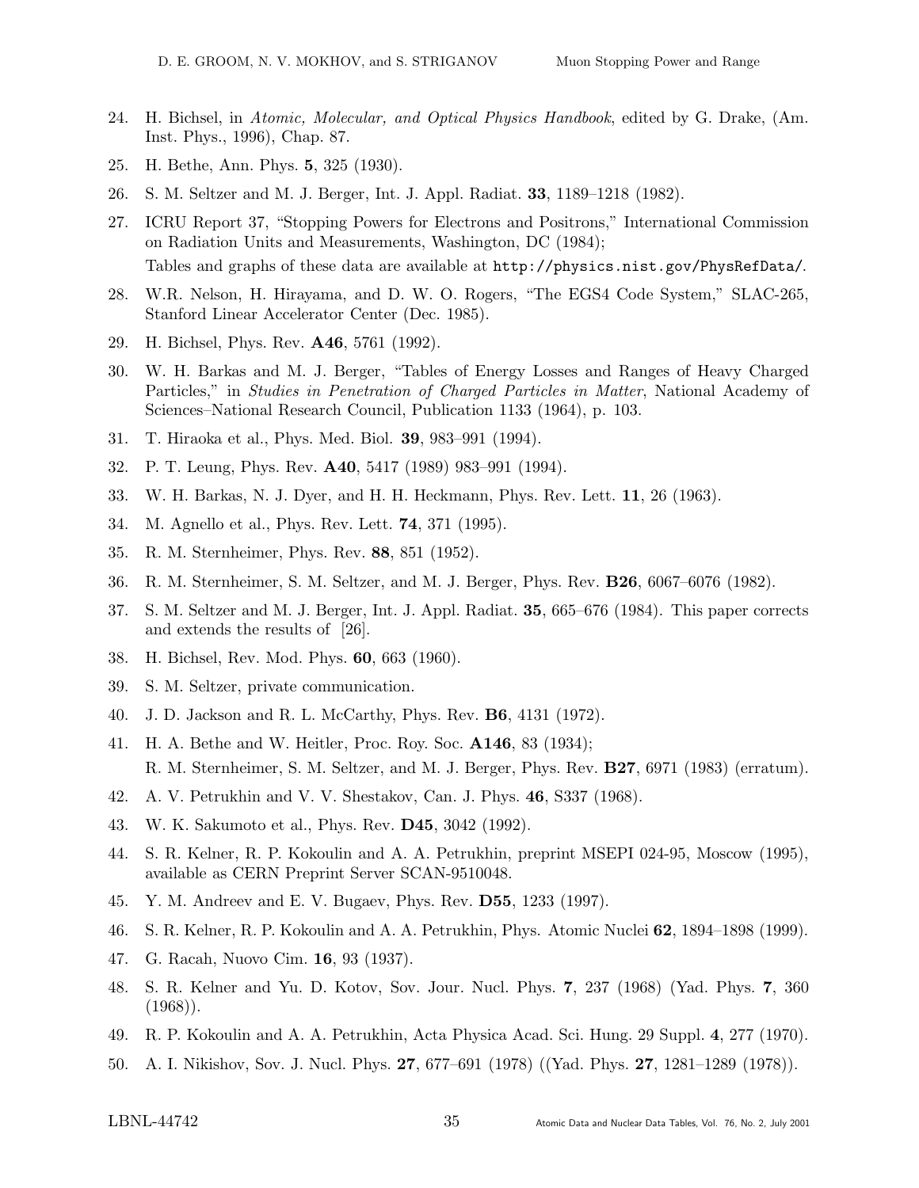24. H. Bichsel, in *Atomic, Molecular, and Optical Physics Handbook*, edited by G. Drake, (Am. Inst. Phys., 1996), Chap. 87.
25. H. Bethe, Ann. Phys. **5**, 325 (1930).
26. S. M. Seltzer and M. J. Berger, Int. J. Appl. Radiat. **33**, 1189–1218 (1982).
27. ICRU Report 37, "Stopping Powers for Electrons and Positrons," International Commission on Radiation Units and Measurements, Washington, DC (1984);
    Tables and graphs of these data are available at `http://physics.nist.gov/PhysRefData/`.
28. W.R. Nelson, H. Hirayama, and D. W. O. Rogers, "The EGS4 Code System," SLAC-265, Stanford Linear Accelerator Center (Dec. 1985).
29. H. Bichsel, Phys. Rev. **A46**, 5761 (1992).
30. W. H. Barkas and M. J. Berger, "Tables of Energy Losses and Ranges of Heavy Charged Particles," in *Studies in Penetration of Charged Particles in Matter*, National Academy of Sciences–National Research Council, Publication 1133 (1964), p. 103.
31. T. Hiraoka et al., Phys. Med. Biol. **39**, 983–991 (1994).
32. P. T. Leung, Phys. Rev. **A40**, 5417 (1989) 983–991 (1994).
33. W. H. Barkas, N. J. Dyer, and H. H. Heckmann, Phys. Rev. Lett. **11**, 26 (1963).
34. M. Agnello et al., Phys. Rev. Lett. **74**, 371 (1995).
35. R. M. Sternheimer, Phys. Rev. **88**, 851 (1952).
36. R. M. Sternheimer, S. M. Seltzer, and M. J. Berger, Phys. Rev. **B26**, 6067–6076 (1982).
37. S. M. Seltzer and M. J. Berger, Int. J. Appl. Radiat. **35**, 665–676 (1984). This paper corrects and extends the results of [26].
38. H. Bichsel, Rev. Mod. Phys. **60**, 663 (1960).
39. S. M. Seltzer, private communication.
40. J. D. Jackson and R. L. McCarthy, Phys. Rev. **B6**, 4131 (1972).
41. H. A. Bethe and W. Heitler, Proc. Roy. Soc. **A146**, 83 (1934);
    R. M. Sternheimer, S. M. Seltzer, and M. J. Berger, Phys. Rev. **B27**, 6971 (1983) (erratum).
42. A. V. Petrukhin and V. V. Shestakov, Can. J. Phys. **46**, S337 (1968).
43. W. K. Sakumoto et al., Phys. Rev. **D45**, 3042 (1992).
44. S. R. Kelner, R. P. Kokoulin and A. A. Petrukhin, preprint MSEPI 024-95, Moscow (1995), available as CERN Preprint Server SCAN-9510048.
45. Y. M. Andreev and E. V. Bugaev, Phys. Rev. **D55**, 1233 (1997).
46. S. R. Kelner, R. P. Kokoulin and A. A. Petrukhin, Phys. Atomic Nuclei **62**, 1894–1898 (1999).
47. G. Racah, Nuovo Cim. **16**, 93 (1937).
48. S. R. Kelner and Yu. D. Kotov, Sov. Jour. Nucl. Phys. **7**, 237 (1968) (Yad. Phys. **7**, 360 (1968)).
49. R. P. Kokoulin and A. A. Petrukhin, Acta Physica Acad. Sci. Hung. 29 Suppl. **4**, 277 (1970).
50. A. I. Nikishov, Sov. J. Nucl. Phys. **27**, 677–691 (1978) ((Yad. Phys. **27**, 1281–1289 (1978)).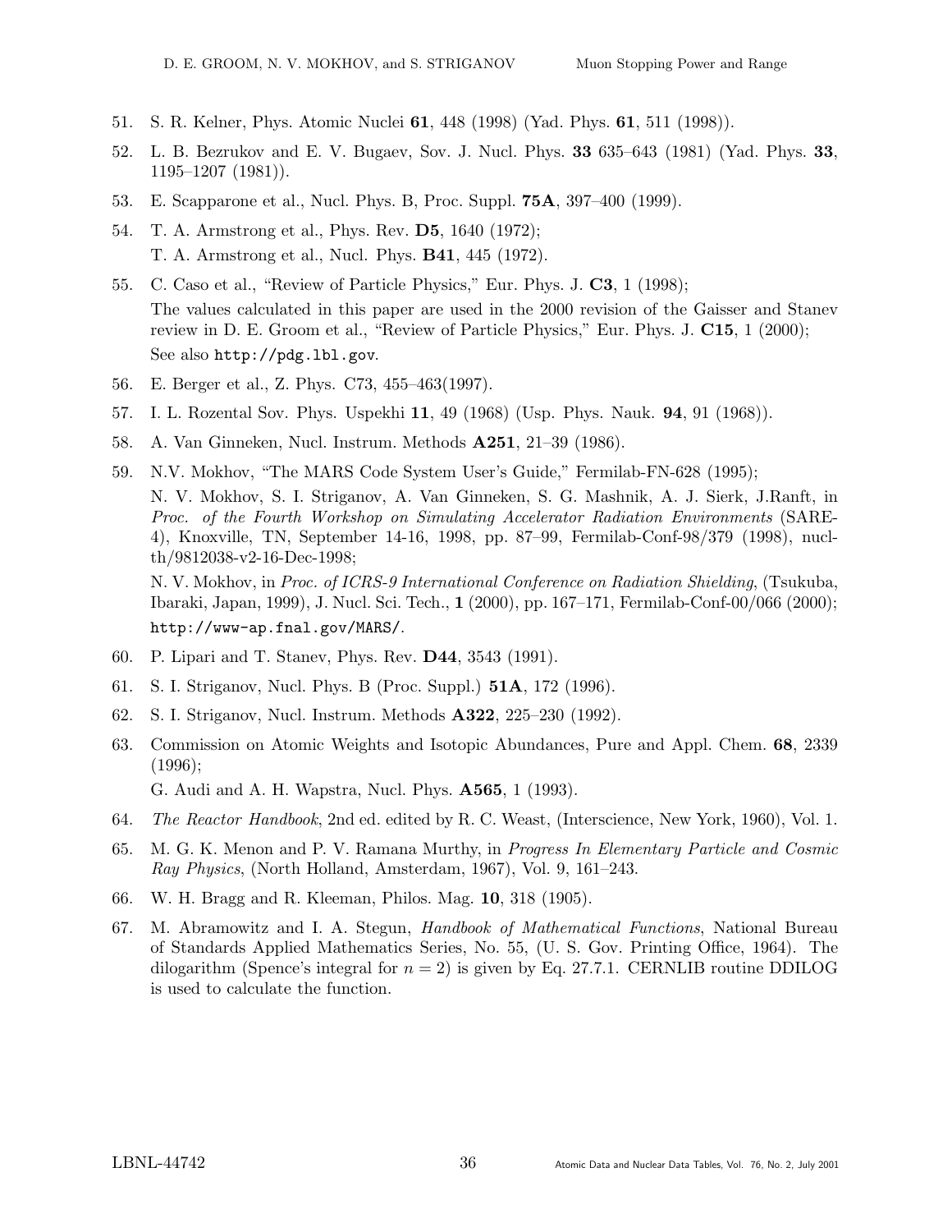51. S. R. Kelner, Phys. Atomic Nuclei **61**, 448 (1998) (Yad. Phys. **61**, 511 (1998)).

52. L. B. Bezrukov and E. V. Bugaev, Sov. J. Nucl. Phys. **33** 635–643 (1981) (Yad. Phys. **33**, 1195–1207 (1981)).

53. E. Scapparone et al., Nucl. Phys. B, Proc. Suppl. **75A**, 397–400 (1999).

54. T. A. Armstrong et al., Phys. Rev. **D5**, 1640 (1972);
    T. A. Armstrong et al., Nucl. Phys. **B41**, 445 (1972).

55. C. Caso et al., "Review of Particle Physics," Eur. Phys. J. **C3**, 1 (1998);
    The values calculated in this paper are used in the 2000 revision of the Gaisser and Stanev review in D. E. Groom et al., "Review of Particle Physics," Eur. Phys. J. **C15**, 1 (2000);
    See also `http://pdg.lbl.gov`.

56. E. Berger et al., Z. Phys. C73, 455–463(1997).

57. I. L. Rozental Sov. Phys. Uspekhi **11**, 49 (1968) (Usp. Phys. Nauk. **94**, 91 (1968)).

58. A. Van Ginneken, Nucl. Instrum. Methods **A251**, 21–39 (1986).

59. N.V. Mokhov, "The MARS Code System User's Guide," Fermilab-FN-628 (1995);
    N. V. Mokhov, S. I. Striganov, A. Van Ginneken, S. G. Mashnik, A. J. Sierk, J.Ranft, in *Proc. of the Fourth Workshop on Simulating Accelerator Radiation Environments* (SARE-4), Knoxville, TN, September 14-16, 1998, pp. 87–99, Fermilab-Conf-98/379 (1998), nucl-th/9812038-v2-16-Dec-1998;
    N. V. Mokhov, in *Proc. of ICRS-9 International Conference on Radiation Shielding*, (Tsukuba, Ibaraki, Japan, 1999), J. Nucl. Sci. Tech., **1** (2000), pp. 167–171, Fermilab-Conf-00/066 (2000);
    `http://www-ap.fnal.gov/MARS/`.

60. P. Lipari and T. Stanev, Phys. Rev. **D44**, 3543 (1991).

61. S. I. Striganov, Nucl. Phys. B (Proc. Suppl.) **51A**, 172 (1996).

62. S. I. Striganov, Nucl. Instrum. Methods **A322**, 225–230 (1992).

63. Commission on Atomic Weights and Isotopic Abundances, Pure and Appl. Chem. **68**, 2339 (1996);
    G. Audi and A. H. Wapstra, Nucl. Phys. **A565**, 1 (1993).

64. *The Reactor Handbook*, 2nd ed. edited by R. C. Weast, (Interscience, New York, 1960), Vol. 1.

65. M. G. K. Menon and P. V. Ramana Murthy, in *Progress In Elementary Particle and Cosmic Ray Physics*, (North Holland, Amsterdam, 1967), Vol. 9, 161–243.

66. W. H. Bragg and R. Kleeman, Philos. Mag. **10**, 318 (1905).

67. M. Abramowitz and I. A. Stegun, *Handbook of Mathematical Functions*, National Bureau of Standards Applied Mathematics Series, No. 55, (U. S. Gov. Printing Office, 1964). The dilogarithm (Spence's integral for $n = 2$) is given by Eq. 27.7.1. CERNLIB routine DDILOG is used to calculate the function.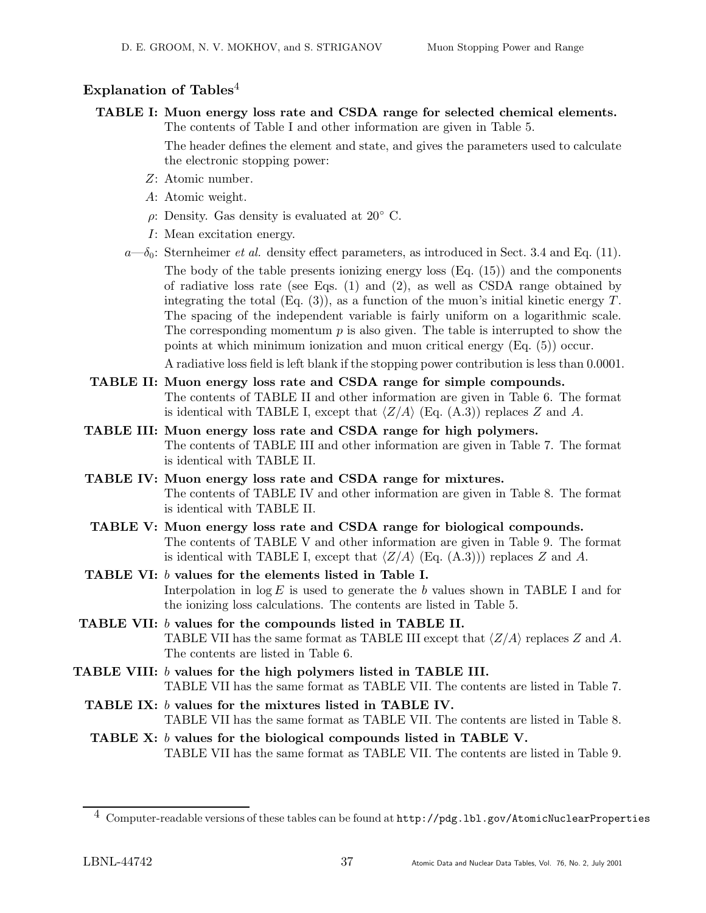## Explanation of Tables[4]

**TABLE I: Muon energy loss rate and CSDA range for selected chemical elements.**
The contents of Table I and other information are given in Table 5.

The header defines the element and state, and gives the parameters used to calculate the electronic stopping power:

- $Z$: Atomic number.
- $A$: Atomic weight.
- $\rho$: Density. Gas density is evaluated at 20° C.
- $I$: Mean excitation energy.
- $a$—$\delta_0$: Sternheimer *et al.* density effect parameters, as introduced in Sect. 3.4 and Eq. (11).

The body of the table presents ionizing energy loss (Eq. (15)) and the components of radiative loss rate (see Eqs. (1) and (2), as well as CSDA range obtained by integrating the total (Eq. (3)), as a function of the muon's initial kinetic energy $T$. The spacing of the independent variable is fairly uniform on a logarithmic scale. The corresponding momentum $p$ is also given. The table is interrupted to show the points at which minimum ionization and muon critical energy (Eq. (5)) occur.

A radiative loss field is left blank if the stopping power contribution is less than 0.0001.

**TABLE II: Muon energy loss rate and CSDA range for simple compounds.**
The contents of TABLE II and other information are given in Table 6. The format is identical with TABLE I, except that $\langle Z/A \rangle$ (Eq. (A.3)) replaces $Z$ and $A$.

**TABLE III: Muon energy loss rate and CSDA range for high polymers.**
The contents of TABLE III and other information are given in Table 7. The format is identical with TABLE II.

**TABLE IV: Muon energy loss rate and CSDA range for mixtures.**
The contents of TABLE IV and other information are given in Table 8. The format is identical with TABLE II.

**TABLE V: Muon energy loss rate and CSDA range for biological compounds.**
The contents of TABLE V and other information are given in Table 9. The format is identical with TABLE I, except that $\langle Z/A \rangle$ (Eq. (A.3))) replaces $Z$ and $A$.

**TABLE VI: $b$ values for the elements listed in Table I.**
Interpolation in $\log E$ is used to generate the $b$ values shown in TABLE I and for the ionizing loss calculations. The contents are listed in Table 5.

**TABLE VII: $b$ values for the compounds listed in TABLE II.**
TABLE VII has the same format as TABLE III except that $\langle Z/A \rangle$ replaces $Z$ and $A$. The contents are listed in Table 6.

**TABLE VIII: $b$ values for the high polymers listed in TABLE III.**
TABLE VII has the same format as TABLE VII. The contents are listed in Table 7.

**TABLE IX: $b$ values for the mixtures listed in TABLE IV.**
TABLE VII has the same format as TABLE VII. The contents are listed in Table 8.

**TABLE X: $b$ values for the biological compounds listed in TABLE V.**
TABLE VII has the same format as TABLE VII. The contents are listed in Table 9.

---

[4] Computer-readable versions of these tables can be found at `http://pdg.lbl.gov/AtomicNuclearProperties`